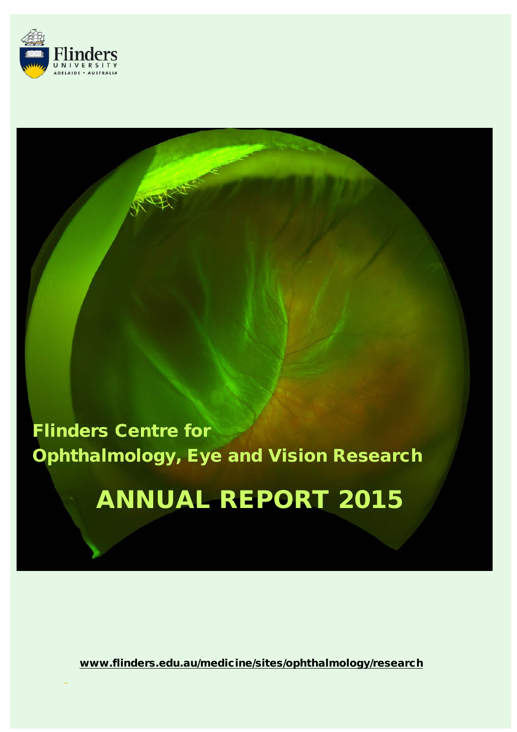Flinders University
ADELAIDE • AUSTRALIA

# Flinders Centre for Ophthalmology, Eye and Vision Research

# ANNUAL REPORT 2015

**www.flinders.edu.au/medicine/sites/ophthalmology/research**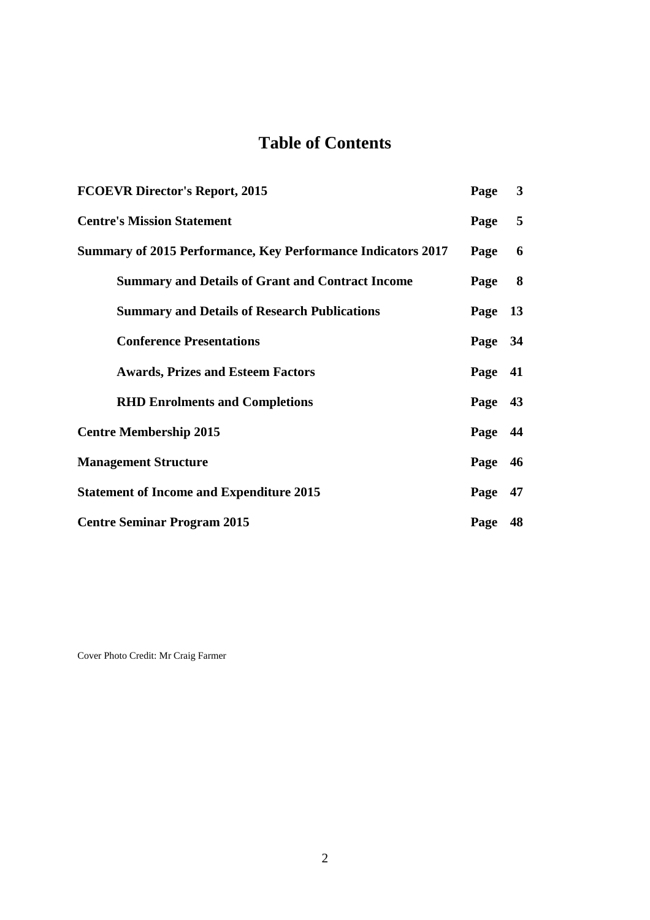# Table of Contents

| | | |
|---|---|---|
| **FCOEVR Director's Report, 2015** | **Page** | **3** |
| **Centre's Mission Statement** | **Page** | **5** |
| **Summary of 2015 Performance, Key Performance Indicators 2017** | **Page** | **6** |
| **Summary and Details of Grant and Contract Income** | **Page** | **8** |
| **Summary and Details of Research Publications** | **Page** | **13** |
| **Conference Presentations** | **Page** | **34** |
| **Awards, Prizes and Esteem Factors** | **Page** | **41** |
| **RHD Enrolments and Completions** | **Page** | **43** |
| **Centre Membership 2015** | **Page** | **44** |
| **Management Structure** | **Page** | **46** |
| **Statement of Income and Expenditure 2015** | **Page** | **47** |
| **Centre Seminar Program 2015** | **Page** | **48** |

Cover Photo Credit: Mr Craig Farmer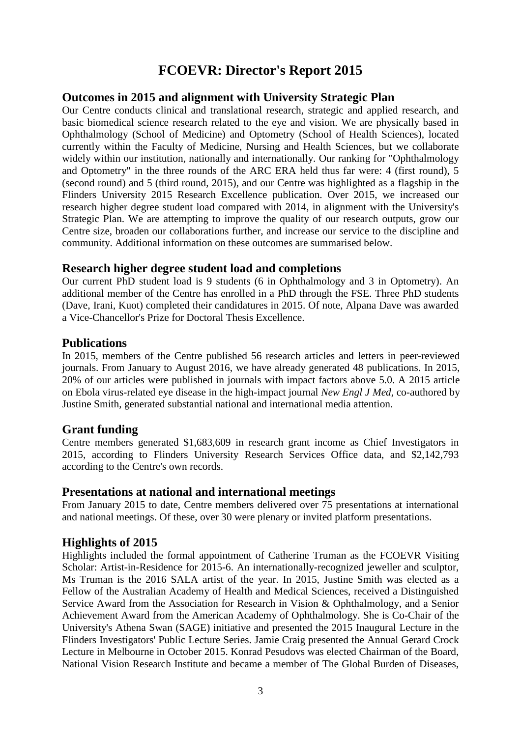# FCOEVR: Director's Report 2015

## Outcomes in 2015 and alignment with University Strategic Plan

Our Centre conducts clinical and translational research, strategic and applied research, and basic biomedical science research related to the eye and vision. We are physically based in Ophthalmology (School of Medicine) and Optometry (School of Health Sciences), located currently within the Faculty of Medicine, Nursing and Health Sciences, but we collaborate widely within our institution, nationally and internationally. Our ranking for "Ophthalmology and Optometry" in the three rounds of the ARC ERA held thus far were: 4 (first round), 5 (second round) and 5 (third round, 2015), and our Centre was highlighted as a flagship in the Flinders University 2015 Research Excellence publication. Over 2015, we increased our research higher degree student load compared with 2014, in alignment with the University's Strategic Plan. We are attempting to improve the quality of our research outputs, grow our Centre size, broaden our collaborations further, and increase our service to the discipline and community. Additional information on these outcomes are summarised below.

## Research higher degree student load and completions

Our current PhD student load is 9 students (6 in Ophthalmology and 3 in Optometry). An additional member of the Centre has enrolled in a PhD through the FSE. Three PhD students (Dave, Irani, Kuot) completed their candidatures in 2015. Of note, Alpana Dave was awarded a Vice-Chancellor's Prize for Doctoral Thesis Excellence.

## Publications

In 2015, members of the Centre published 56 research articles and letters in peer-reviewed journals. From January to August 2016, we have already generated 48 publications. In 2015, 20% of our articles were published in journals with impact factors above 5.0. A 2015 article on Ebola virus-related eye disease in the high-impact journal *New Engl J Med*, co-authored by Justine Smith, generated substantial national and international media attention.

## Grant funding

Centre members generated $1,683,609 in research grant income as Chief Investigators in 2015, according to Flinders University Research Services Office data, and $2,142,793 according to the Centre's own records.

## Presentations at national and international meetings

From January 2015 to date, Centre members delivered over 75 presentations at international and national meetings. Of these, over 30 were plenary or invited platform presentations.

## Highlights of 2015

Highlights included the formal appointment of Catherine Truman as the FCOEVR Visiting Scholar: Artist-in-Residence for 2015-6. An internationally-recognized jeweller and sculptor, Ms Truman is the 2016 SALA artist of the year. In 2015, Justine Smith was elected as a Fellow of the Australian Academy of Health and Medical Sciences, received a Distinguished Service Award from the Association for Research in Vision & Ophthalmology, and a Senior Achievement Award from the American Academy of Ophthalmology. She is Co-Chair of the University's Athena Swan (SAGE) initiative and presented the 2015 Inaugural Lecture in the Flinders Investigators' Public Lecture Series. Jamie Craig presented the Annual Gerard Crock Lecture in Melbourne in October 2015. Konrad Pesudovs was elected Chairman of the Board, National Vision Research Institute and became a member of The Global Burden of Diseases,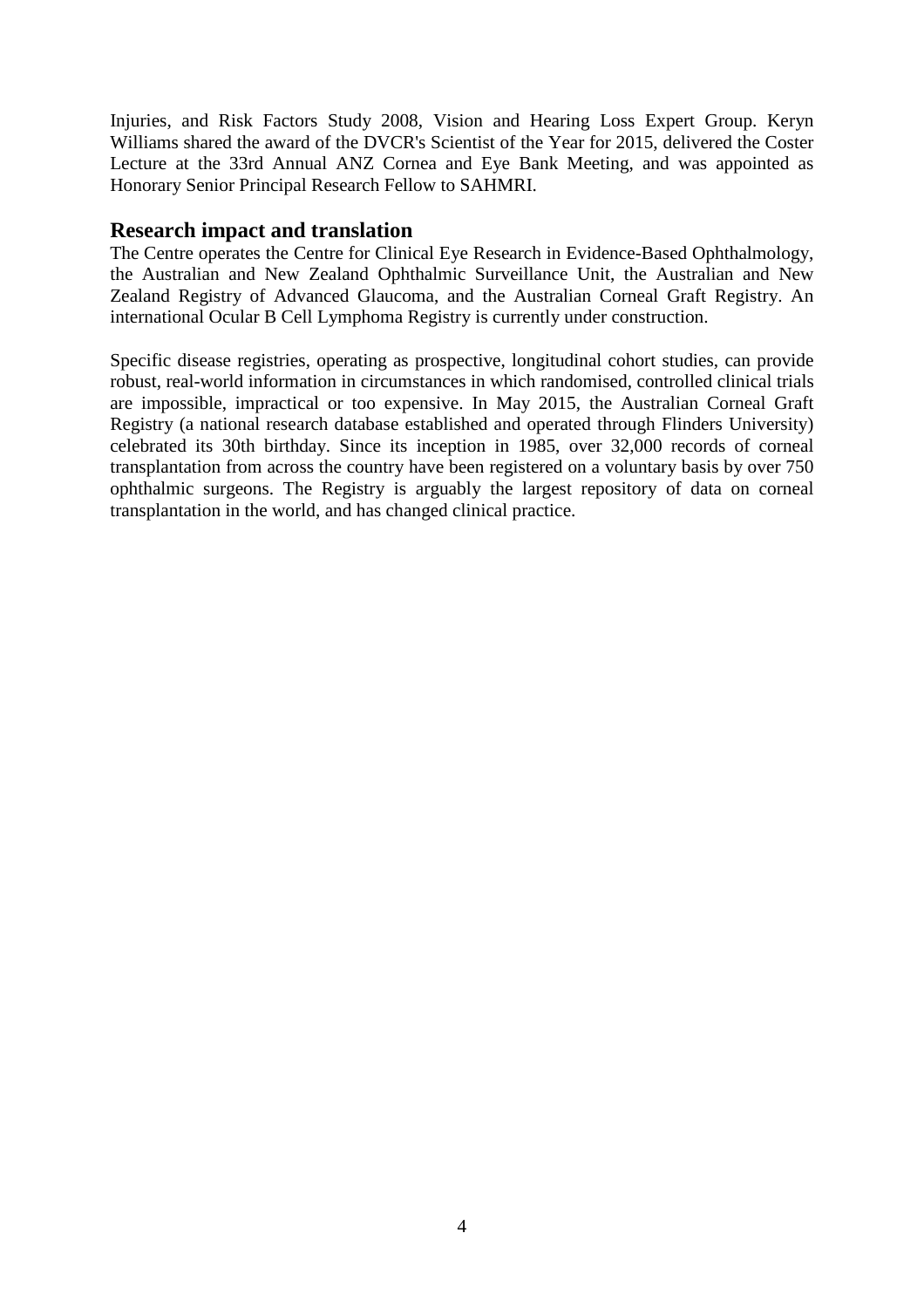Injuries, and Risk Factors Study 2008, Vision and Hearing Loss Expert Group. Keryn Williams shared the award of the DVCR's Scientist of the Year for 2015, delivered the Coster Lecture at the 33rd Annual ANZ Cornea and Eye Bank Meeting, and was appointed as Honorary Senior Principal Research Fellow to SAHMRI.

## Research impact and translation

The Centre operates the Centre for Clinical Eye Research in Evidence-Based Ophthalmology, the Australian and New Zealand Ophthalmic Surveillance Unit, the Australian and New Zealand Registry of Advanced Glaucoma, and the Australian Corneal Graft Registry. An international Ocular B Cell Lymphoma Registry is currently under construction.

Specific disease registries, operating as prospective, longitudinal cohort studies, can provide robust, real-world information in circumstances in which randomised, controlled clinical trials are impossible, impractical or too expensive. In May 2015, the Australian Corneal Graft Registry (a national research database established and operated through Flinders University) celebrated its 30th birthday. Since its inception in 1985, over 32,000 records of corneal transplantation from across the country have been registered on a voluntary basis by over 750 ophthalmic surgeons. The Registry is arguably the largest repository of data on corneal transplantation in the world, and has changed clinical practice.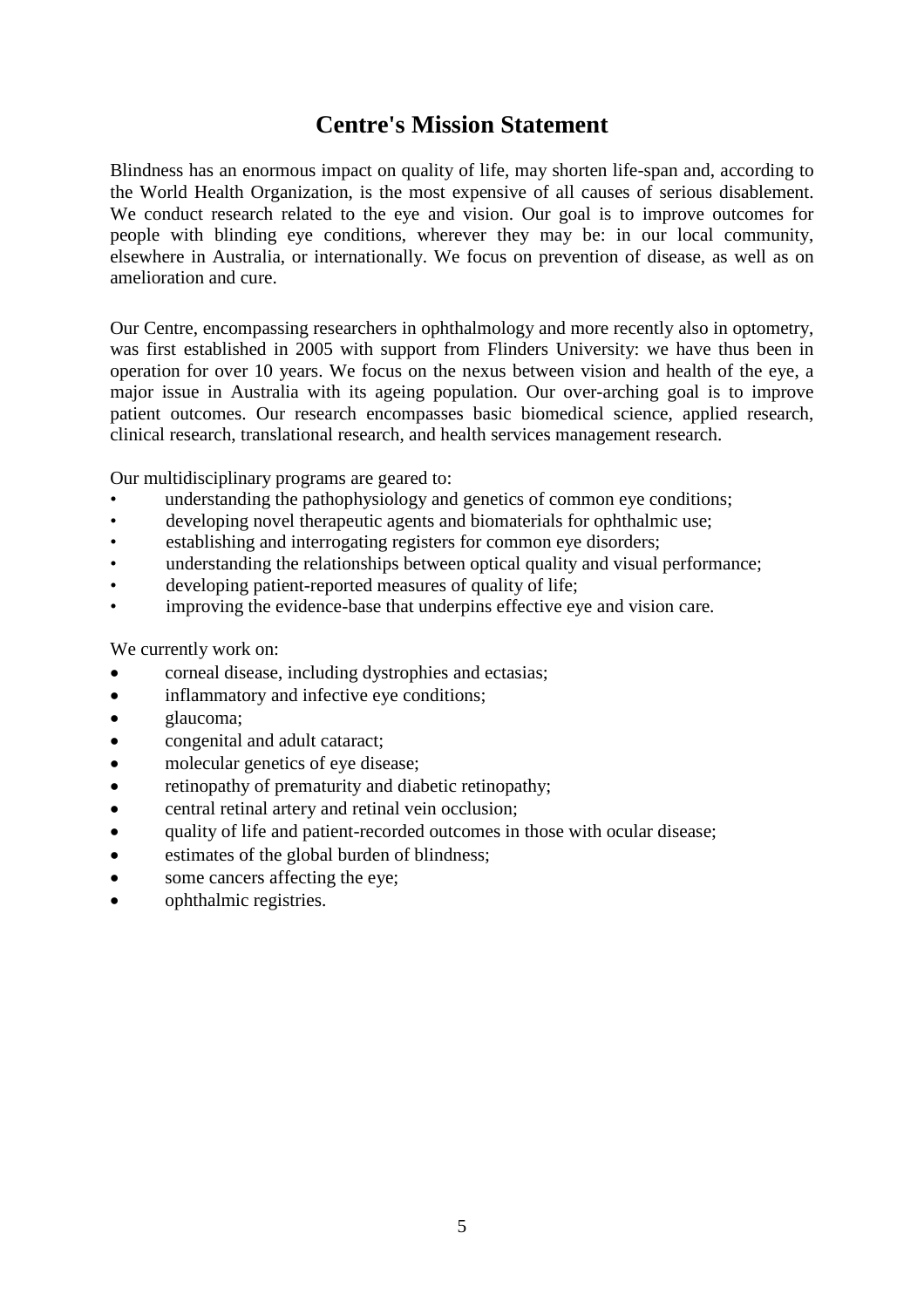## Centre's Mission Statement

Blindness has an enormous impact on quality of life, may shorten life-span and, according to the World Health Organization, is the most expensive of all causes of serious disablement. We conduct research related to the eye and vision. Our goal is to improve outcomes for people with blinding eye conditions, wherever they may be: in our local community, elsewhere in Australia, or internationally. We focus on prevention of disease, as well as on amelioration and cure.

Our Centre, encompassing researchers in ophthalmology and more recently also in optometry, was first established in 2005 with support from Flinders University: we have thus been in operation for over 10 years. We focus on the nexus between vision and health of the eye, a major issue in Australia with its ageing population. Our over-arching goal is to improve patient outcomes. Our research encompasses basic biomedical science, applied research, clinical research, translational research, and health services management research.

Our multidisciplinary programs are geared to:

- understanding the pathophysiology and genetics of common eye conditions;
- developing novel therapeutic agents and biomaterials for ophthalmic use;
- establishing and interrogating registers for common eye disorders;
- understanding the relationships between optical quality and visual performance;
- developing patient-reported measures of quality of life;
- improving the evidence-base that underpins effective eye and vision care.

We currently work on:

- corneal disease, including dystrophies and ectasias;
- inflammatory and infective eye conditions;
- glaucoma;
- congenital and adult cataract;
- molecular genetics of eye disease;
- retinopathy of prematurity and diabetic retinopathy;
- central retinal artery and retinal vein occlusion;
- quality of life and patient-recorded outcomes in those with ocular disease;
- estimates of the global burden of blindness;
- some cancers affecting the eye;
- ophthalmic registries.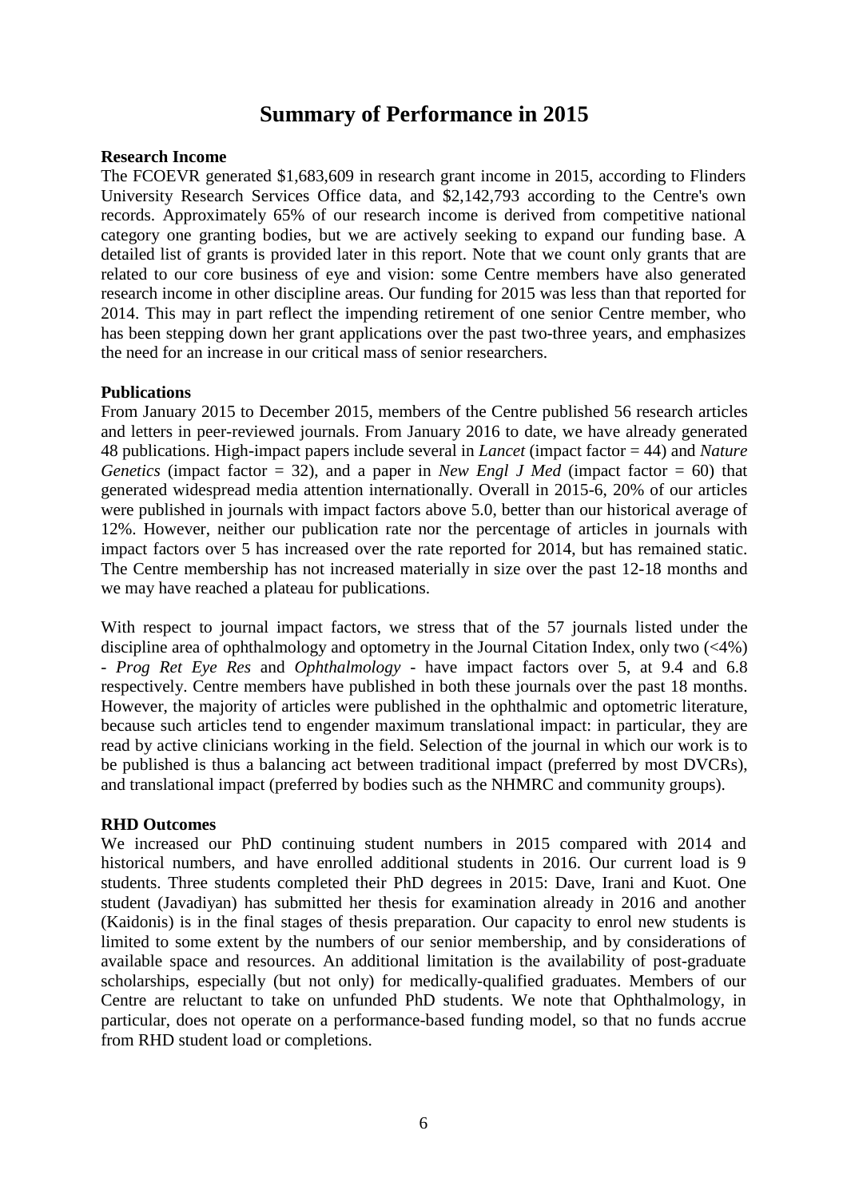# Summary of Performance in 2015

**Research Income**

The FCOEVR generated $1,683,609 in research grant income in 2015, according to Flinders University Research Services Office data, and $2,142,793 according to the Centre's own records. Approximately 65% of our research income is derived from competitive national category one granting bodies, but we are actively seeking to expand our funding base. A detailed list of grants is provided later in this report. Note that we count only grants that are related to our core business of eye and vision: some Centre members have also generated research income in other discipline areas. Our funding for 2015 was less than that reported for 2014. This may in part reflect the impending retirement of one senior Centre member, who has been stepping down her grant applications over the past two-three years, and emphasizes the need for an increase in our critical mass of senior researchers.

**Publications**

From January 2015 to December 2015, members of the Centre published 56 research articles and letters in peer-reviewed journals. From January 2016 to date, we have already generated 48 publications. High-impact papers include several in *Lancet* (impact factor = 44) and *Nature Genetics* (impact factor = 32), and a paper in *New Engl J Med* (impact factor = 60) that generated widespread media attention internationally. Overall in 2015-6, 20% of our articles were published in journals with impact factors above 5.0, better than our historical average of 12%. However, neither our publication rate nor the percentage of articles in journals with impact factors over 5 has increased over the rate reported for 2014, but has remained static. The Centre membership has not increased materially in size over the past 12-18 months and we may have reached a plateau for publications.

With respect to journal impact factors, we stress that of the 57 journals listed under the discipline area of ophthalmology and optometry in the Journal Citation Index, only two (<4%) - *Prog Ret Eye Res* and *Ophthalmology* - have impact factors over 5, at 9.4 and 6.8 respectively. Centre members have published in both these journals over the past 18 months. However, the majority of articles were published in the ophthalmic and optometric literature, because such articles tend to engender maximum translational impact: in particular, they are read by active clinicians working in the field. Selection of the journal in which our work is to be published is thus a balancing act between traditional impact (preferred by most DVCRs), and translational impact (preferred by bodies such as the NHMRC and community groups).

**RHD Outcomes**

We increased our PhD continuing student numbers in 2015 compared with 2014 and historical numbers, and have enrolled additional students in 2016. Our current load is 9 students. Three students completed their PhD degrees in 2015: Dave, Irani and Kuot. One student (Javadiyan) has submitted her thesis for examination already in 2016 and another (Kaidonis) is in the final stages of thesis preparation. Our capacity to enrol new students is limited to some extent by the numbers of our senior membership, and by considerations of available space and resources. An additional limitation is the availability of post-graduate scholarships, especially (but not only) for medically-qualified graduates. Members of our Centre are reluctant to take on unfunded PhD students. We note that Ophthalmology, in particular, does not operate on a performance-based funding model, so that no funds accrue from RHD student load or completions.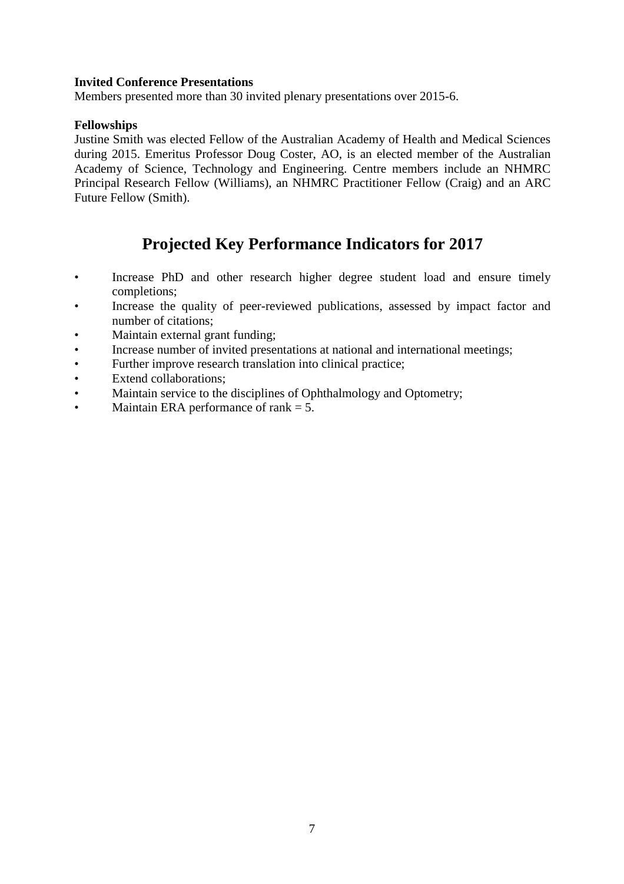**Invited Conference Presentations**

Members presented more than 30 invited plenary presentations over 2015-6.

**Fellowships**

Justine Smith was elected Fellow of the Australian Academy of Health and Medical Sciences during 2015. Emeritus Professor Doug Coster, AO, is an elected member of the Australian Academy of Science, Technology and Engineering. Centre members include an NHMRC Principal Research Fellow (Williams), an NHMRC Practitioner Fellow (Craig) and an ARC Future Fellow (Smith).

## Projected Key Performance Indicators for 2017

- Increase PhD and other research higher degree student load and ensure timely completions;
- Increase the quality of peer-reviewed publications, assessed by impact factor and number of citations;
- Maintain external grant funding;
- Increase number of invited presentations at national and international meetings;
- Further improve research translation into clinical practice;
- Extend collaborations;
- Maintain service to the disciplines of Ophthalmology and Optometry;
- Maintain ERA performance of rank = 5.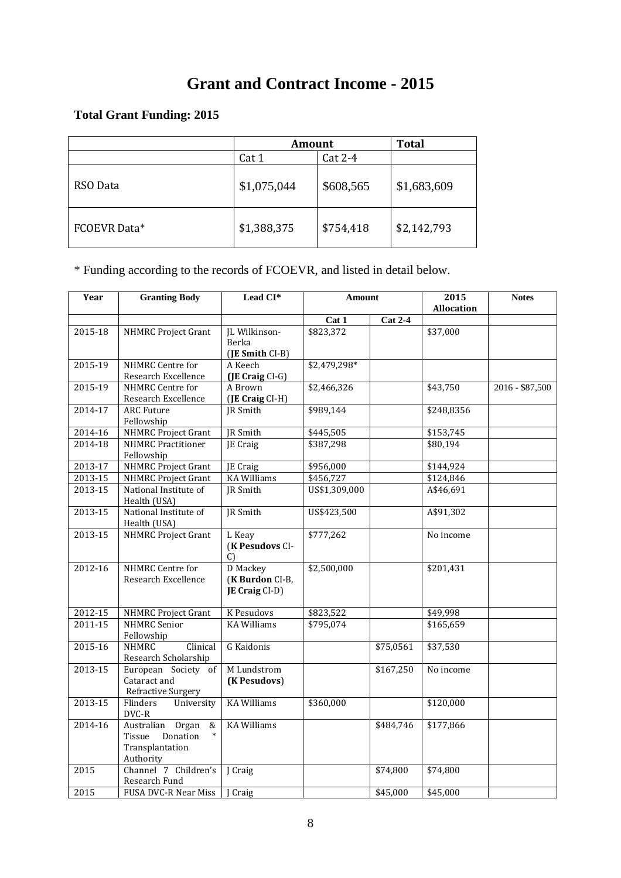# Grant and Contract Income - 2015

### Total Grant Funding: 2015

| | Amount | | Total |
|---|---|---|---|
| | Cat 1 | Cat 2-4 | |
| RSO Data | $1,075,044 | $608,565 | $1,683,609 |
| FCOEVR Data* | $1,388,375 | $754,418 | $2,142,793 |

\* Funding according to the records of FCOEVR, and listed in detail below.

| Year | Granting Body | Lead CI* | Amount | | 2015 Allocation | Notes |
|---|---|---|---|---|---|---|
| | | | Cat 1 | Cat 2-4 | | |
| 2015-18 | NHMRC Project Grant | JL Wilkinson-Berka (**JE Smith** CI-B) | $823,372 | | $37,000 | |
| 2015-19 | NHMRC Centre for Research Excellence | A Keech (**JE Craig** CI-G) | $2,479,298* | | | |
| 2015-19 | NHMRC Centre for Research Excellence | A Brown (**JE Craig** CI-H) | $2,466,326 | | $43,750 | 2016 - $87,500 |
| 2014-17 | ARC Future Fellowship | JR Smith | $989,144 | | $248,8356 | |
| 2014-16 | NHMRC Project Grant | JR Smith | $445,505 | | $153,745 | |
| 2014-18 | NHMRC Practitioner Fellowship | JE Craig | $387,298 | | $80,194 | |
| 2013-17 | NHMRC Project Grant | JE Craig | $956,000 | | $144,924 | |
| 2013-15 | NHMRC Project Grant | KA Williams | $456,727 | | $124,846 | |
| 2013-15 | National Institute of Health (USA) | JR Smith | US$1,309,000 | | A$46,691 | |
| 2013-15 | National Institute of Health (USA) | JR Smith | US$423,500 | | A$91,302 | |
| 2013-15 | NHMRC Project Grant | L Keay (**K Pesudovs** CI-C) | $777,262 | | No income | |
| 2012-16 | NHMRC Centre for Research Excellence | D Mackey (**K Burdon** CI-B, **JE Craig** CI-D) | $2,500,000 | | $201,431 | |
| 2012-15 | NHMRC Project Grant | K Pesudovs | $823,522 | | $49,998 | |
| 2011-15 | NHMRC Senior Fellowship | KA Williams | $795,074 | | $165,659 | |
| 2015-16 | NHMRC Clinical Research Scholarship | G Kaidonis | | $75,0561 | $37,530 | |
| 2013-15 | European Society of Cataract and Refractive Surgery | M Lundstrom (**K Pesudovs**) | | $167,250 | No income | |
| 2013-15 | Flinders University DVC-R | KA Williams | $360,000 | | $120,000 | |
| 2014-16 | Australian Organ & Tissue Donation * Transplantation Authority | KA Williams | | $484,746 | $177,866 | |
| 2015 | Channel 7 Children's Research Fund | J Craig | | $74,800 | $74,800 | |
| 2015 | FUSA DVC-R Near Miss | J Craig | | $45,000 | $45,000 | |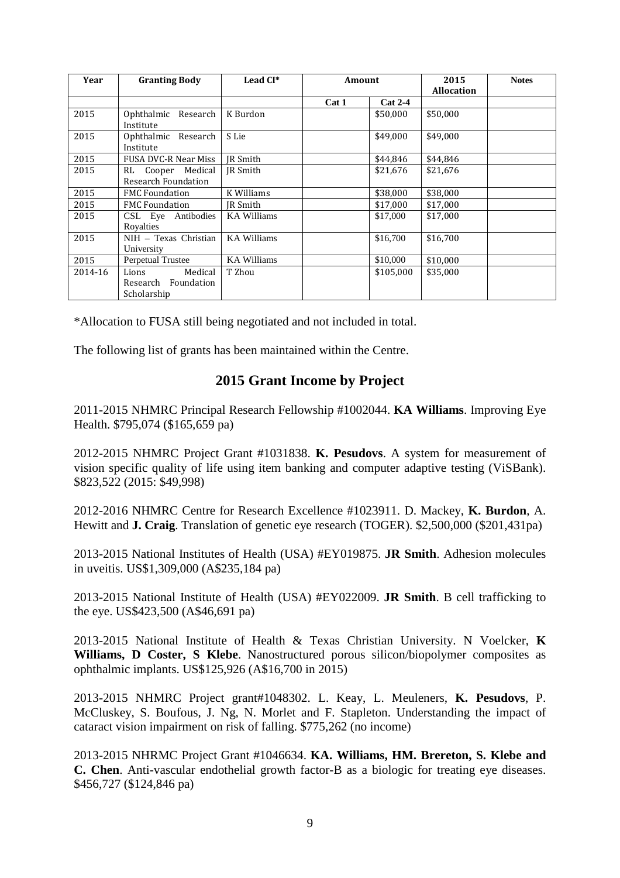| Year | Granting Body | Lead CI* | Amount | | 2015 Allocation | Notes |
|---|---|---|---|---|---|---|
| | | | Cat 1 | Cat 2-4 | | |
| 2015 | Ophthalmic Research Institute | K Burdon | | $50,000 | $50,000 | |
| 2015 | Ophthalmic Research Institute | S Lie | | $49,000 | $49,000 | |
| 2015 | FUSA DVC-R Near Miss | JR Smith | | $44,846 | $44,846 | |
| 2015 | RL Cooper Medical Research Foundation | JR Smith | | $21,676 | $21,676 | |
| 2015 | FMC Foundation | K Williams | | $38,000 | $38,000 | |
| 2015 | FMC Foundation | JR Smith | | $17,000 | $17,000 | |
| 2015 | CSL Eye Antibodies Royalties | KA Williams | | $17,000 | $17,000 | |
| 2015 | NIH – Texas Christian University | KA Williams | | $16,700 | $16,700 | |
| 2015 | Perpetual Trustee | KA Williams | | $10,000 | $10,000 | |
| 2014-16 | Lions Medical Research Foundation Scholarship | T Zhou | | $105,000 | $35,000 | |

*Allocation to FUSA still being negotiated and not included in total.

The following list of grants has been maintained within the Centre.

## 2015 Grant Income by Project

2011-2015 NHMRC Principal Research Fellowship #1002044. **KA Williams**. Improving Eye Health. $795,074 ($165,659 pa)

2012-2015 NHMRC Project Grant #1031838. **K. Pesudovs**. A system for measurement of vision specific quality of life using item banking and computer adaptive testing (ViSBank). $823,522 (2015: $49,998)

2012-2016 NHMRC Centre for Research Excellence #1023911. D. Mackey, **K. Burdon**, A. Hewitt and **J. Craig**. Translation of genetic eye research (TOGER). $2,500,000 ($201,431pa)

2013-2015 National Institutes of Health (USA) #EY019875. **JR Smith**. Adhesion molecules in uveitis. US$1,309,000 (A$235,184 pa)

2013-2015 National Institute of Health (USA) #EY022009. **JR Smith**. B cell trafficking to the eye. US$423,500 (A$46,691 pa)

2013-2015 National Institute of Health & Texas Christian University. N Voelcker, **K Williams, D Coster, S Klebe**. Nanostructured porous silicon/biopolymer composites as ophthalmic implants. US$125,926 (A$16,700 in 2015)

2013-2015 NHMRC Project grant#1048302. L. Keay, L. Meuleners, **K. Pesudovs**, P. McCluskey, S. Boufous, J. Ng, N. Morlet and F. Stapleton. Understanding the impact of cataract vision impairment on risk of falling. $775,262 (no income)

2013-2015 NHRMC Project Grant #1046634. **KA. Williams, HM. Brereton, S. Klebe and C. Chen**. Anti-vascular endothelial growth factor-B as a biologic for treating eye diseases. $456,727 ($124,846 pa)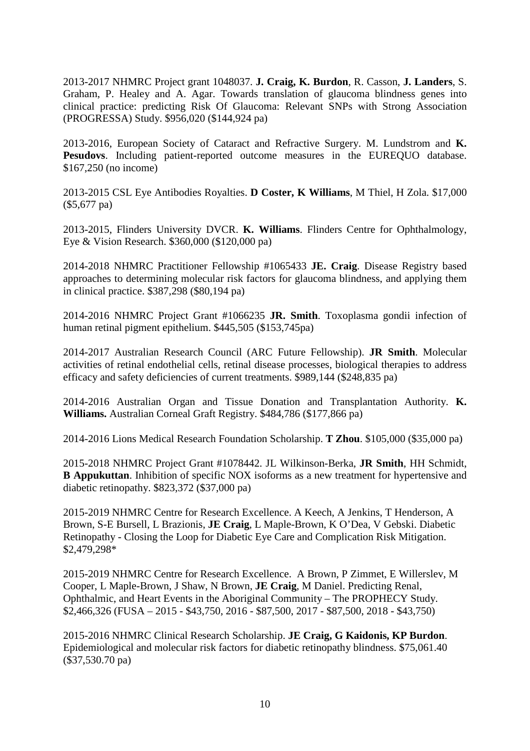2013-2017 NHMRC Project grant 1048037. **J. Craig, K. Burdon**, R. Casson, **J. Landers**, S. Graham, P. Healey and A. Agar. Towards translation of glaucoma blindness genes into clinical practice: predicting Risk Of Glaucoma: Relevant SNPs with Strong Association (PROGRESSA) Study. $956,020 ($144,924 pa)

2013-2016, European Society of Cataract and Refractive Surgery. M. Lundstrom and **K. Pesudovs**. Including patient-reported outcome measures in the EUREQUO database. $167,250 (no income)

2013-2015 CSL Eye Antibodies Royalties. **D Coster, K Williams**, M Thiel, H Zola. $17,000 ($5,677 pa)

2013-2015, Flinders University DVCR. **K. Williams**. Flinders Centre for Ophthalmology, Eye & Vision Research. $360,000 ($120,000 pa)

2014-2018 NHMRC Practitioner Fellowship #1065433 **JE. Craig**. Disease Registry based approaches to determining molecular risk factors for glaucoma blindness, and applying them in clinical practice. $387,298 ($80,194 pa)

2014-2016 NHMRC Project Grant #1066235 **JR. Smith**. Toxoplasma gondii infection of human retinal pigment epithelium. $445,505 ($153,745pa)

2014-2017 Australian Research Council (ARC Future Fellowship). **JR Smith**. Molecular activities of retinal endothelial cells, retinal disease processes, biological therapies to address efficacy and safety deficiencies of current treatments. $989,144 ($248,835 pa)

2014-2016 Australian Organ and Tissue Donation and Transplantation Authority. **K. Williams.** Australian Corneal Graft Registry. $484,786 ($177,866 pa)

2014-2016 Lions Medical Research Foundation Scholarship. **T Zhou**. $105,000 ($35,000 pa)

2015-2018 NHMRC Project Grant #1078442. JL Wilkinson-Berka, **JR Smith**, HH Schmidt, **B Appukuttan**. Inhibition of specific NOX isoforms as a new treatment for hypertensive and diabetic retinopathy. $823,372 ($37,000 pa)

2015-2019 NHMRC Centre for Research Excellence. A Keech, A Jenkins, T Henderson, A Brown, S-E Bursell, L Brazionis, **JE Craig**, L Maple-Brown, K O'Dea, V Gebski. Diabetic Retinopathy - Closing the Loop for Diabetic Eye Care and Complication Risk Mitigation. $2,479,298*

2015-2019 NHMRC Centre for Research Excellence. A Brown, P Zimmet, E Willerslev, M Cooper, L Maple-Brown, J Shaw, N Brown, **JE Craig**, M Daniel. Predicting Renal, Ophthalmic, and Heart Events in the Aboriginal Community – The PROPHECY Study. $2,466,326 (FUSA – 2015 - $43,750, 2016 - $87,500, 2017 - $87,500, 2018 - $43,750)

2015-2016 NHMRC Clinical Research Scholarship. **JE Craig, G Kaidonis, KP Burdon**. Epidemiological and molecular risk factors for diabetic retinopathy blindness. $75,061.40 ($37,530.70 pa)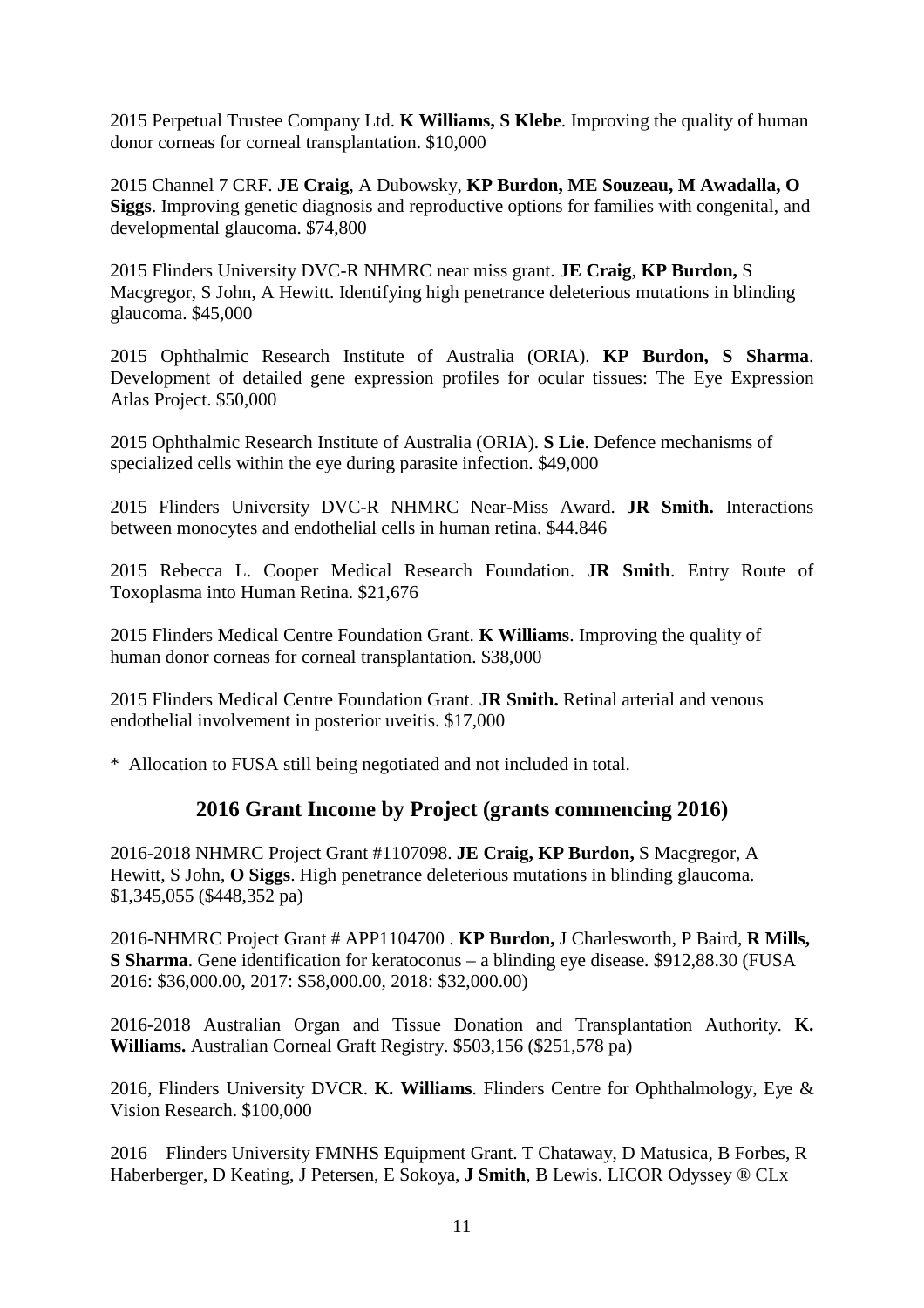2015 Perpetual Trustee Company Ltd. **K Williams, S Klebe**. Improving the quality of human donor corneas for corneal transplantation. $10,000

2015 Channel 7 CRF. **JE Craig**, A Dubowsky, **KP Burdon, ME Souzeau, M Awadalla, O Siggs**. Improving genetic diagnosis and reproductive options for families with congenital, and developmental glaucoma. $74,800

2015 Flinders University DVC-R NHMRC near miss grant. **JE Craig**, **KP Burdon,** S Macgregor, S John, A Hewitt. Identifying high penetrance deleterious mutations in blinding glaucoma. $45,000

2015 Ophthalmic Research Institute of Australia (ORIA). **KP Burdon, S Sharma**. Development of detailed gene expression profiles for ocular tissues: The Eye Expression Atlas Project. $50,000

2015 Ophthalmic Research Institute of Australia (ORIA). **S Lie**. Defence mechanisms of specialized cells within the eye during parasite infection. $49,000

2015 Flinders University DVC-R NHMRC Near-Miss Award. **JR Smith.** Interactions between monocytes and endothelial cells in human retina. $44.846

2015 Rebecca L. Cooper Medical Research Foundation. **JR Smith**. Entry Route of Toxoplasma into Human Retina. $21,676

2015 Flinders Medical Centre Foundation Grant. **K Williams**. Improving the quality of human donor corneas for corneal transplantation. $38,000

2015 Flinders Medical Centre Foundation Grant. **JR Smith.** Retinal arterial and venous endothelial involvement in posterior uveitis. $17,000

\* Allocation to FUSA still being negotiated and not included in total.

## 2016 Grant Income by Project (grants commencing 2016)

2016-2018 NHMRC Project Grant #1107098. **JE Craig, KP Burdon,** S Macgregor, A Hewitt, S John, **O Siggs**. High penetrance deleterious mutations in blinding glaucoma. $1,345,055 ($448,352 pa)

2016-NHMRC Project Grant # APP1104700 . **KP Burdon,** J Charlesworth, P Baird, **R Mills, S Sharma**. Gene identification for keratoconus – a blinding eye disease. $912,88.30 (FUSA 2016: $36,000.00, 2017: $58,000.00, 2018: $32,000.00)

2016-2018 Australian Organ and Tissue Donation and Transplantation Authority. **K. Williams.** Australian Corneal Graft Registry. $503,156 ($251,578 pa)

2016, Flinders University DVCR. **K. Williams**. Flinders Centre for Ophthalmology, Eye & Vision Research. $100,000

2016 Flinders University FMNHS Equipment Grant. T Chataway, D Matusica, B Forbes, R Haberberger, D Keating, J Petersen, E Sokoya, **J Smith**, B Lewis. LICOR Odyssey ® CLx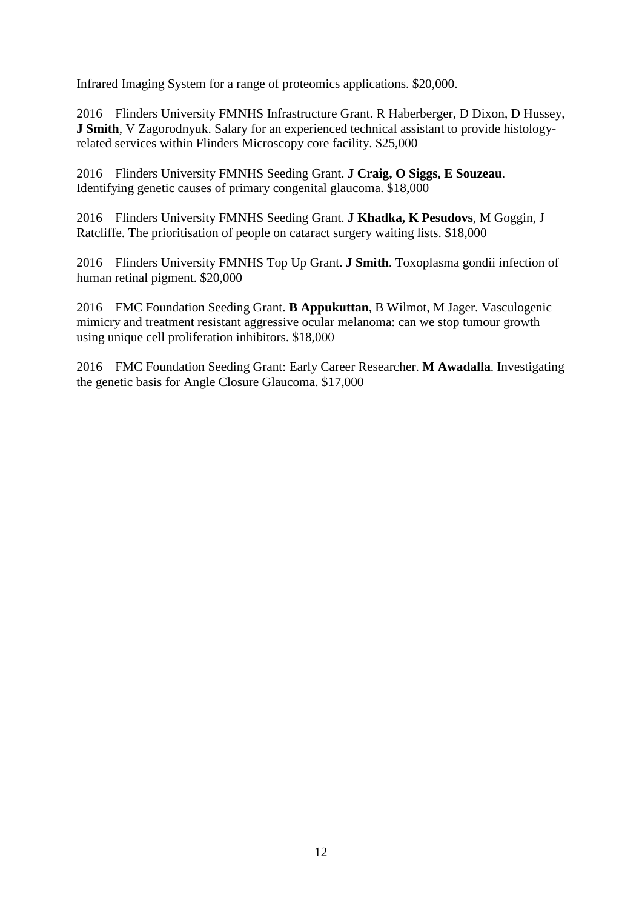Infrared Imaging System for a range of proteomics applications. $20,000.

2016 Flinders University FMNHS Infrastructure Grant. R Haberberger, D Dixon, D Hussey, **J Smith**, V Zagorodnyuk. Salary for an experienced technical assistant to provide histology-related services within Flinders Microscopy core facility. $25,000

2016 Flinders University FMNHS Seeding Grant. **J Craig, O Siggs, E Souzeau**. Identifying genetic causes of primary congenital glaucoma. $18,000

2016 Flinders University FMNHS Seeding Grant. **J Khadka, K Pesudovs**, M Goggin, J Ratcliffe. The prioritisation of people on cataract surgery waiting lists. $18,000

2016 Flinders University FMNHS Top Up Grant. **J Smith**. Toxoplasma gondii infection of human retinal pigment. $20,000

2016 FMC Foundation Seeding Grant. **B Appukuttan**, B Wilmot, M Jager. Vasculogenic mimicry and treatment resistant aggressive ocular melanoma: can we stop tumour growth using unique cell proliferation inhibitors. $18,000

2016 FMC Foundation Seeding Grant: Early Career Researcher. **M Awadalla**. Investigating the genetic basis for Angle Closure Glaucoma. $17,000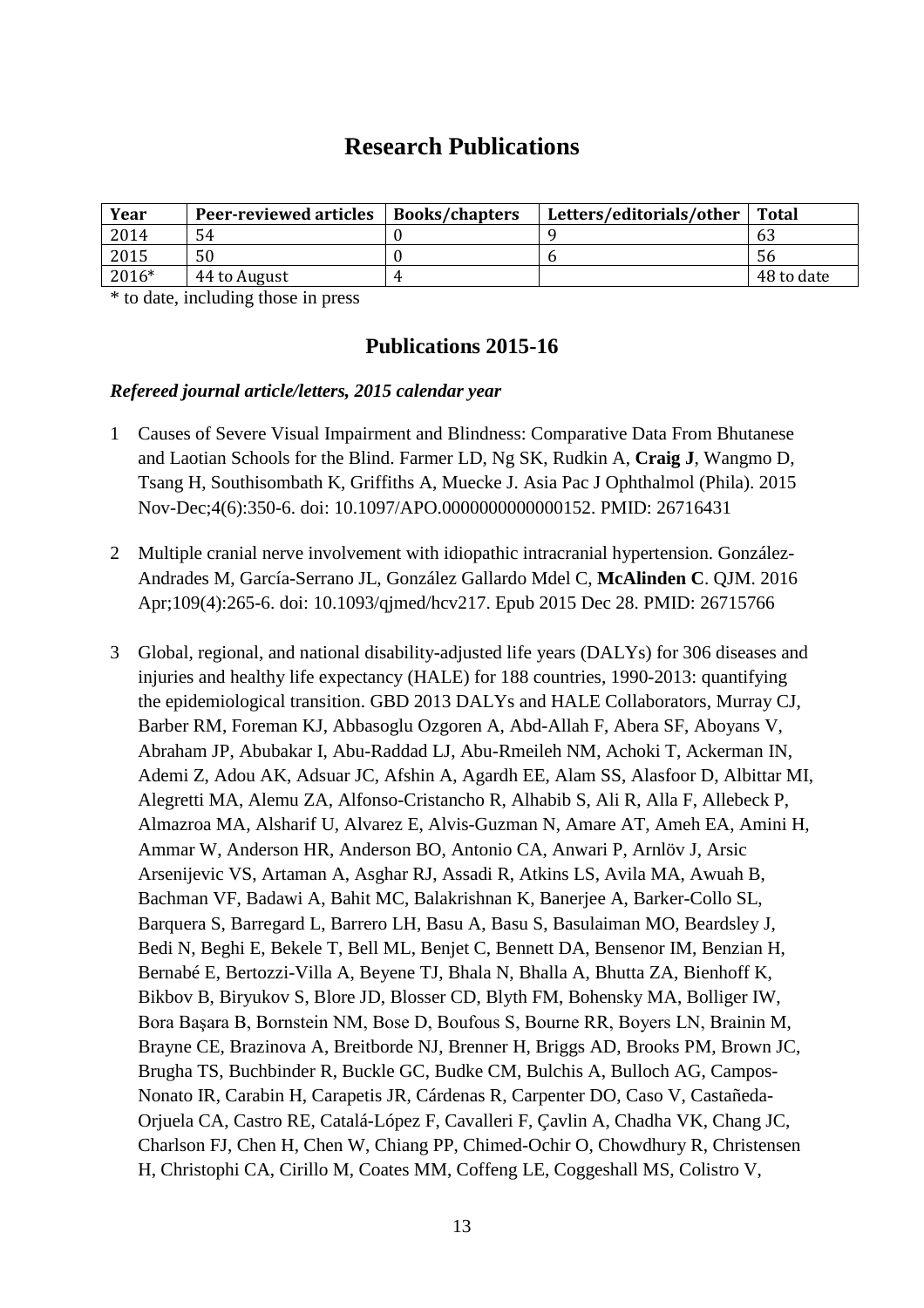# Research Publications

| Year | Peer-reviewed articles | Books/chapters | Letters/editorials/other | Total |
|---|---|---|---|---|
| 2014 | 54 | 0 | 9 | 63 |
| 2015 | 50 | 0 | 6 | 56 |
| 2016* | 44 to August | 4 | | 48 to date |

* to date, including those in press

## Publications 2015-16

### *Refereed journal article/letters, 2015 calendar year*

1. Causes of Severe Visual Impairment and Blindness: Comparative Data From Bhutanese and Laotian Schools for the Blind. Farmer LD, Ng SK, Rudkin A, **Craig J**, Wangmo D, Tsang H, Southisombath K, Griffiths A, Muecke J. Asia Pac J Ophthalmol (Phila). 2015 Nov-Dec;4(6):350-6. doi: 10.1097/APO.0000000000000152. PMID: 26716431

2. Multiple cranial nerve involvement with idiopathic intracranial hypertension. González-Andrades M, García-Serrano JL, González Gallardo Mdel C, **McAlinden C**. QJM. 2016 Apr;109(4):265-6. doi: 10.1093/qjmed/hcv217. Epub 2015 Dec 28. PMID: 26715766

3. Global, regional, and national disability-adjusted life years (DALYs) for 306 diseases and injuries and healthy life expectancy (HALE) for 188 countries, 1990-2013: quantifying the epidemiological transition. GBD 2013 DALYs and HALE Collaborators, Murray CJ, Barber RM, Foreman KJ, Abbasoglu Ozgoren A, Abd-Allah F, Abera SF, Aboyans V, Abraham JP, Abubakar I, Abu-Raddad LJ, Abu-Rmeileh NM, Achoki T, Ackerman IN, Ademi Z, Adou AK, Adsuar JC, Afshin A, Agardh EE, Alam SS, Alasfoor D, Albittar MI, Alegretti MA, Alemu ZA, Alfonso-Cristancho R, Alhabib S, Ali R, Alla F, Allebeck P, Almazroa MA, Alsharif U, Alvarez E, Alvis-Guzman N, Amare AT, Ameh EA, Amini H, Ammar W, Anderson HR, Anderson BO, Antonio CA, Anwari P, Arnlöv J, Arsic Arsenijevic VS, Artaman A, Asghar RJ, Assadi R, Atkins LS, Avila MA, Awuah B, Bachman VF, Badawi A, Bahit MC, Balakrishnan K, Banerjee A, Barker-Collo SL, Barquera S, Barregard L, Barrero LH, Basu A, Basu S, Basulaiman MO, Beardsley J, Bedi N, Beghi E, Bekele T, Bell ML, Benjet C, Bennett DA, Bensenor IM, Benzian H, Bernabé E, Bertozzi-Villa A, Beyene TJ, Bhala N, Bhalla A, Bhutta ZA, Bienhoff K, Bikbov B, Biryukov S, Blore JD, Blosser CD, Blyth FM, Bohensky MA, Bolliger IW, Bora Başara B, Bornstein NM, Bose D, Boufous S, Bourne RR, Boyers LN, Brainin M, Brayne CE, Brazinova A, Breitborde NJ, Brenner H, Briggs AD, Brooks PM, Brown JC, Brugha TS, Buchbinder R, Buckle GC, Budke CM, Bulchis A, Bulloch AG, Campos-Nonato IR, Carabin H, Carapetis JR, Cárdenas R, Carpenter DO, Caso V, Castañeda-Orjuela CA, Castro RE, Catalá-López F, Cavalleri F, Çavlin A, Chadha VK, Chang JC, Charlson FJ, Chen H, Chen W, Chiang PP, Chimed-Ochir O, Chowdhury R, Christensen H, Christophi CA, Cirillo M, Coates MM, Coffeng LE, Coggeshall MS, Colistro V,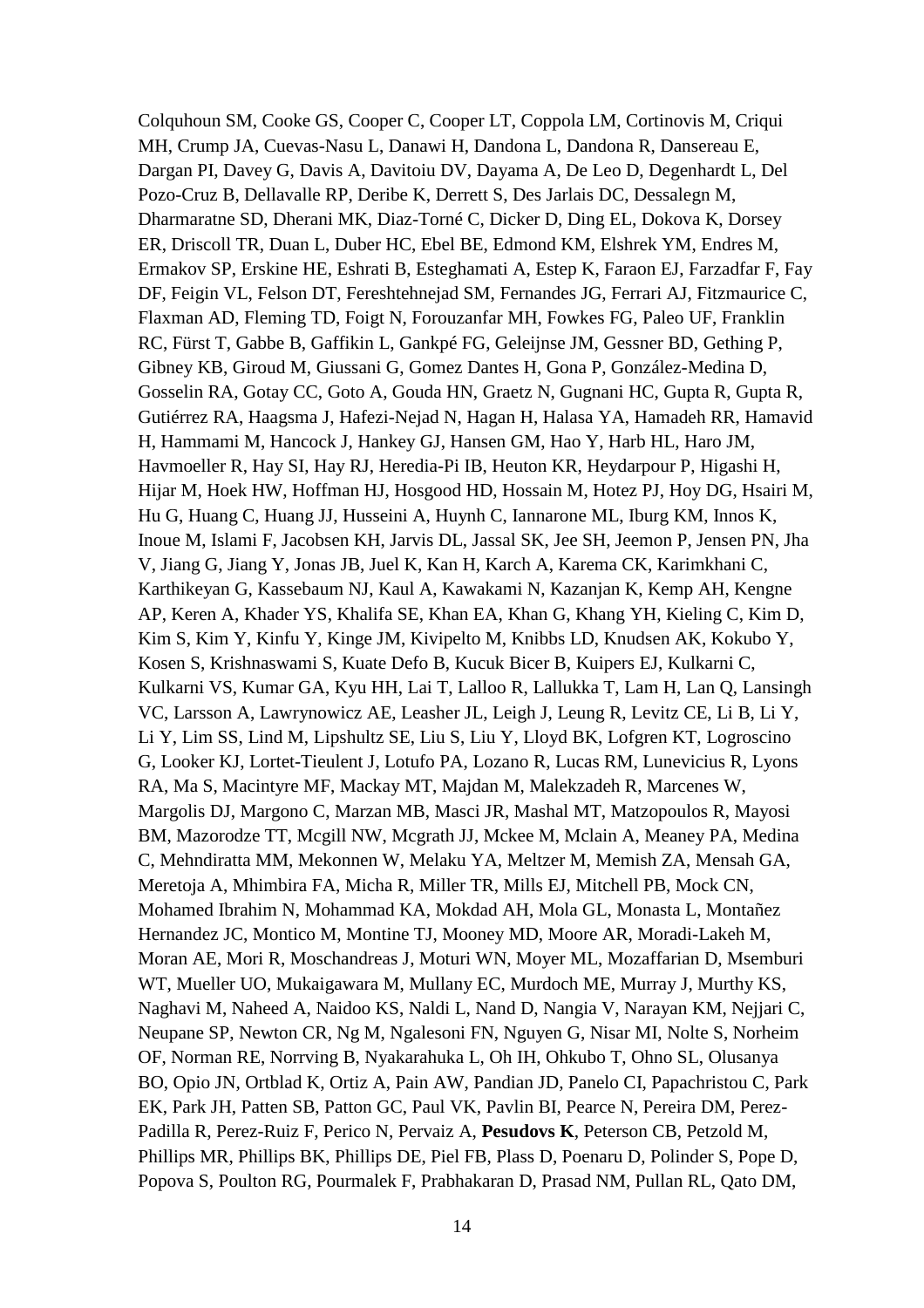Colquhoun SM, Cooke GS, Cooper C, Cooper LT, Coppola LM, Cortinovis M, Criqui MH, Crump JA, Cuevas-Nasu L, Danawi H, Dandona L, Dandona R, Dansereau E, Dargan PI, Davey G, Davis A, Davitoiu DV, Dayama A, De Leo D, Degenhardt L, Del Pozo-Cruz B, Dellavalle RP, Deribe K, Derrett S, Des Jarlais DC, Dessalegn M, Dharmaratne SD, Dherani MK, Diaz-Torné C, Dicker D, Ding EL, Dokova K, Dorsey ER, Driscoll TR, Duan L, Duber HC, Ebel BE, Edmond KM, Elshrek YM, Endres M, Ermakov SP, Erskine HE, Eshrati B, Esteghamati A, Estep K, Faraon EJ, Farzadfar F, Fay DF, Feigin VL, Felson DT, Fereshtehnejad SM, Fernandes JG, Ferrari AJ, Fitzmaurice C, Flaxman AD, Fleming TD, Foigt N, Forouzanfar MH, Fowkes FG, Paleo UF, Franklin RC, Fürst T, Gabbe B, Gaffikin L, Gankpé FG, Geleijnse JM, Gessner BD, Gething P, Gibney KB, Giroud M, Giussani G, Gomez Dantes H, Gona P, González-Medina D, Gosselin RA, Gotay CC, Goto A, Gouda HN, Graetz N, Gugnani HC, Gupta R, Gupta R, Gutiérrez RA, Haagsma J, Hafezi-Nejad N, Hagan H, Halasa YA, Hamadeh RR, Hamavid H, Hammami M, Hancock J, Hankey GJ, Hansen GM, Hao Y, Harb HL, Haro JM, Havmoeller R, Hay SI, Hay RJ, Heredia-Pi IB, Heuton KR, Heydarpour P, Higashi H, Hijar M, Hoek HW, Hoffman HJ, Hosgood HD, Hossain M, Hotez PJ, Hoy DG, Hsairi M, Hu G, Huang C, Huang JJ, Husseini A, Huynh C, Iannarone ML, Iburg KM, Innos K, Inoue M, Islami F, Jacobsen KH, Jarvis DL, Jassal SK, Jee SH, Jeemon P, Jensen PN, Jha V, Jiang G, Jiang Y, Jonas JB, Juel K, Kan H, Karch A, Karema CK, Karimkhani C, Karthikeyan G, Kassebaum NJ, Kaul A, Kawakami N, Kazanjan K, Kemp AH, Kengne AP, Keren A, Khader YS, Khalifa SE, Khan EA, Khan G, Khang YH, Kieling C, Kim D, Kim S, Kim Y, Kinfu Y, Kinge JM, Kivipelto M, Knibbs LD, Knudsen AK, Kokubo Y, Kosen S, Krishnaswami S, Kuate Defo B, Kucuk Bicer B, Kuipers EJ, Kulkarni C, Kulkarni VS, Kumar GA, Kyu HH, Lai T, Lalloo R, Lallukka T, Lam H, Lan Q, Lansingh VC, Larsson A, Lawrynowicz AE, Leasher JL, Leigh J, Leung R, Levitz CE, Li B, Li Y, Li Y, Lim SS, Lind M, Lipshultz SE, Liu S, Liu Y, Lloyd BK, Lofgren KT, Logroscino G, Looker KJ, Lortet-Tieulent J, Lotufo PA, Lozano R, Lucas RM, Lunevicius R, Lyons RA, Ma S, Macintyre MF, Mackay MT, Majdan M, Malekzadeh R, Marcenes W, Margolis DJ, Margono C, Marzan MB, Masci JR, Mashal MT, Matzopoulos R, Mayosi BM, Mazorodze TT, Mcgill NW, Mcgrath JJ, Mckee M, Mclain A, Meaney PA, Medina C, Mehndiratta MM, Mekonnen W, Melaku YA, Meltzer M, Memish ZA, Mensah GA, Meretoja A, Mhimbira FA, Micha R, Miller TR, Mills EJ, Mitchell PB, Mock CN, Mohamed Ibrahim N, Mohammad KA, Mokdad AH, Mola GL, Monasta L, Montañez Hernandez JC, Montico M, Montine TJ, Mooney MD, Moore AR, Moradi-Lakeh M, Moran AE, Mori R, Moschandreas J, Moturi WN, Moyer ML, Mozaffarian D, Msemburi WT, Mueller UO, Mukaigawara M, Mullany EC, Murdoch ME, Murray J, Murthy KS, Naghavi M, Naheed A, Naidoo KS, Naldi L, Nand D, Nangia V, Narayan KM, Nejjari C, Neupane SP, Newton CR, Ng M, Ngalesoni FN, Nguyen G, Nisar MI, Nolte S, Norheim OF, Norman RE, Norrving B, Nyakarahuka L, Oh IH, Ohkubo T, Ohno SL, Olusanya BO, Opio JN, Ortblad K, Ortiz A, Pain AW, Pandian JD, Panelo CI, Papachristou C, Park EK, Park JH, Patten SB, Patton GC, Paul VK, Pavlin BI, Pearce N, Pereira DM, Perez-Padilla R, Perez-Ruiz F, Perico N, Pervaiz A, **Pesudovs K**, Peterson CB, Petzold M, Phillips MR, Phillips BK, Phillips DE, Piel FB, Plass D, Poenaru D, Polinder S, Pope D, Popova S, Poulton RG, Pourmalek F, Prabhakaran D, Prasad NM, Pullan RL, Qato DM,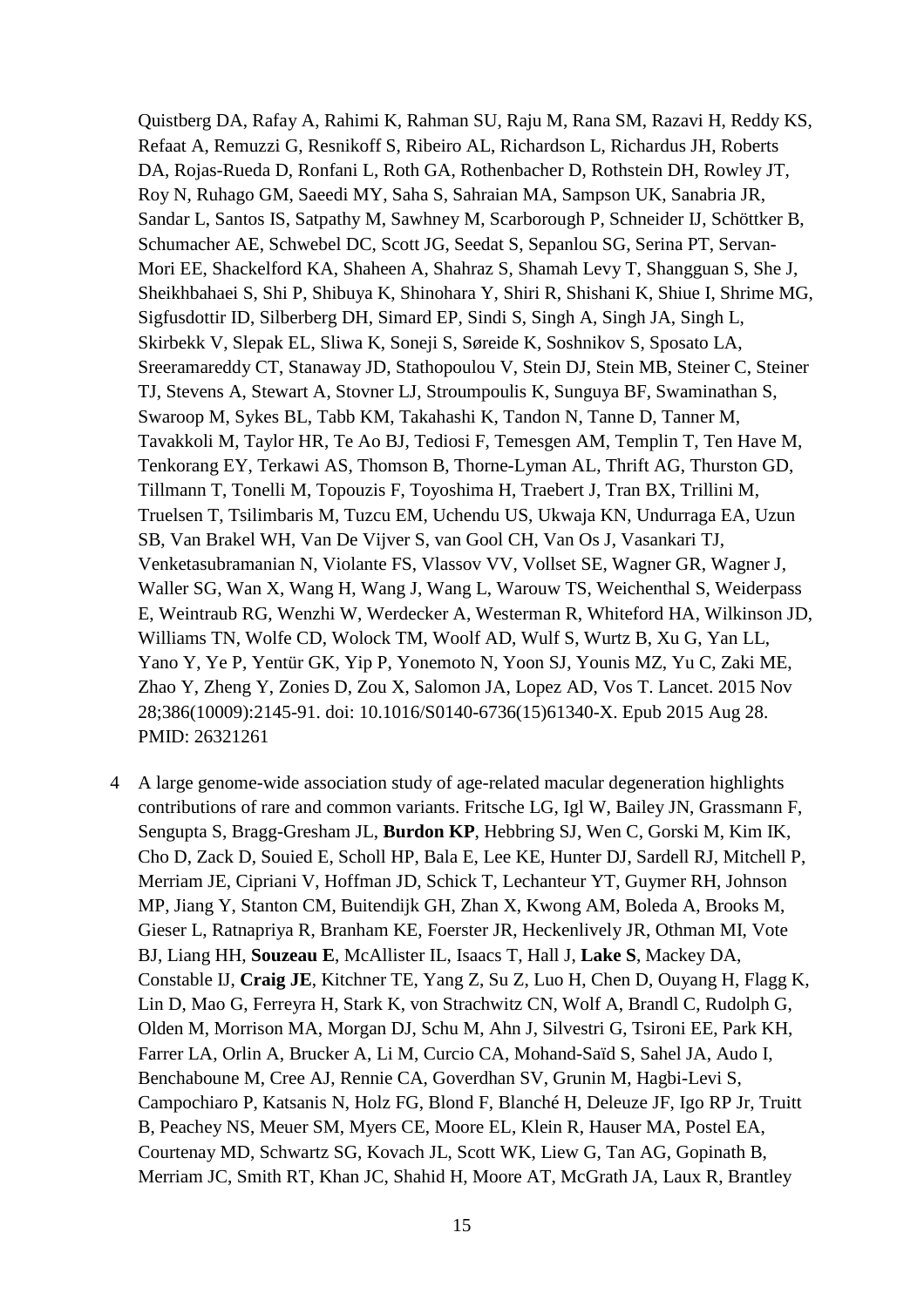Quistberg DA, Rafay A, Rahimi K, Rahman SU, Raju M, Rana SM, Razavi H, Reddy KS, Refaat A, Remuzzi G, Resnikoff S, Ribeiro AL, Richardson L, Richardus JH, Roberts DA, Rojas-Rueda D, Ronfani L, Roth GA, Rothenbacher D, Rothstein DH, Rowley JT, Roy N, Ruhago GM, Saeedi MY, Saha S, Sahraian MA, Sampson UK, Sanabria JR, Sandar L, Santos IS, Satpathy M, Sawhney M, Scarborough P, Schneider IJ, Schöttker B, Schumacher AE, Schwebel DC, Scott JG, Seedat S, Sepanlou SG, Serina PT, Servan-Mori EE, Shackelford KA, Shaheen A, Shahraz S, Shamah Levy T, Shangguan S, She J, Sheikhbahaei S, Shi P, Shibuya K, Shinohara Y, Shiri R, Shishani K, Shiue I, Shrime MG, Sigfusdottir ID, Silberberg DH, Simard EP, Sindi S, Singh A, Singh JA, Singh L, Skirbekk V, Slepak EL, Sliwa K, Soneji S, Søreide K, Soshnikov S, Sposato LA, Sreeramareddy CT, Stanaway JD, Stathopoulou V, Stein DJ, Stein MB, Steiner C, Steiner TJ, Stevens A, Stewart A, Stovner LJ, Stroumpoulis K, Sunguya BF, Swaminathan S, Swaroop M, Sykes BL, Tabb KM, Takahashi K, Tandon N, Tanne D, Tanner M, Tavakkoli M, Taylor HR, Te Ao BJ, Tediosi F, Temesgen AM, Templin T, Ten Have M, Tenkorang EY, Terkawi AS, Thomson B, Thorne-Lyman AL, Thrift AG, Thurston GD, Tillmann T, Tonelli M, Topouzis F, Toyoshima H, Traebert J, Tran BX, Trillini M, Truelsen T, Tsilimbaris M, Tuzcu EM, Uchendu US, Ukwaja KN, Undurraga EA, Uzun SB, Van Brakel WH, Van De Vijver S, van Gool CH, Van Os J, Vasankari TJ, Venketasubramanian N, Violante FS, Vlassov VV, Vollset SE, Wagner GR, Wagner J, Waller SG, Wan X, Wang H, Wang J, Wang L, Warouw TS, Weichenthal S, Weiderpass E, Weintraub RG, Wenzhi W, Werdecker A, Westerman R, Whiteford HA, Wilkinson JD, Williams TN, Wolfe CD, Wolock TM, Woolf AD, Wulf S, Wurtz B, Xu G, Yan LL, Yano Y, Ye P, Yentür GK, Yip P, Yonemoto N, Yoon SJ, Younis MZ, Yu C, Zaki ME, Zhao Y, Zheng Y, Zonies D, Zou X, Salomon JA, Lopez AD, Vos T. Lancet. 2015 Nov 28;386(10009):2145-91. doi: 10.1016/S0140-6736(15)61340-X. Epub 2015 Aug 28. PMID: 26321261

4 A large genome-wide association study of age-related macular degeneration highlights contributions of rare and common variants. Fritsche LG, Igl W, Bailey JN, Grassmann F, Sengupta S, Bragg-Gresham JL, **Burdon KP**, Hebbring SJ, Wen C, Gorski M, Kim IK, Cho D, Zack D, Souied E, Scholl HP, Bala E, Lee KE, Hunter DJ, Sardell RJ, Mitchell P, Merriam JE, Cipriani V, Hoffman JD, Schick T, Lechanteur YT, Guymer RH, Johnson MP, Jiang Y, Stanton CM, Buitendijk GH, Zhan X, Kwong AM, Boleda A, Brooks M, Gieser L, Ratnapriya R, Branham KE, Foerster JR, Heckenlively JR, Othman MI, Vote BJ, Liang HH, **Souzeau E**, McAllister IL, Isaacs T, Hall J, **Lake S**, Mackey DA, Constable IJ, **Craig JE**, Kitchner TE, Yang Z, Su Z, Luo H, Chen D, Ouyang H, Flagg K, Lin D, Mao G, Ferreyra H, Stark K, von Strachwitz CN, Wolf A, Brandl C, Rudolph G, Olden M, Morrison MA, Morgan DJ, Schu M, Ahn J, Silvestri G, Tsironi EE, Park KH, Farrer LA, Orlin A, Brucker A, Li M, Curcio CA, Mohand-Saïd S, Sahel JA, Audo I, Benchaboune M, Cree AJ, Rennie CA, Goverdhan SV, Grunin M, Hagbi-Levi S, Campochiaro P, Katsanis N, Holz FG, Blond F, Blanché H, Deleuze JF, Igo RP Jr, Truitt B, Peachey NS, Meuer SM, Myers CE, Moore EL, Klein R, Hauser MA, Postel EA, Courtenay MD, Schwartz SG, Kovach JL, Scott WK, Liew G, Tan AG, Gopinath B, Merriam JC, Smith RT, Khan JC, Shahid H, Moore AT, McGrath JA, Laux R, Brantley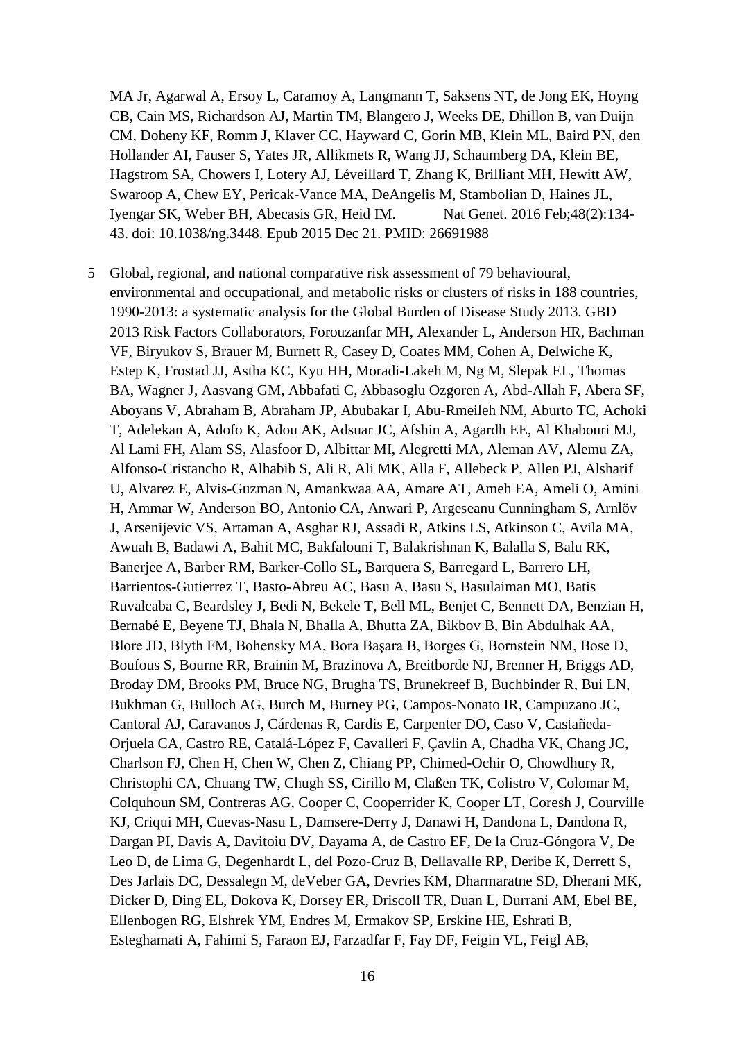MA Jr, Agarwal A, Ersoy L, Caramoy A, Langmann T, Saksens NT, de Jong EK, Hoyng CB, Cain MS, Richardson AJ, Martin TM, Blangero J, Weeks DE, Dhillon B, van Duijn CM, Doheny KF, Romm J, Klaver CC, Hayward C, Gorin MB, Klein ML, Baird PN, den Hollander AI, Fauser S, Yates JR, Allikmets R, Wang JJ, Schaumberg DA, Klein BE, Hagstrom SA, Chowers I, Lotery AJ, Léveillard T, Zhang K, Brilliant MH, Hewitt AW, Swaroop A, Chew EY, Pericak-Vance MA, DeAngelis M, Stambolian D, Haines JL, Iyengar SK, Weber BH, Abecasis GR, Heid IM. Nat Genet. 2016 Feb;48(2):134-43. doi: 10.1038/ng.3448. Epub 2015 Dec 21. PMID: 26691988

5 Global, regional, and national comparative risk assessment of 79 behavioural, environmental and occupational, and metabolic risks or clusters of risks in 188 countries, 1990-2013: a systematic analysis for the Global Burden of Disease Study 2013. GBD 2013 Risk Factors Collaborators, Forouzanfar MH, Alexander L, Anderson HR, Bachman VF, Biryukov S, Brauer M, Burnett R, Casey D, Coates MM, Cohen A, Delwiche K, Estep K, Frostad JJ, Astha KC, Kyu HH, Moradi-Lakeh M, Ng M, Slepak EL, Thomas BA, Wagner J, Aasvang GM, Abbafati C, Abbasoglu Ozgoren A, Abd-Allah F, Abera SF, Aboyans V, Abraham B, Abraham JP, Abubakar I, Abu-Rmeileh NM, Aburto TC, Achoki T, Adelekan A, Adofo K, Adou AK, Adsuar JC, Afshin A, Agardh EE, Al Khabouri MJ, Al Lami FH, Alam SS, Alasfoor D, Albittar MI, Alegretti MA, Aleman AV, Alemu ZA, Alfonso-Cristancho R, Alhabib S, Ali R, Ali MK, Alla F, Allebeck P, Allen PJ, Alsharif U, Alvarez E, Alvis-Guzman N, Amankwaa AA, Amare AT, Ameh EA, Ameli O, Amini H, Ammar W, Anderson BO, Antonio CA, Anwari P, Argeseanu Cunningham S, Arnlöv J, Arsenijevic VS, Artaman A, Asghar RJ, Assadi R, Atkins LS, Atkinson C, Avila MA, Awuah B, Badawi A, Bahit MC, Bakfalouni T, Balakrishnan K, Balalla S, Balu RK, Banerjee A, Barber RM, Barker-Collo SL, Barquera S, Barregard L, Barrero LH, Barrientos-Gutierrez T, Basto-Abreu AC, Basu A, Basu S, Basulaiman MO, Batis Ruvalcaba C, Beardsley J, Bedi N, Bekele T, Bell ML, Benjet C, Bennett DA, Benzian H, Bernabé E, Beyene TJ, Bhala N, Bhalla A, Bhutta ZA, Bikbov B, Bin Abdulhak AA, Blore JD, Blyth FM, Bohensky MA, Bora Başara B, Borges G, Bornstein NM, Bose D, Boufous S, Bourne RR, Brainin M, Brazinova A, Breitborde NJ, Brenner H, Briggs AD, Broday DM, Brooks PM, Bruce NG, Brugha TS, Brunekreef B, Buchbinder R, Bui LN, Bukhman G, Bulloch AG, Burch M, Burney PG, Campos-Nonato IR, Campuzano JC, Cantoral AJ, Caravanos J, Cárdenas R, Cardis E, Carpenter DO, Caso V, Castañeda-Orjuela CA, Castro RE, Catalá-López F, Cavalleri F, Çavlin A, Chadha VK, Chang JC, Charlson FJ, Chen H, Chen W, Chen Z, Chiang PP, Chimed-Ochir O, Chowdhury R, Christophi CA, Chuang TW, Chugh SS, Cirillo M, Claßen TK, Colistro V, Colomar M, Colquhoun SM, Contreras AG, Cooper C, Cooperrider K, Cooper LT, Coresh J, Courville KJ, Criqui MH, Cuevas-Nasu L, Damsere-Derry J, Danawi H, Dandona L, Dandona R, Dargan PI, Davis A, Davitoiu DV, Dayama A, de Castro EF, De la Cruz-Góngora V, De Leo D, de Lima G, Degenhardt L, del Pozo-Cruz B, Dellavalle RP, Deribe K, Derrett S, Des Jarlais DC, Dessalegn M, deVeber GA, Devries KM, Dharmaratne SD, Dherani MK, Dicker D, Ding EL, Dokova K, Dorsey ER, Driscoll TR, Duan L, Durrani AM, Ebel BE, Ellenbogen RG, Elshrek YM, Endres M, Ermakov SP, Erskine HE, Eshrati B, Esteghamati A, Fahimi S, Faraon EJ, Farzadfar F, Fay DF, Feigin VL, Feigl AB,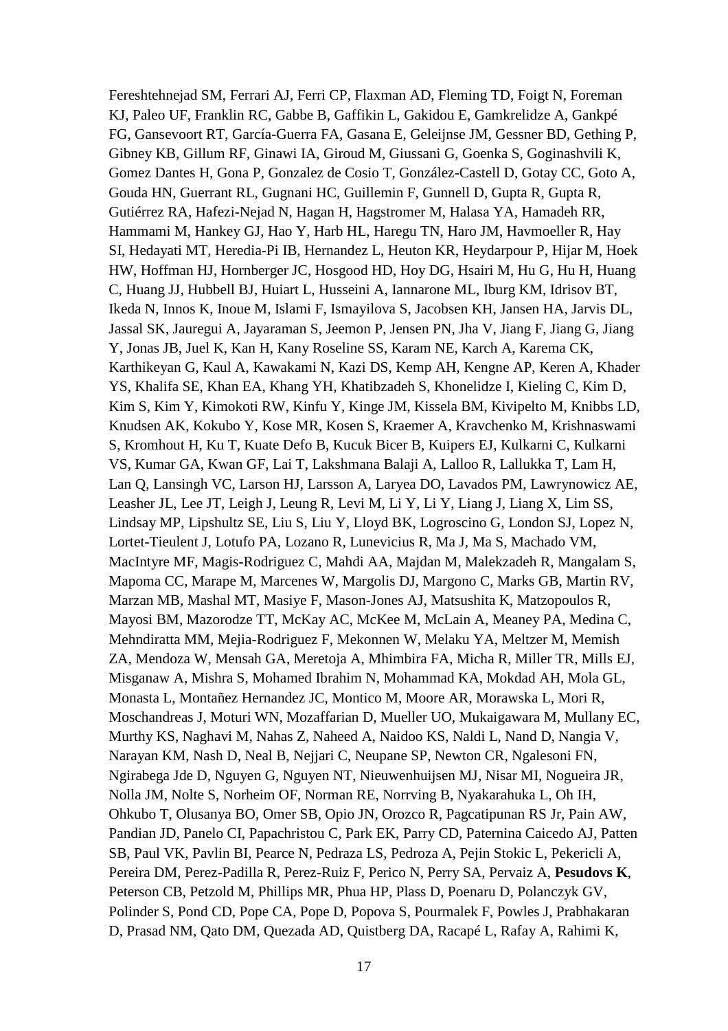Fereshtehnejad SM, Ferrari AJ, Ferri CP, Flaxman AD, Fleming TD, Foigt N, Foreman KJ, Paleo UF, Franklin RC, Gabbe B, Gaffikin L, Gakidou E, Gamkrelidze A, Gankpé FG, Gansevoort RT, García-Guerra FA, Gasana E, Geleijnse JM, Gessner BD, Gething P, Gibney KB, Gillum RF, Ginawi IA, Giroud M, Giussani G, Goenka S, Goginashvili K, Gomez Dantes H, Gona P, Gonzalez de Cosio T, González-Castell D, Gotay CC, Goto A, Gouda HN, Guerrant RL, Gugnani HC, Guillemin F, Gunnell D, Gupta R, Gupta R, Gutiérrez RA, Hafezi-Nejad N, Hagan H, Hagstromer M, Halasa YA, Hamadeh RR, Hammami M, Hankey GJ, Hao Y, Harb HL, Haregu TN, Haro JM, Havmoeller R, Hay SI, Hedayati MT, Heredia-Pi IB, Hernandez L, Heuton KR, Heydarpour P, Hijar M, Hoek HW, Hoffman HJ, Hornberger JC, Hosgood HD, Hoy DG, Hsairi M, Hu G, Hu H, Huang C, Huang JJ, Hubbell BJ, Huiart L, Husseini A, Iannarone ML, Iburg KM, Idrisov BT, Ikeda N, Innos K, Inoue M, Islami F, Ismayilova S, Jacobsen KH, Jansen HA, Jarvis DL, Jassal SK, Jauregui A, Jayaraman S, Jeemon P, Jensen PN, Jha V, Jiang F, Jiang G, Jiang Y, Jonas JB, Juel K, Kan H, Kany Roseline SS, Karam NE, Karch A, Karema CK, Karthikeyan G, Kaul A, Kawakami N, Kazi DS, Kemp AH, Kengne AP, Keren A, Khader YS, Khalifa SE, Khan EA, Khang YH, Khatibzadeh S, Khonelidze I, Kieling C, Kim D, Kim S, Kim Y, Kimokoti RW, Kinfu Y, Kinge JM, Kissela BM, Kivipelto M, Knibbs LD, Knudsen AK, Kokubo Y, Kose MR, Kosen S, Kraemer A, Kravchenko M, Krishnaswami S, Kromhout H, Ku T, Kuate Defo B, Kucuk Bicer B, Kuipers EJ, Kulkarni C, Kulkarni VS, Kumar GA, Kwan GF, Lai T, Lakshmana Balaji A, Lalloo R, Lallukka T, Lam H, Lan Q, Lansingh VC, Larson HJ, Larsson A, Laryea DO, Lavados PM, Lawrynowicz AE, Leasher JL, Lee JT, Leigh J, Leung R, Levi M, Li Y, Li Y, Liang J, Liang X, Lim SS, Lindsay MP, Lipshultz SE, Liu S, Liu Y, Lloyd BK, Logroscino G, London SJ, Lopez N, Lortet-Tieulent J, Lotufo PA, Lozano R, Lunevicius R, Ma J, Ma S, Machado VM, MacIntyre MF, Magis-Rodriguez C, Mahdi AA, Majdan M, Malekzadeh R, Mangalam S, Mapoma CC, Marape M, Marcenes W, Margolis DJ, Margono C, Marks GB, Martin RV, Marzan MB, Mashal MT, Masiye F, Mason-Jones AJ, Matsushita K, Matzopoulos R, Mayosi BM, Mazorodze TT, McKay AC, McKee M, McLain A, Meaney PA, Medina C, Mehndiratta MM, Mejia-Rodriguez F, Mekonnen W, Melaku YA, Meltzer M, Memish ZA, Mendoza W, Mensah GA, Meretoja A, Mhimbira FA, Micha R, Miller TR, Mills EJ, Misganaw A, Mishra S, Mohamed Ibrahim N, Mohammad KA, Mokdad AH, Mola GL, Monasta L, Montañez Hernandez JC, Montico M, Moore AR, Morawska L, Mori R, Moschandreas J, Moturi WN, Mozaffarian D, Mueller UO, Mukaigawara M, Mullany EC, Murthy KS, Naghavi M, Nahas Z, Naheed A, Naidoo KS, Naldi L, Nand D, Nangia V, Narayan KM, Nash D, Neal B, Nejjari C, Neupane SP, Newton CR, Ngalesoni FN, Ngirabega Jde D, Nguyen G, Nguyen NT, Nieuwenhuijsen MJ, Nisar MI, Nogueira JR, Nolla JM, Nolte S, Norheim OF, Norman RE, Norrving B, Nyakarahuka L, Oh IH, Ohkubo T, Olusanya BO, Omer SB, Opio JN, Orozco R, Pagcatipunan RS Jr, Pain AW, Pandian JD, Panelo CI, Papachristou C, Park EK, Parry CD, Paternina Caicedo AJ, Patten SB, Paul VK, Pavlin BI, Pearce N, Pedraza LS, Pedroza A, Pejin Stokic L, Pekericli A, Pereira DM, Perez-Padilla R, Perez-Ruiz F, Perico N, Perry SA, Pervaiz A, **Pesudovs K**, Peterson CB, Petzold M, Phillips MR, Phua HP, Plass D, Poenaru D, Polanczyk GV, Polinder S, Pond CD, Pope CA, Pope D, Popova S, Pourmalek F, Powles J, Prabhakaran D, Prasad NM, Qato DM, Quezada AD, Quistberg DA, Racapé L, Rafay A, Rahimi K,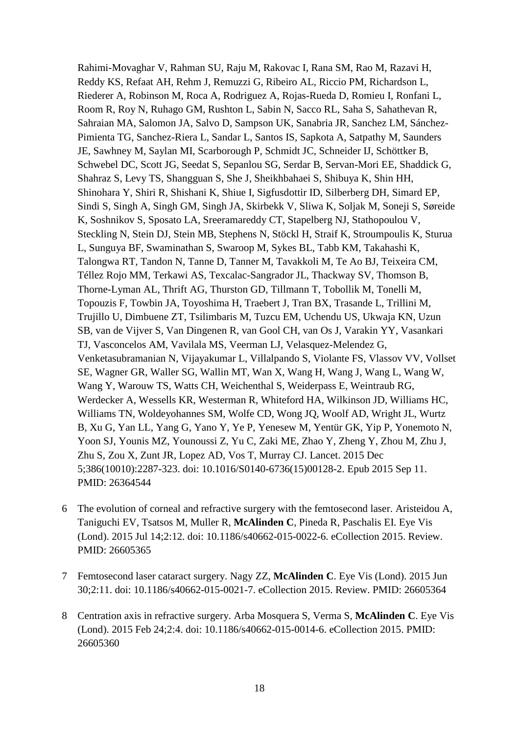Rahimi-Movaghar V, Rahman SU, Raju M, Rakovac I, Rana SM, Rao M, Razavi H, Reddy KS, Refaat AH, Rehm J, Remuzzi G, Ribeiro AL, Riccio PM, Richardson L, Riederer A, Robinson M, Roca A, Rodriguez A, Rojas-Rueda D, Romieu I, Ronfani L, Room R, Roy N, Ruhago GM, Rushton L, Sabin N, Sacco RL, Saha S, Sahathevan R, Sahraian MA, Salomon JA, Salvo D, Sampson UK, Sanabria JR, Sanchez LM, Sánchez-Pimienta TG, Sanchez-Riera L, Sandar L, Santos IS, Sapkota A, Satpathy M, Saunders JE, Sawhney M, Saylan MI, Scarborough P, Schmidt JC, Schneider IJ, Schöttker B, Schwebel DC, Scott JG, Seedat S, Sepanlou SG, Serdar B, Servan-Mori EE, Shaddick G, Shahraz S, Levy TS, Shangguan S, She J, Sheikhbahaei S, Shibuya K, Shin HH, Shinohara Y, Shiri R, Shishani K, Shiue I, Sigfusdottir ID, Silberberg DH, Simard EP, Sindi S, Singh A, Singh GM, Singh JA, Skirbekk V, Sliwa K, Soljak M, Soneji S, Søreide K, Soshnikov S, Sposato LA, Sreeramareddy CT, Stapelberg NJ, Stathopoulou V, Steckling N, Stein DJ, Stein MB, Stephens N, Stöckl H, Straif K, Stroumpoulis K, Sturua L, Sunguya BF, Swaminathan S, Swaroop M, Sykes BL, Tabb KM, Takahashi K, Talongwa RT, Tandon N, Tanne D, Tanner M, Tavakkoli M, Te Ao BJ, Teixeira CM, Téllez Rojo MM, Terkawi AS, Texcalac-Sangrador JL, Thackway SV, Thomson B, Thorne-Lyman AL, Thrift AG, Thurston GD, Tillmann T, Tobollik M, Tonelli M, Topouzis F, Towbin JA, Toyoshima H, Traebert J, Tran BX, Trasande L, Trillini M, Trujillo U, Dimbuene ZT, Tsilimbaris M, Tuzcu EM, Uchendu US, Ukwaja KN, Uzun SB, van de Vijver S, Van Dingenen R, van Gool CH, van Os J, Varakin YY, Vasankari TJ, Vasconcelos AM, Vavilala MS, Veerman LJ, Velasquez-Melendez G, Venketasubramanian N, Vijayakumar L, Villalpando S, Violante FS, Vlassov VV, Vollset SE, Wagner GR, Waller SG, Wallin MT, Wan X, Wang H, Wang J, Wang L, Wang W, Wang Y, Warouw TS, Watts CH, Weichenthal S, Weiderpass E, Weintraub RG, Werdecker A, Wessells KR, Westerman R, Whiteford HA, Wilkinson JD, Williams HC, Williams TN, Woldeyohannes SM, Wolfe CD, Wong JQ, Woolf AD, Wright JL, Wurtz B, Xu G, Yan LL, Yang G, Yano Y, Ye P, Yenesew M, Yentür GK, Yip P, Yonemoto N, Yoon SJ, Younis MZ, Younoussi Z, Yu C, Zaki ME, Zhao Y, Zheng Y, Zhou M, Zhu J, Zhu S, Zou X, Zunt JR, Lopez AD, Vos T, Murray CJ. Lancet. 2015 Dec 5;386(10010):2287-323. doi: 10.1016/S0140-6736(15)00128-2. Epub 2015 Sep 11. PMID: 26364544

6 The evolution of corneal and refractive surgery with the femtosecond laser. Aristeidou A, Taniguchi EV, Tsatsos M, Muller R, **McAlinden C**, Pineda R, Paschalis EI. Eye Vis (Lond). 2015 Jul 14;2:12. doi: 10.1186/s40662-015-0022-6. eCollection 2015. Review. PMID: 26605365

7 Femtosecond laser cataract surgery. Nagy ZZ, **McAlinden C**. Eye Vis (Lond). 2015 Jun 30;2:11. doi: 10.1186/s40662-015-0021-7. eCollection 2015. Review. PMID: 26605364

8 Centration axis in refractive surgery. Arba Mosquera S, Verma S, **McAlinden C**. Eye Vis (Lond). 2015 Feb 24;2:4. doi: 10.1186/s40662-015-0014-6. eCollection 2015. PMID: 26605360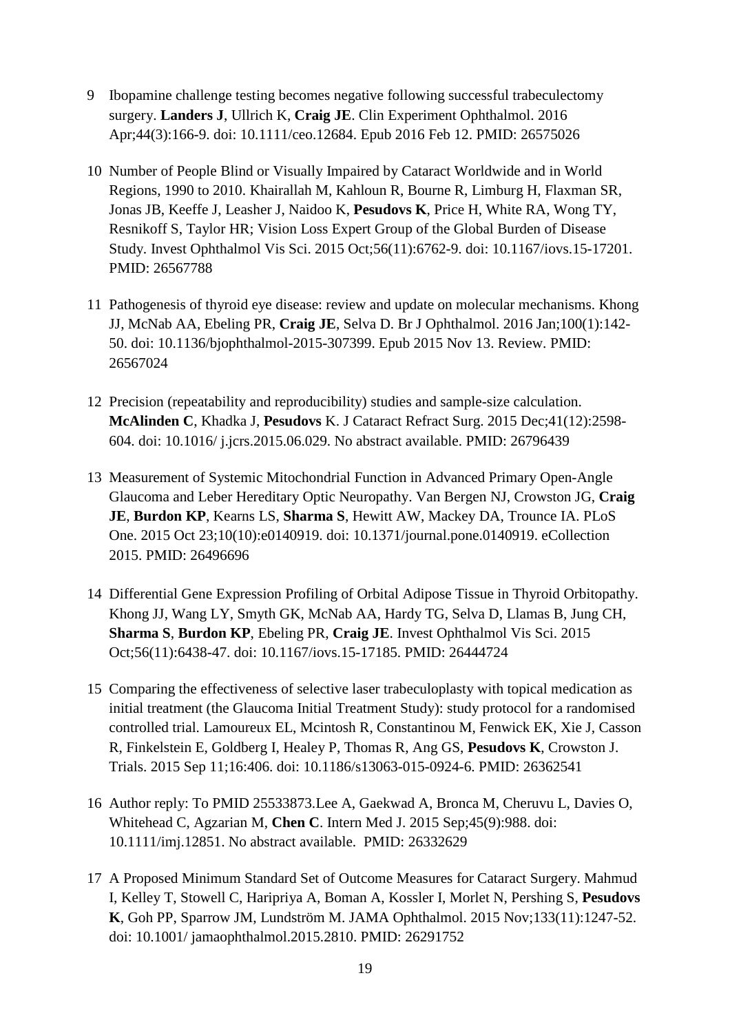9 Ibopamine challenge testing becomes negative following successful trabeculectomy surgery. **Landers J**, Ullrich K, **Craig JE**. Clin Experiment Ophthalmol. 2016 Apr;44(3):166-9. doi: 10.1111/ceo.12684. Epub 2016 Feb 12. PMID: 26575026

10 Number of People Blind or Visually Impaired by Cataract Worldwide and in World Regions, 1990 to 2010. Khairallah M, Kahloun R, Bourne R, Limburg H, Flaxman SR, Jonas JB, Keeffe J, Leasher J, Naidoo K, **Pesudovs K**, Price H, White RA, Wong TY, Resnikoff S, Taylor HR; Vision Loss Expert Group of the Global Burden of Disease Study. Invest Ophthalmol Vis Sci. 2015 Oct;56(11):6762-9. doi: 10.1167/iovs.15-17201. PMID: 26567788

11 Pathogenesis of thyroid eye disease: review and update on molecular mechanisms. Khong JJ, McNab AA, Ebeling PR, **Craig JE**, Selva D. Br J Ophthalmol. 2016 Jan;100(1):142-50. doi: 10.1136/bjophthalmol-2015-307399. Epub 2015 Nov 13. Review. PMID: 26567024

12 Precision (repeatability and reproducibility) studies and sample-size calculation. **McAlinden C**, Khadka J, **Pesudovs** K. J Cataract Refract Surg. 2015 Dec;41(12):2598-604. doi: 10.1016/ j.jcrs.2015.06.029. No abstract available. PMID: 26796439

13 Measurement of Systemic Mitochondrial Function in Advanced Primary Open-Angle Glaucoma and Leber Hereditary Optic Neuropathy. Van Bergen NJ, Crowston JG, **Craig JE**, **Burdon KP**, Kearns LS, **Sharma S**, Hewitt AW, Mackey DA, Trounce IA. PLoS One. 2015 Oct 23;10(10):e0140919. doi: 10.1371/journal.pone.0140919. eCollection 2015. PMID: 26496696

14 Differential Gene Expression Profiling of Orbital Adipose Tissue in Thyroid Orbitopathy. Khong JJ, Wang LY, Smyth GK, McNab AA, Hardy TG, Selva D, Llamas B, Jung CH, **Sharma S**, **Burdon KP**, Ebeling PR, **Craig JE**. Invest Ophthalmol Vis Sci. 2015 Oct;56(11):6438-47. doi: 10.1167/iovs.15-17185. PMID: 26444724

15 Comparing the effectiveness of selective laser trabeculoplasty with topical medication as initial treatment (the Glaucoma Initial Treatment Study): study protocol for a randomised controlled trial. Lamoureux EL, Mcintosh R, Constantinou M, Fenwick EK, Xie J, Casson R, Finkelstein E, Goldberg I, Healey P, Thomas R, Ang GS, **Pesudovs K**, Crowston J. Trials. 2015 Sep 11;16:406. doi: 10.1186/s13063-015-0924-6. PMID: 26362541

16 Author reply: To PMID 25533873.Lee A, Gaekwad A, Bronca M, Cheruvu L, Davies O, Whitehead C, Agzarian M, **Chen C**. Intern Med J. 2015 Sep;45(9):988. doi: 10.1111/imj.12851. No abstract available. PMID: 26332629

17 A Proposed Minimum Standard Set of Outcome Measures for Cataract Surgery. Mahmud I, Kelley T, Stowell C, Haripriya A, Boman A, Kossler I, Morlet N, Pershing S, **Pesudovs K**, Goh PP, Sparrow JM, Lundström M. JAMA Ophthalmol. 2015 Nov;133(11):1247-52. doi: 10.1001/ jamaophthalmol.2015.2810. PMID: 26291752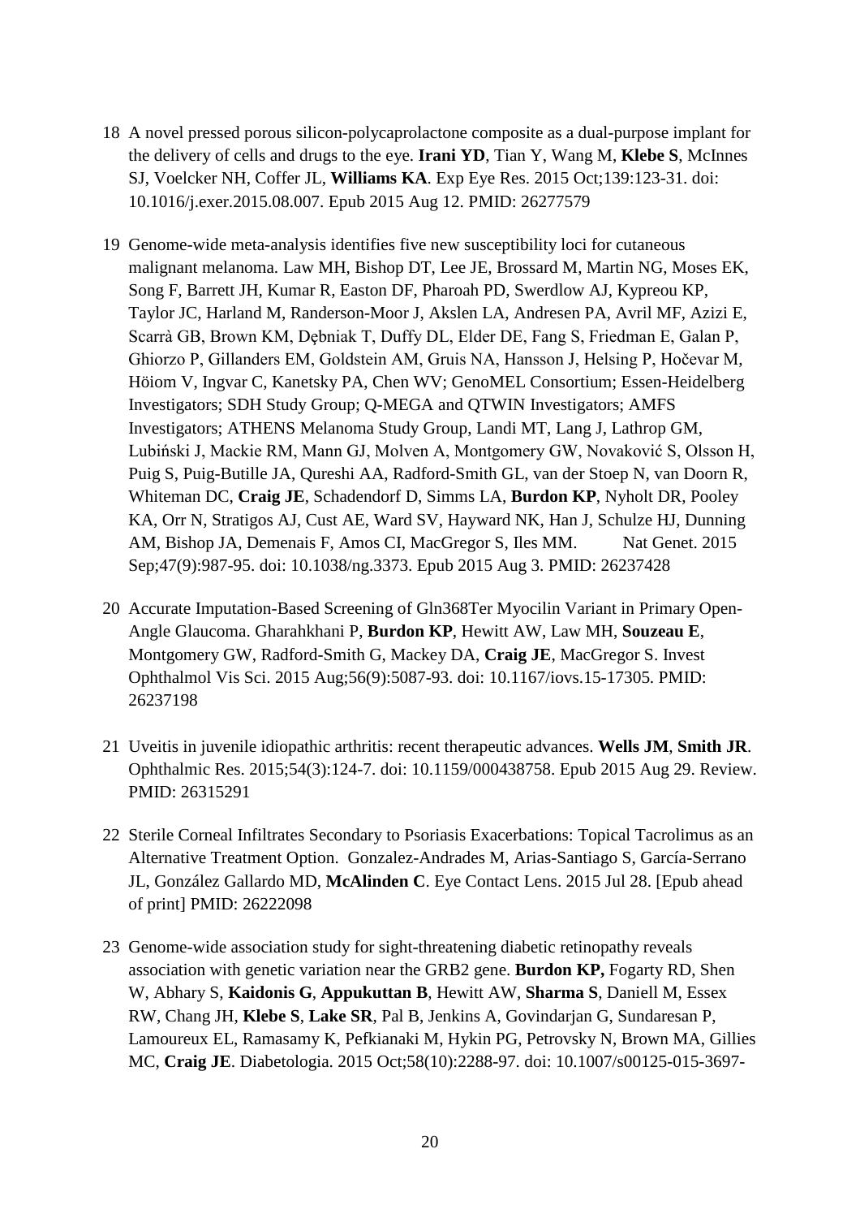18 A novel pressed porous silicon-polycaprolactone composite as a dual-purpose implant for the delivery of cells and drugs to the eye. **Irani YD**, Tian Y, Wang M, **Klebe S**, McInnes SJ, Voelcker NH, Coffer JL, **Williams KA**. Exp Eye Res. 2015 Oct;139:123-31. doi: 10.1016/j.exer.2015.08.007. Epub 2015 Aug 12. PMID: 26277579

19 Genome-wide meta-analysis identifies five new susceptibility loci for cutaneous malignant melanoma. Law MH, Bishop DT, Lee JE, Brossard M, Martin NG, Moses EK, Song F, Barrett JH, Kumar R, Easton DF, Pharoah PD, Swerdlow AJ, Kypreou KP, Taylor JC, Harland M, Randerson-Moor J, Akslen LA, Andresen PA, Avril MF, Azizi E, Scarrà GB, Brown KM, Dębniak T, Duffy DL, Elder DE, Fang S, Friedman E, Galan P, Ghiorzo P, Gillanders EM, Goldstein AM, Gruis NA, Hansson J, Helsing P, Hočevar M, Höiom V, Ingvar C, Kanetsky PA, Chen WV; GenoMEL Consortium; Essen-Heidelberg Investigators; SDH Study Group; Q-MEGA and QTWIN Investigators; AMFS Investigators; ATHENS Melanoma Study Group, Landi MT, Lang J, Lathrop GM, Lubiński J, Mackie RM, Mann GJ, Molven A, Montgomery GW, Novaković S, Olsson H, Puig S, Puig-Butille JA, Qureshi AA, Radford-Smith GL, van der Stoep N, van Doorn R, Whiteman DC, **Craig JE**, Schadendorf D, Simms LA, **Burdon KP**, Nyholt DR, Pooley KA, Orr N, Stratigos AJ, Cust AE, Ward SV, Hayward NK, Han J, Schulze HJ, Dunning AM, Bishop JA, Demenais F, Amos CI, MacGregor S, Iles MM. Nat Genet. 2015 Sep;47(9):987-95. doi: 10.1038/ng.3373. Epub 2015 Aug 3. PMID: 26237428

20 Accurate Imputation-Based Screening of Gln368Ter Myocilin Variant in Primary Open-Angle Glaucoma. Gharahkhani P, **Burdon KP**, Hewitt AW, Law MH, **Souzeau E**, Montgomery GW, Radford-Smith G, Mackey DA, **Craig JE**, MacGregor S. Invest Ophthalmol Vis Sci. 2015 Aug;56(9):5087-93. doi: 10.1167/iovs.15-17305. PMID: 26237198

21 Uveitis in juvenile idiopathic arthritis: recent therapeutic advances. **Wells JM**, **Smith JR**. Ophthalmic Res. 2015;54(3):124-7. doi: 10.1159/000438758. Epub 2015 Aug 29. Review. PMID: 26315291

22 Sterile Corneal Infiltrates Secondary to Psoriasis Exacerbations: Topical Tacrolimus as an Alternative Treatment Option. Gonzalez-Andrades M, Arias-Santiago S, García-Serrano JL, González Gallardo MD, **McAlinden C**. Eye Contact Lens. 2015 Jul 28. [Epub ahead of print] PMID: 26222098

23 Genome-wide association study for sight-threatening diabetic retinopathy reveals association with genetic variation near the GRB2 gene. **Burdon KP,** Fogarty RD, Shen W, Abhary S, **Kaidonis G**, **Appukuttan B**, Hewitt AW, **Sharma S**, Daniell M, Essex RW, Chang JH, **Klebe S**, **Lake SR**, Pal B, Jenkins A, Govindarjan G, Sundaresan P, Lamoureux EL, Ramasamy K, Pefkianaki M, Hykin PG, Petrovsky N, Brown MA, Gillies MC, **Craig JE**. Diabetologia. 2015 Oct;58(10):2288-97. doi: 10.1007/s00125-015-3697-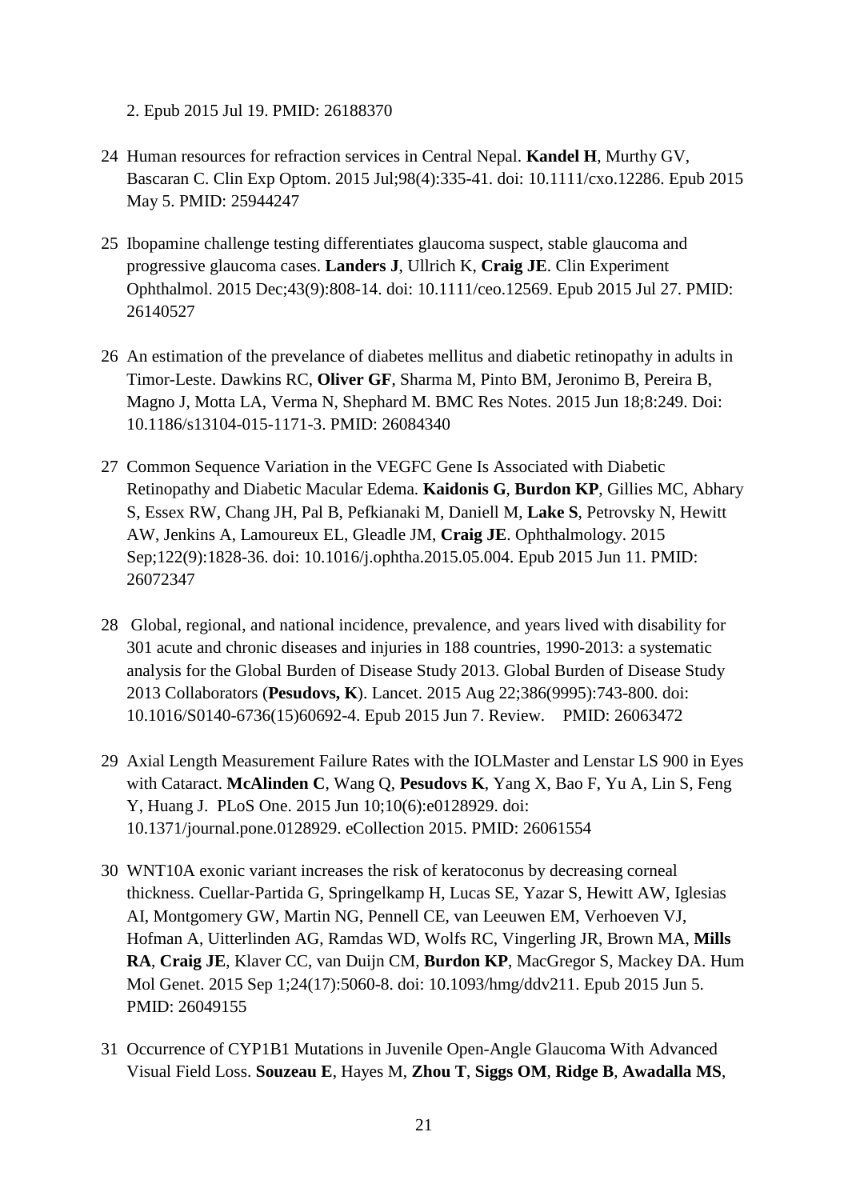2. Epub 2015 Jul 19. PMID: 26188370

24 Human resources for refraction services in Central Nepal. **Kandel H**, Murthy GV, Bascaran C. Clin Exp Optom. 2015 Jul;98(4):335-41. doi: 10.1111/cxo.12286. Epub 2015 May 5. PMID: 25944247

25 Ibopamine challenge testing differentiates glaucoma suspect, stable glaucoma and progressive glaucoma cases. **Landers J**, Ullrich K, **Craig JE**. Clin Experiment Ophthalmol. 2015 Dec;43(9):808-14. doi: 10.1111/ceo.12569. Epub 2015 Jul 27. PMID: 26140527

26 An estimation of the prevelance of diabetes mellitus and diabetic retinopathy in adults in Timor-Leste. Dawkins RC, **Oliver GF**, Sharma M, Pinto BM, Jeronimo B, Pereira B, Magno J, Motta LA, Verma N, Shephard M. BMC Res Notes. 2015 Jun 18;8:249. Doi: 10.1186/s13104-015-1171-3. PMID: 26084340

27 Common Sequence Variation in the VEGFC Gene Is Associated with Diabetic Retinopathy and Diabetic Macular Edema. **Kaidonis G**, **Burdon KP**, Gillies MC, Abhary S, Essex RW, Chang JH, Pal B, Pefkianaki M, Daniell M, **Lake S**, Petrovsky N, Hewitt AW, Jenkins A, Lamoureux EL, Gleadle JM, **Craig JE**. Ophthalmology. 2015 Sep;122(9):1828-36. doi: 10.1016/j.ophtha.2015.05.004. Epub 2015 Jun 11. PMID: 26072347

28 Global, regional, and national incidence, prevalence, and years lived with disability for 301 acute and chronic diseases and injuries in 188 countries, 1990-2013: a systematic analysis for the Global Burden of Disease Study 2013. Global Burden of Disease Study 2013 Collaborators (**Pesudovs, K**). Lancet. 2015 Aug 22;386(9995):743-800. doi: 10.1016/S0140-6736(15)60692-4. Epub 2015 Jun 7. Review. PMID: 26063472

29 Axial Length Measurement Failure Rates with the IOLMaster and Lenstar LS 900 in Eyes with Cataract. **McAlinden C**, Wang Q, **Pesudovs K**, Yang X, Bao F, Yu A, Lin S, Feng Y, Huang J. PLoS One. 2015 Jun 10;10(6):e0128929. doi: 10.1371/journal.pone.0128929. eCollection 2015. PMID: 26061554

30 WNT10A exonic variant increases the risk of keratoconus by decreasing corneal thickness. Cuellar-Partida G, Springelkamp H, Lucas SE, Yazar S, Hewitt AW, Iglesias AI, Montgomery GW, Martin NG, Pennell CE, van Leeuwen EM, Verhoeven VJ, Hofman A, Uitterlinden AG, Ramdas WD, Wolfs RC, Vingerling JR, Brown MA, **Mills RA**, **Craig JE**, Klaver CC, van Duijn CM, **Burdon KP**, MacGregor S, Mackey DA. Hum Mol Genet. 2015 Sep 1;24(17):5060-8. doi: 10.1093/hmg/ddv211. Epub 2015 Jun 5. PMID: 26049155

31 Occurrence of CYP1B1 Mutations in Juvenile Open-Angle Glaucoma With Advanced Visual Field Loss. **Souzeau E**, Hayes M, **Zhou T**, **Siggs OM**, **Ridge B**, **Awadalla MS**,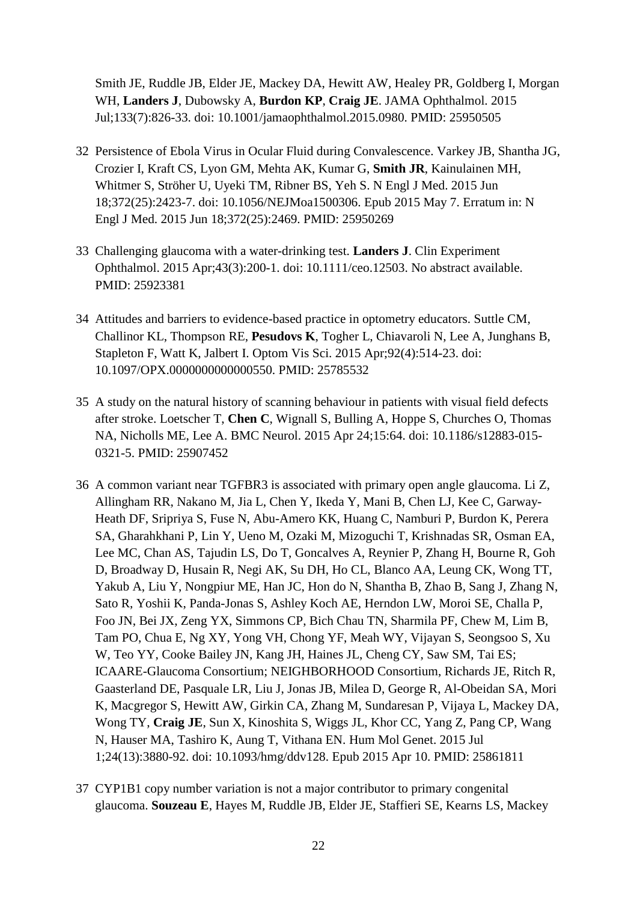Smith JE, Ruddle JB, Elder JE, Mackey DA, Hewitt AW, Healey PR, Goldberg I, Morgan WH, **Landers J**, Dubowsky A, **Burdon KP**, **Craig JE**. JAMA Ophthalmol. 2015 Jul;133(7):826-33. doi: 10.1001/jamaophthalmol.2015.0980. PMID: 25950505

32 Persistence of Ebola Virus in Ocular Fluid during Convalescence. Varkey JB, Shantha JG, Crozier I, Kraft CS, Lyon GM, Mehta AK, Kumar G, **Smith JR**, Kainulainen MH, Whitmer S, Ströher U, Uyeki TM, Ribner BS, Yeh S. N Engl J Med. 2015 Jun 18;372(25):2423-7. doi: 10.1056/NEJMoa1500306. Epub 2015 May 7. Erratum in: N Engl J Med. 2015 Jun 18;372(25):2469. PMID: 25950269

33 Challenging glaucoma with a water-drinking test. **Landers J**. Clin Experiment Ophthalmol. 2015 Apr;43(3):200-1. doi: 10.1111/ceo.12503. No abstract available. PMID: 25923381

34 Attitudes and barriers to evidence-based practice in optometry educators. Suttle CM, Challinor KL, Thompson RE, **Pesudovs K**, Togher L, Chiavaroli N, Lee A, Junghans B, Stapleton F, Watt K, Jalbert I. Optom Vis Sci. 2015 Apr;92(4):514-23. doi: 10.1097/OPX.0000000000000550. PMID: 25785532

35 A study on the natural history of scanning behaviour in patients with visual field defects after stroke. Loetscher T, **Chen C**, Wignall S, Bulling A, Hoppe S, Churches O, Thomas NA, Nicholls ME, Lee A. BMC Neurol. 2015 Apr 24;15:64. doi: 10.1186/s12883-015-0321-5. PMID: 25907452

36 A common variant near TGFBR3 is associated with primary open angle glaucoma. Li Z, Allingham RR, Nakano M, Jia L, Chen Y, Ikeda Y, Mani B, Chen LJ, Kee C, Garway-Heath DF, Sripriya S, Fuse N, Abu-Amero KK, Huang C, Namburi P, Burdon K, Perera SA, Gharahkhani P, Lin Y, Ueno M, Ozaki M, Mizoguchi T, Krishnadas SR, Osman EA, Lee MC, Chan AS, Tajudin LS, Do T, Goncalves A, Reynier P, Zhang H, Bourne R, Goh D, Broadway D, Husain R, Negi AK, Su DH, Ho CL, Blanco AA, Leung CK, Wong TT, Yakub A, Liu Y, Nongpiur ME, Han JC, Hon do N, Shantha B, Zhao B, Sang J, Zhang N, Sato R, Yoshii K, Panda-Jonas S, Ashley Koch AE, Herndon LW, Moroi SE, Challa P, Foo JN, Bei JX, Zeng YX, Simmons CP, Bich Chau TN, Sharmila PF, Chew M, Lim B, Tam PO, Chua E, Ng XY, Yong VH, Chong YF, Meah WY, Vijayan S, Seongsoo S, Xu W, Teo YY, Cooke Bailey JN, Kang JH, Haines JL, Cheng CY, Saw SM, Tai ES; ICAARE-Glaucoma Consortium; NEIGHBORHOOD Consortium, Richards JE, Ritch R, Gaasterland DE, Pasquale LR, Liu J, Jonas JB, Milea D, George R, Al-Obeidan SA, Mori K, Macgregor S, Hewitt AW, Girkin CA, Zhang M, Sundaresan P, Vijaya L, Mackey DA, Wong TY, **Craig JE**, Sun X, Kinoshita S, Wiggs JL, Khor CC, Yang Z, Pang CP, Wang N, Hauser MA, Tashiro K, Aung T, Vithana EN. Hum Mol Genet. 2015 Jul 1;24(13):3880-92. doi: 10.1093/hmg/ddv128. Epub 2015 Apr 10. PMID: 25861811

37 CYP1B1 copy number variation is not a major contributor to primary congenital glaucoma. **Souzeau E**, Hayes M, Ruddle JB, Elder JE, Staffieri SE, Kearns LS, Mackey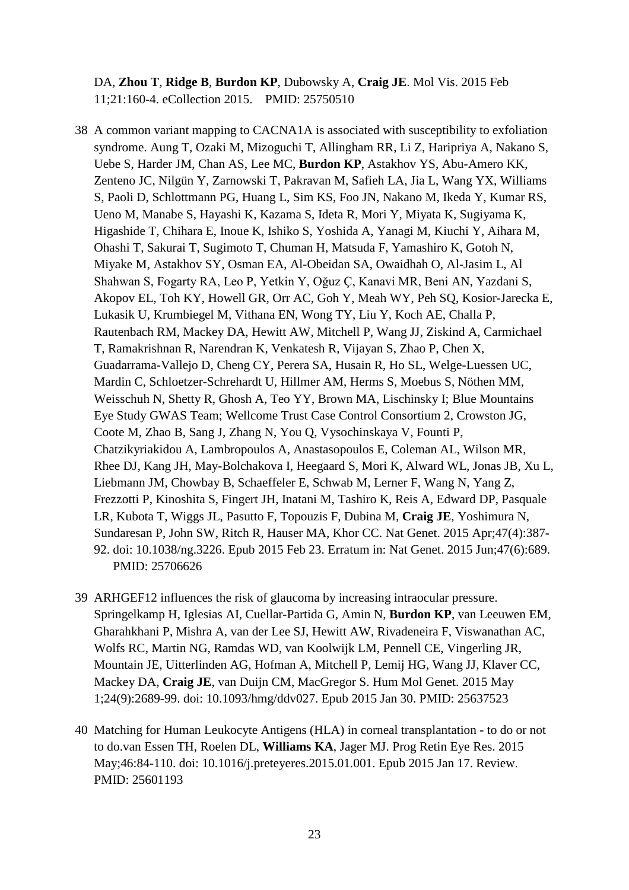DA, **Zhou T**, **Ridge B**, **Burdon KP**, Dubowsky A, **Craig JE**. Mol Vis. 2015 Feb 11;21:160-4. eCollection 2015. PMID: 25750510

38 A common variant mapping to CACNA1A is associated with susceptibility to exfoliation syndrome. Aung T, Ozaki M, Mizoguchi T, Allingham RR, Li Z, Haripriya A, Nakano S, Uebe S, Harder JM, Chan AS, Lee MC, **Burdon KP**, Astakhov YS, Abu-Amero KK, Zenteno JC, Nilgün Y, Zarnowski T, Pakravan M, Safieh LA, Jia L, Wang YX, Williams S, Paoli D, Schlottmann PG, Huang L, Sim KS, Foo JN, Nakano M, Ikeda Y, Kumar RS, Ueno M, Manabe S, Hayashi K, Kazama S, Ideta R, Mori Y, Miyata K, Sugiyama K, Higashide T, Chihara E, Inoue K, Ishiko S, Yoshida A, Yanagi M, Kiuchi Y, Aihara M, Ohashi T, Sakurai T, Sugimoto T, Chuman H, Matsuda F, Yamashiro K, Gotoh N, Miyake M, Astakhov SY, Osman EA, Al-Obeidan SA, Owaidhah O, Al-Jasim L, Al Shahwan S, Fogarty RA, Leo P, Yetkin Y, Oğuz Ç, Kanavi MR, Beni AN, Yazdani S, Akopov EL, Toh KY, Howell GR, Orr AC, Goh Y, Meah WY, Peh SQ, Kosior-Jarecka E, Lukasik U, Krumbiegel M, Vithana EN, Wong TY, Liu Y, Koch AE, Challa P, Rautenbach RM, Mackey DA, Hewitt AW, Mitchell P, Wang JJ, Ziskind A, Carmichael T, Ramakrishnan R, Narendran K, Venkatesh R, Vijayan S, Zhao P, Chen X, Guadarrama-Vallejo D, Cheng CY, Perera SA, Husain R, Ho SL, Welge-Luessen UC, Mardin C, Schloetzer-Schrehardt U, Hillmer AM, Herms S, Moebus S, Nöthen MM, Weisschuh N, Shetty R, Ghosh A, Teo YY, Brown MA, Lischinsky I; Blue Mountains Eye Study GWAS Team; Wellcome Trust Case Control Consortium 2, Crowston JG, Coote M, Zhao B, Sang J, Zhang N, You Q, Vysochinskaya V, Founti P, Chatzikyriakidou A, Lambropoulos A, Anastasopoulos E, Coleman AL, Wilson MR, Rhee DJ, Kang JH, May-Bolchakova I, Heegaard S, Mori K, Alward WL, Jonas JB, Xu L, Liebmann JM, Chowbay B, Schaeffeler E, Schwab M, Lerner F, Wang N, Yang Z, Frezzotti P, Kinoshita S, Fingert JH, Inatani M, Tashiro K, Reis A, Edward DP, Pasquale LR, Kubota T, Wiggs JL, Pasutto F, Topouzis F, Dubina M, **Craig JE**, Yoshimura N, Sundaresan P, John SW, Ritch R, Hauser MA, Khor CC. Nat Genet. 2015 Apr;47(4):387-92. doi: 10.1038/ng.3226. Epub 2015 Feb 23. Erratum in: Nat Genet. 2015 Jun;47(6):689. PMID: 25706626

39 ARHGEF12 influences the risk of glaucoma by increasing intraocular pressure. Springelkamp H, Iglesias AI, Cuellar-Partida G, Amin N, **Burdon KP**, van Leeuwen EM, Gharahkhani P, Mishra A, van der Lee SJ, Hewitt AW, Rivadeneira F, Viswanathan AC, Wolfs RC, Martin NG, Ramdas WD, van Koolwijk LM, Pennell CE, Vingerling JR, Mountain JE, Uitterlinden AG, Hofman A, Mitchell P, Lemij HG, Wang JJ, Klaver CC, Mackey DA, **Craig JE**, van Duijn CM, MacGregor S. Hum Mol Genet. 2015 May 1;24(9):2689-99. doi: 10.1093/hmg/ddv027. Epub 2015 Jan 30. PMID: 25637523

40 Matching for Human Leukocyte Antigens (HLA) in corneal transplantation - to do or not to do.van Essen TH, Roelen DL, **Williams KA**, Jager MJ. Prog Retin Eye Res. 2015 May;46:84-110. doi: 10.1016/j.preteyeres.2015.01.001. Epub 2015 Jan 17. Review. PMID: 25601193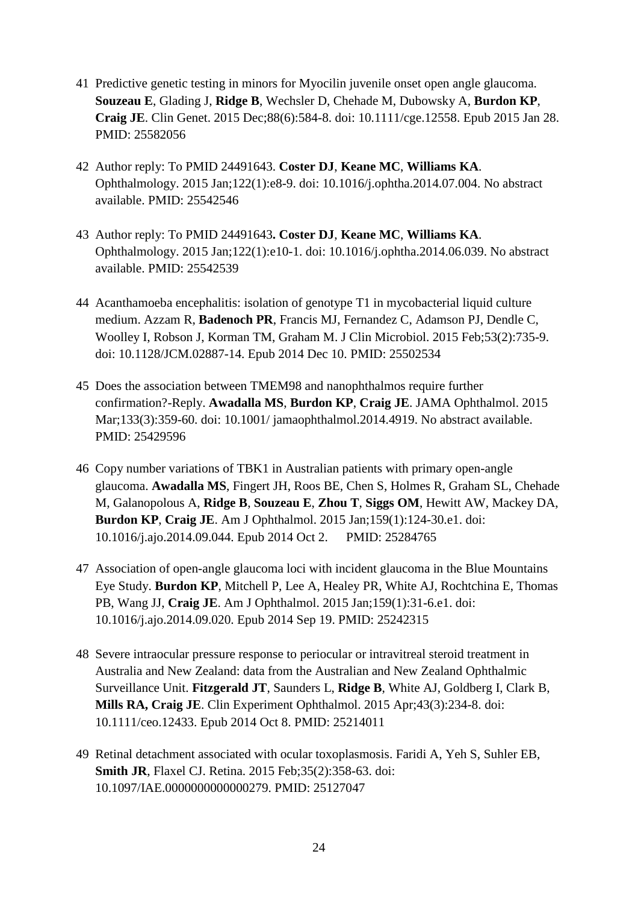41 Predictive genetic testing in minors for Myocilin juvenile onset open angle glaucoma. **Souzeau E**, Glading J, **Ridge B**, Wechsler D, Chehade M, Dubowsky A, **Burdon KP**, **Craig JE**. Clin Genet. 2015 Dec;88(6):584-8. doi: 10.1111/cge.12558. Epub 2015 Jan 28. PMID: 25582056

42 Author reply: To PMID 24491643. **Coster DJ**, **Keane MC**, **Williams KA**. Ophthalmology. 2015 Jan;122(1):e8-9. doi: 10.1016/j.ophtha.2014.07.004. No abstract available. PMID: 25542546

43 Author reply: To PMID 24491643**. Coster DJ**, **Keane MC**, **Williams KA**. Ophthalmology. 2015 Jan;122(1):e10-1. doi: 10.1016/j.ophtha.2014.06.039. No abstract available. PMID: 25542539

44 Acanthamoeba encephalitis: isolation of genotype T1 in mycobacterial liquid culture medium. Azzam R, **Badenoch PR**, Francis MJ, Fernandez C, Adamson PJ, Dendle C, Woolley I, Robson J, Korman TM, Graham M. J Clin Microbiol. 2015 Feb;53(2):735-9. doi: 10.1128/JCM.02887-14. Epub 2014 Dec 10. PMID: 25502534

45 Does the association between TMEM98 and nanophthalmos require further confirmation?-Reply. **Awadalla MS**, **Burdon KP**, **Craig JE**. JAMA Ophthalmol. 2015 Mar;133(3):359-60. doi: 10.1001/ jamaophthalmol.2014.4919. No abstract available. PMID: 25429596

46 Copy number variations of TBK1 in Australian patients with primary open-angle glaucoma. **Awadalla MS**, Fingert JH, Roos BE, Chen S, Holmes R, Graham SL, Chehade M, Galanopolous A, **Ridge B**, **Souzeau E**, **Zhou T**, **Siggs OM**, Hewitt AW, Mackey DA, **Burdon KP**, **Craig JE**. Am J Ophthalmol. 2015 Jan;159(1):124-30.e1. doi: 10.1016/j.ajo.2014.09.044. Epub 2014 Oct 2. PMID: 25284765

47 Association of open-angle glaucoma loci with incident glaucoma in the Blue Mountains Eye Study. **Burdon KP**, Mitchell P, Lee A, Healey PR, White AJ, Rochtchina E, Thomas PB, Wang JJ, **Craig JE**. Am J Ophthalmol. 2015 Jan;159(1):31-6.e1. doi: 10.1016/j.ajo.2014.09.020. Epub 2014 Sep 19. PMID: 25242315

48 Severe intraocular pressure response to periocular or intravitreal steroid treatment in Australia and New Zealand: data from the Australian and New Zealand Ophthalmic Surveillance Unit. **Fitzgerald JT**, Saunders L, **Ridge B**, White AJ, Goldberg I, Clark B, **Mills RA, Craig JE**. Clin Experiment Ophthalmol. 2015 Apr;43(3):234-8. doi: 10.1111/ceo.12433. Epub 2014 Oct 8. PMID: 25214011

49 Retinal detachment associated with ocular toxoplasmosis. Faridi A, Yeh S, Suhler EB, **Smith JR**, Flaxel CJ. Retina. 2015 Feb;35(2):358-63. doi: 10.1097/IAE.0000000000000279. PMID: 25127047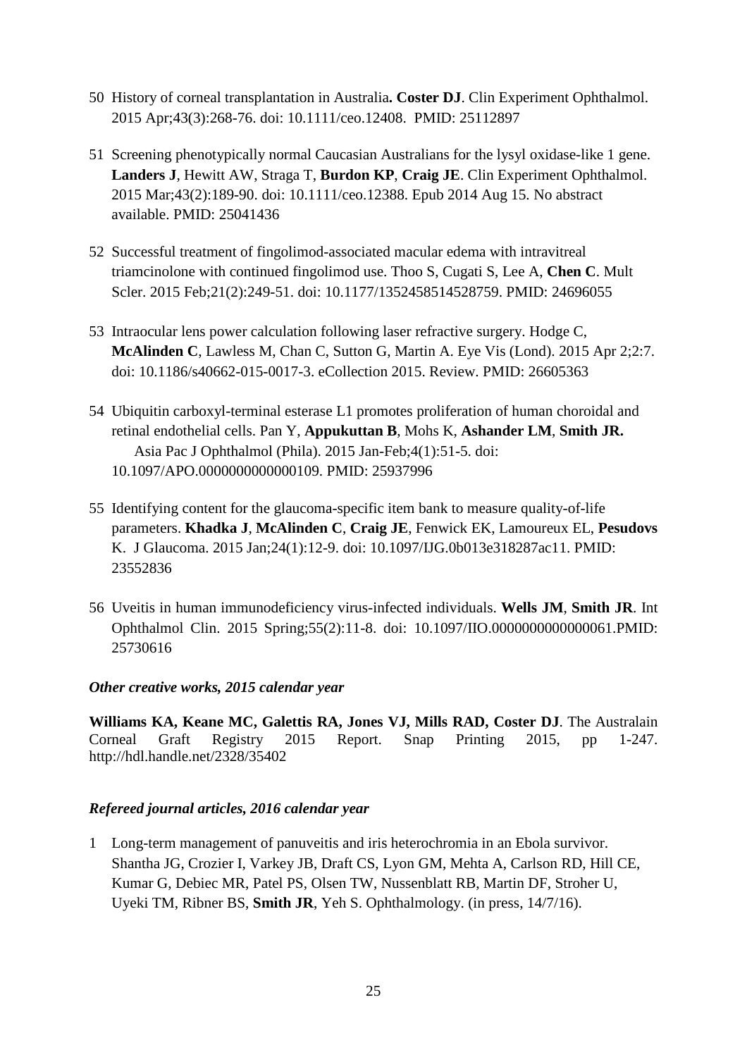50 History of corneal transplantation in Australia**. Coster DJ**. Clin Experiment Ophthalmol. 2015 Apr;43(3):268-76. doi: 10.1111/ceo.12408. PMID: 25112897

51 Screening phenotypically normal Caucasian Australians for the lysyl oxidase-like 1 gene. **Landers J**, Hewitt AW, Straga T, **Burdon KP**, **Craig JE**. Clin Experiment Ophthalmol. 2015 Mar;43(2):189-90. doi: 10.1111/ceo.12388. Epub 2014 Aug 15. No abstract available. PMID: 25041436

52 Successful treatment of fingolimod-associated macular edema with intravitreal triamcinolone with continued fingolimod use. Thoo S, Cugati S, Lee A, **Chen C**. Mult Scler. 2015 Feb;21(2):249-51. doi: 10.1177/1352458514528759. PMID: 24696055

53 Intraocular lens power calculation following laser refractive surgery. Hodge C, **McAlinden C**, Lawless M, Chan C, Sutton G, Martin A. Eye Vis (Lond). 2015 Apr 2;2:7. doi: 10.1186/s40662-015-0017-3. eCollection 2015. Review. PMID: 26605363

54 Ubiquitin carboxyl-terminal esterase L1 promotes proliferation of human choroidal and retinal endothelial cells. Pan Y, **Appukuttan B**, Mohs K, **Ashander LM**, **Smith JR.** Asia Pac J Ophthalmol (Phila). 2015 Jan-Feb;4(1):51-5. doi: 10.1097/APO.0000000000000109. PMID: 25937996

55 Identifying content for the glaucoma-specific item bank to measure quality-of-life parameters. **Khadka J**, **McAlinden C**, **Craig JE**, Fenwick EK, Lamoureux EL, **Pesudovs** K. J Glaucoma. 2015 Jan;24(1):12-9. doi: 10.1097/IJG.0b013e318287ac11. PMID: 23552836

56 Uveitis in human immunodeficiency virus-infected individuals. **Wells JM**, **Smith JR**. Int Ophthalmol Clin. 2015 Spring;55(2):11-8. doi: 10.1097/IIO.0000000000000061.PMID: 25730616

### *Other creative works, 2015 calendar year*

**Williams KA, Keane MC, Galettis RA, Jones VJ, Mills RAD, Coster DJ**. The Australain Corneal Graft Registry 2015 Report. Snap Printing 2015, pp 1-247. http://hdl.handle.net/2328/35402

### *Refereed journal articles, 2016 calendar year*

1 Long-term management of panuveitis and iris heterochromia in an Ebola survivor. Shantha JG, Crozier I, Varkey JB, Draft CS, Lyon GM, Mehta A, Carlson RD, Hill CE, Kumar G, Debiec MR, Patel PS, Olsen TW, Nussenblatt RB, Martin DF, Stroher U, Uyeki TM, Ribner BS, **Smith JR**, Yeh S. Ophthalmology. (in press, 14/7/16).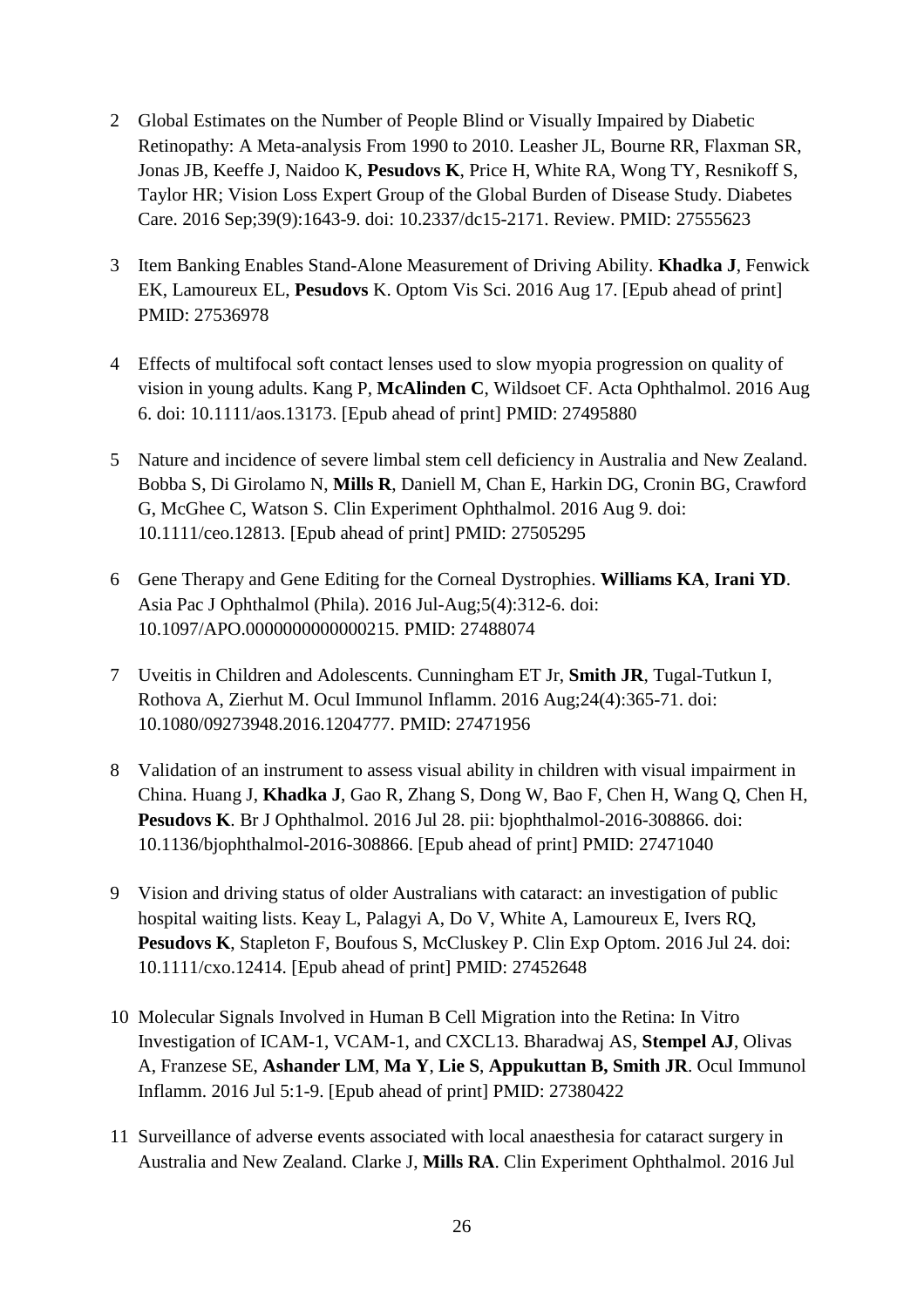2 Global Estimates on the Number of People Blind or Visually Impaired by Diabetic Retinopathy: A Meta-analysis From 1990 to 2010. Leasher JL, Bourne RR, Flaxman SR, Jonas JB, Keeffe J, Naidoo K, **Pesudovs K**, Price H, White RA, Wong TY, Resnikoff S, Taylor HR; Vision Loss Expert Group of the Global Burden of Disease Study. Diabetes Care. 2016 Sep;39(9):1643-9. doi: 10.2337/dc15-2171. Review. PMID: 27555623

3 Item Banking Enables Stand-Alone Measurement of Driving Ability. **Khadka J**, Fenwick EK, Lamoureux EL, **Pesudovs** K. Optom Vis Sci. 2016 Aug 17. [Epub ahead of print] PMID: 27536978

4 Effects of multifocal soft contact lenses used to slow myopia progression on quality of vision in young adults. Kang P, **McAlinden C**, Wildsoet CF. Acta Ophthalmol. 2016 Aug 6. doi: 10.1111/aos.13173. [Epub ahead of print] PMID: 27495880

5 Nature and incidence of severe limbal stem cell deficiency in Australia and New Zealand. Bobba S, Di Girolamo N, **Mills R**, Daniell M, Chan E, Harkin DG, Cronin BG, Crawford G, McGhee C, Watson S. Clin Experiment Ophthalmol. 2016 Aug 9. doi: 10.1111/ceo.12813. [Epub ahead of print] PMID: 27505295

6 Gene Therapy and Gene Editing for the Corneal Dystrophies. **Williams KA**, **Irani YD**. Asia Pac J Ophthalmol (Phila). 2016 Jul-Aug;5(4):312-6. doi: 10.1097/APO.0000000000000215. PMID: 27488074

7 Uveitis in Children and Adolescents. Cunningham ET Jr, **Smith JR**, Tugal-Tutkun I, Rothova A, Zierhut M. Ocul Immunol Inflamm. 2016 Aug;24(4):365-71. doi: 10.1080/09273948.2016.1204777. PMID: 27471956

8 Validation of an instrument to assess visual ability in children with visual impairment in China. Huang J, **Khadka J**, Gao R, Zhang S, Dong W, Bao F, Chen H, Wang Q, Chen H, **Pesudovs K**. Br J Ophthalmol. 2016 Jul 28. pii: bjophthalmol-2016-308866. doi: 10.1136/bjophthalmol-2016-308866. [Epub ahead of print] PMID: 27471040

9 Vision and driving status of older Australians with cataract: an investigation of public hospital waiting lists. Keay L, Palagyi A, Do V, White A, Lamoureux E, Ivers RQ, **Pesudovs K**, Stapleton F, Boufous S, McCluskey P. Clin Exp Optom. 2016 Jul 24. doi: 10.1111/cxo.12414. [Epub ahead of print] PMID: 27452648

10 Molecular Signals Involved in Human B Cell Migration into the Retina: In Vitro Investigation of ICAM-1, VCAM-1, and CXCL13. Bharadwaj AS, **Stempel AJ**, Olivas A, Franzese SE, **Ashander LM**, **Ma Y**, **Lie S**, **Appukuttan B, Smith JR**. Ocul Immunol Inflamm. 2016 Jul 5:1-9. [Epub ahead of print] PMID: 27380422

11 Surveillance of adverse events associated with local anaesthesia for cataract surgery in Australia and New Zealand. Clarke J, **Mills RA**. Clin Experiment Ophthalmol. 2016 Jul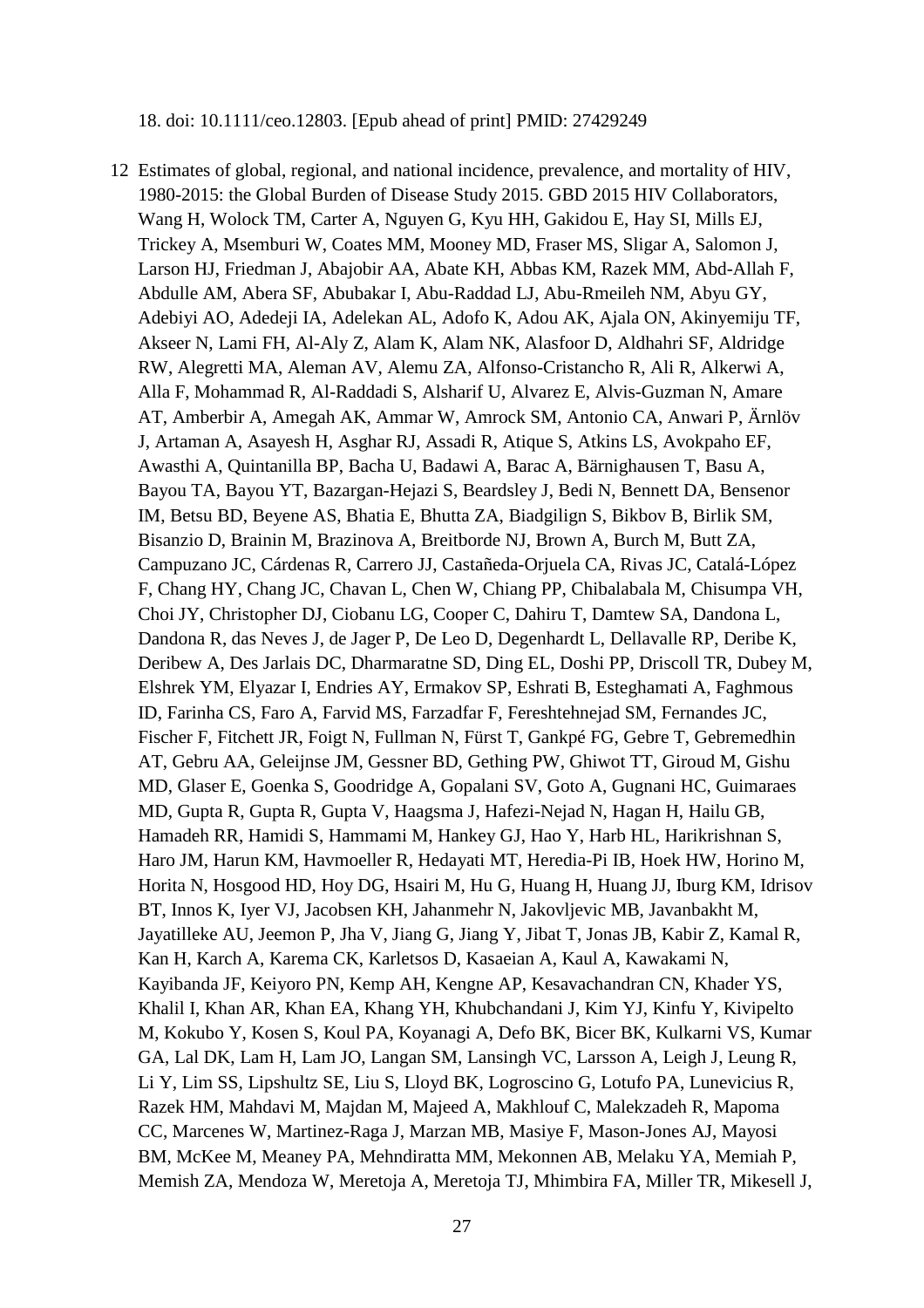18. doi: 10.1111/ceo.12803. [Epub ahead of print] PMID: 27429249

12 Estimates of global, regional, and national incidence, prevalence, and mortality of HIV, 1980-2015: the Global Burden of Disease Study 2015. GBD 2015 HIV Collaborators, Wang H, Wolock TM, Carter A, Nguyen G, Kyu HH, Gakidou E, Hay SI, Mills EJ, Trickey A, Msemburi W, Coates MM, Mooney MD, Fraser MS, Sligar A, Salomon J, Larson HJ, Friedman J, Abajobir AA, Abate KH, Abbas KM, Razek MM, Abd-Allah F, Abdulle AM, Abera SF, Abubakar I, Abu-Raddad LJ, Abu-Rmeileh NM, Abyu GY, Adebiyi AO, Adedeji IA, Adelekan AL, Adofo K, Adou AK, Ajala ON, Akinyemiju TF, Akseer N, Lami FH, Al-Aly Z, Alam K, Alam NK, Alasfoor D, Aldhahri SF, Aldridge RW, Alegretti MA, Aleman AV, Alemu ZA, Alfonso-Cristancho R, Ali R, Alkerwi A, Alla F, Mohammad R, Al-Raddadi S, Alsharif U, Alvarez E, Alvis-Guzman N, Amare AT, Amberbir A, Amegah AK, Ammar W, Amrock SM, Antonio CA, Anwari P, Ärnlöv J, Artaman A, Asayesh H, Asghar RJ, Assadi R, Atique S, Atkins LS, Avokpaho EF, Awasthi A, Quintanilla BP, Bacha U, Badawi A, Barac A, Bärnighausen T, Basu A, Bayou TA, Bayou YT, Bazargan-Hejazi S, Beardsley J, Bedi N, Bennett DA, Bensenor IM, Betsu BD, Beyene AS, Bhatia E, Bhutta ZA, Biadgilign S, Bikbov B, Birlik SM, Bisanzio D, Brainin M, Brazinova A, Breitborde NJ, Brown A, Burch M, Butt ZA, Campuzano JC, Cárdenas R, Carrero JJ, Castañeda-Orjuela CA, Rivas JC, Catalá-López F, Chang HY, Chang JC, Chavan L, Chen W, Chiang PP, Chibalabala M, Chisumpa VH, Choi JY, Christopher DJ, Ciobanu LG, Cooper C, Dahiru T, Damtew SA, Dandona L, Dandona R, das Neves J, de Jager P, De Leo D, Degenhardt L, Dellavalle RP, Deribe K, Deribew A, Des Jarlais DC, Dharmaratne SD, Ding EL, Doshi PP, Driscoll TR, Dubey M, Elshrek YM, Elyazar I, Endries AY, Ermakov SP, Eshrati B, Esteghamati A, Faghmous ID, Farinha CS, Faro A, Farvid MS, Farzadfar F, Fereshtehnejad SM, Fernandes JC, Fischer F, Fitchett JR, Foigt N, Fullman N, Fürst T, Gankpé FG, Gebre T, Gebremedhin AT, Gebru AA, Geleijnse JM, Gessner BD, Gething PW, Ghiwot TT, Giroud M, Gishu MD, Glaser E, Goenka S, Goodridge A, Gopalani SV, Goto A, Gugnani HC, Guimaraes MD, Gupta R, Gupta R, Gupta V, Haagsma J, Hafezi-Nejad N, Hagan H, Hailu GB, Hamadeh RR, Hamidi S, Hammami M, Hankey GJ, Hao Y, Harb HL, Harikrishnan S, Haro JM, Harun KM, Havmoeller R, Hedayati MT, Heredia-Pi IB, Hoek HW, Horino M, Horita N, Hosgood HD, Hoy DG, Hsairi M, Hu G, Huang H, Huang JJ, Iburg KM, Idrisov BT, Innos K, Iyer VJ, Jacobsen KH, Jahanmehr N, Jakovljevic MB, Javanbakht M, Jayatilleke AU, Jeemon P, Jha V, Jiang G, Jiang Y, Jibat T, Jonas JB, Kabir Z, Kamal R, Kan H, Karch A, Karema CK, Karletsos D, Kasaeian A, Kaul A, Kawakami N, Kayibanda JF, Keiyoro PN, Kemp AH, Kengne AP, Kesavachandran CN, Khader YS, Khalil I, Khan AR, Khan EA, Khang YH, Khubchandani J, Kim YJ, Kinfu Y, Kivipelto M, Kokubo Y, Kosen S, Koul PA, Koyanagi A, Defo BK, Bicer BK, Kulkarni VS, Kumar GA, Lal DK, Lam H, Lam JO, Langan SM, Lansingh VC, Larsson A, Leigh J, Leung R, Li Y, Lim SS, Lipshultz SE, Liu S, Lloyd BK, Logroscino G, Lotufo PA, Lunevicius R, Razek HM, Mahdavi M, Majdan M, Majeed A, Makhlouf C, Malekzadeh R, Mapoma CC, Marcenes W, Martinez-Raga J, Marzan MB, Masiye F, Mason-Jones AJ, Mayosi BM, McKee M, Meaney PA, Mehndiratta MM, Mekonnen AB, Melaku YA, Memiah P, Memish ZA, Mendoza W, Meretoja A, Meretoja TJ, Mhimbira FA, Miller TR, Mikesell J,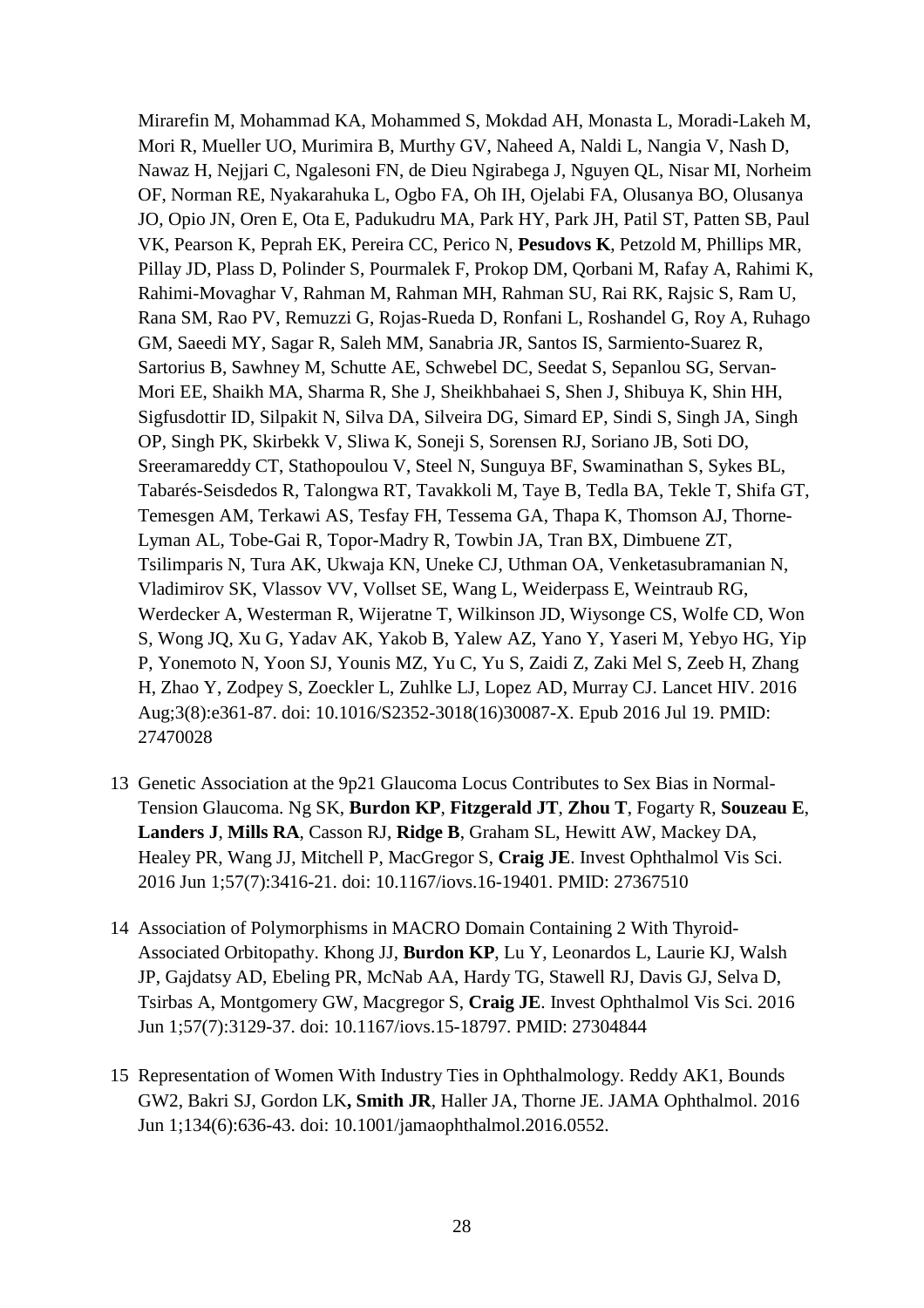Mirarefin M, Mohammad KA, Mohammed S, Mokdad AH, Monasta L, Moradi-Lakeh M, Mori R, Mueller UO, Murimira B, Murthy GV, Naheed A, Naldi L, Nangia V, Nash D, Nawaz H, Nejjari C, Ngalesoni FN, de Dieu Ngirabega J, Nguyen QL, Nisar MI, Norheim OF, Norman RE, Nyakarahuka L, Ogbo FA, Oh IH, Ojelabi FA, Olusanya BO, Olusanya JO, Opio JN, Oren E, Ota E, Padukudru MA, Park HY, Park JH, Patil ST, Patten SB, Paul VK, Pearson K, Peprah EK, Pereira CC, Perico N, **Pesudovs K**, Petzold M, Phillips MR, Pillay JD, Plass D, Polinder S, Pourmalek F, Prokop DM, Qorbani M, Rafay A, Rahimi K, Rahimi-Movaghar V, Rahman M, Rahman MH, Rahman SU, Rai RK, Rajsic S, Ram U, Rana SM, Rao PV, Remuzzi G, Rojas-Rueda D, Ronfani L, Roshandel G, Roy A, Ruhago GM, Saeedi MY, Sagar R, Saleh MM, Sanabria JR, Santos IS, Sarmiento-Suarez R, Sartorius B, Sawhney M, Schutte AE, Schwebel DC, Seedat S, Sepanlou SG, Servan-Mori EE, Shaikh MA, Sharma R, She J, Sheikhbahaei S, Shen J, Shibuya K, Shin HH, Sigfusdottir ID, Silpakit N, Silva DA, Silveira DG, Simard EP, Sindi S, Singh JA, Singh OP, Singh PK, Skirbekk V, Sliwa K, Soneji S, Sorensen RJ, Soriano JB, Soti DO, Sreeramareddy CT, Stathopoulou V, Steel N, Sunguya BF, Swaminathan S, Sykes BL, Tabarés-Seisdedos R, Talongwa RT, Tavakkoli M, Taye B, Tedla BA, Tekle T, Shifa GT, Temesgen AM, Terkawi AS, Tesfay FH, Tessema GA, Thapa K, Thomson AJ, Thorne-Lyman AL, Tobe-Gai R, Topor-Madry R, Towbin JA, Tran BX, Dimbuene ZT, Tsilimparis N, Tura AK, Ukwaja KN, Uneke CJ, Uthman OA, Venketasubramanian N, Vladimirov SK, Vlassov VV, Vollset SE, Wang L, Weiderpass E, Weintraub RG, Werdecker A, Westerman R, Wijeratne T, Wilkinson JD, Wiysonge CS, Wolfe CD, Won S, Wong JQ, Xu G, Yadav AK, Yakob B, Yalew AZ, Yano Y, Yaseri M, Yebyo HG, Yip P, Yonemoto N, Yoon SJ, Younis MZ, Yu C, Yu S, Zaidi Z, Zaki Mel S, Zeeb H, Zhang H, Zhao Y, Zodpey S, Zoeckler L, Zuhlke LJ, Lopez AD, Murray CJ. Lancet HIV. 2016 Aug;3(8):e361-87. doi: 10.1016/S2352-3018(16)30087-X. Epub 2016 Jul 19. PMID: 27470028

13 Genetic Association at the 9p21 Glaucoma Locus Contributes to Sex Bias in Normal-Tension Glaucoma. Ng SK, **Burdon KP**, **Fitzgerald JT**, **Zhou T**, Fogarty R, **Souzeau E**, **Landers J**, **Mills RA**, Casson RJ, **Ridge B**, Graham SL, Hewitt AW, Mackey DA, Healey PR, Wang JJ, Mitchell P, MacGregor S, **Craig JE**. Invest Ophthalmol Vis Sci. 2016 Jun 1;57(7):3416-21. doi: 10.1167/iovs.16-19401. PMID: 27367510

14 Association of Polymorphisms in MACRO Domain Containing 2 With Thyroid-Associated Orbitopathy. Khong JJ, **Burdon KP**, Lu Y, Leonardos L, Laurie KJ, Walsh JP, Gajdatsy AD, Ebeling PR, McNab AA, Hardy TG, Stawell RJ, Davis GJ, Selva D, Tsirbas A, Montgomery GW, Macgregor S, **Craig JE**. Invest Ophthalmol Vis Sci. 2016 Jun 1;57(7):3129-37. doi: 10.1167/iovs.15-18797. PMID: 27304844

15 Representation of Women With Industry Ties in Ophthalmology. Reddy AK1, Bounds GW2, Bakri SJ, Gordon LK**, Smith JR**, Haller JA, Thorne JE. JAMA Ophthalmol. 2016 Jun 1;134(6):636-43. doi: 10.1001/jamaophthalmol.2016.0552.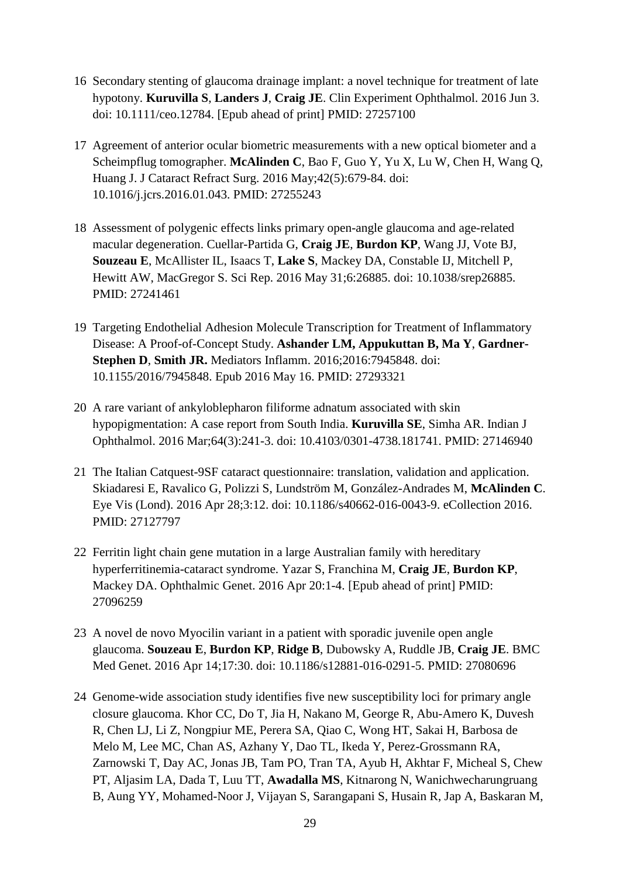16 Secondary stenting of glaucoma drainage implant: a novel technique for treatment of late hypotony. **Kuruvilla S**, **Landers J**, **Craig JE**. Clin Experiment Ophthalmol. 2016 Jun 3. doi: 10.1111/ceo.12784. [Epub ahead of print] PMID: 27257100

17 Agreement of anterior ocular biometric measurements with a new optical biometer and a Scheimpflug tomographer. **McAlinden C**, Bao F, Guo Y, Yu X, Lu W, Chen H, Wang Q, Huang J. J Cataract Refract Surg. 2016 May;42(5):679-84. doi: 10.1016/j.jcrs.2016.01.043. PMID: 27255243

18 Assessment of polygenic effects links primary open-angle glaucoma and age-related macular degeneration. Cuellar-Partida G, **Craig JE**, **Burdon KP**, Wang JJ, Vote BJ, **Souzeau E**, McAllister IL, Isaacs T, **Lake S**, Mackey DA, Constable IJ, Mitchell P, Hewitt AW, MacGregor S. Sci Rep. 2016 May 31;6:26885. doi: 10.1038/srep26885. PMID: 27241461

19 Targeting Endothelial Adhesion Molecule Transcription for Treatment of Inflammatory Disease: A Proof-of-Concept Study. **Ashander LM, Appukuttan B, Ma Y**, **Gardner-Stephen D**, **Smith JR.** Mediators Inflamm. 2016;2016:7945848. doi: 10.1155/2016/7945848. Epub 2016 May 16. PMID: 27293321

20 A rare variant of ankyloblepharon filiforme adnatum associated with skin hypopigmentation: A case report from South India. **Kuruvilla SE**, Simha AR. Indian J Ophthalmol. 2016 Mar;64(3):241-3. doi: 10.4103/0301-4738.181741. PMID: 27146940

21 The Italian Catquest-9SF cataract questionnaire: translation, validation and application. Skiadaresi E, Ravalico G, Polizzi S, Lundström M, González-Andrades M, **McAlinden C**. Eye Vis (Lond). 2016 Apr 28;3:12. doi: 10.1186/s40662-016-0043-9. eCollection 2016. PMID: 27127797

22 Ferritin light chain gene mutation in a large Australian family with hereditary hyperferritinemia-cataract syndrome. Yazar S, Franchina M, **Craig JE**, **Burdon KP**, Mackey DA. Ophthalmic Genet. 2016 Apr 20:1-4. [Epub ahead of print] PMID: 27096259

23 A novel de novo Myocilin variant in a patient with sporadic juvenile open angle glaucoma. **Souzeau E**, **Burdon KP**, **Ridge B**, Dubowsky A, Ruddle JB, **Craig JE**. BMC Med Genet. 2016 Apr 14;17:30. doi: 10.1186/s12881-016-0291-5. PMID: 27080696

24 Genome-wide association study identifies five new susceptibility loci for primary angle closure glaucoma. Khor CC, Do T, Jia H, Nakano M, George R, Abu-Amero K, Duvesh R, Chen LJ, Li Z, Nongpiur ME, Perera SA, Qiao C, Wong HT, Sakai H, Barbosa de Melo M, Lee MC, Chan AS, Azhany Y, Dao TL, Ikeda Y, Perez-Grossmann RA, Zarnowski T, Day AC, Jonas JB, Tam PO, Tran TA, Ayub H, Akhtar F, Micheal S, Chew PT, Aljasim LA, Dada T, Luu TT, **Awadalla MS**, Kitnarong N, Wanichwecharungruang B, Aung YY, Mohamed-Noor J, Vijayan S, Sarangapani S, Husain R, Jap A, Baskaran M,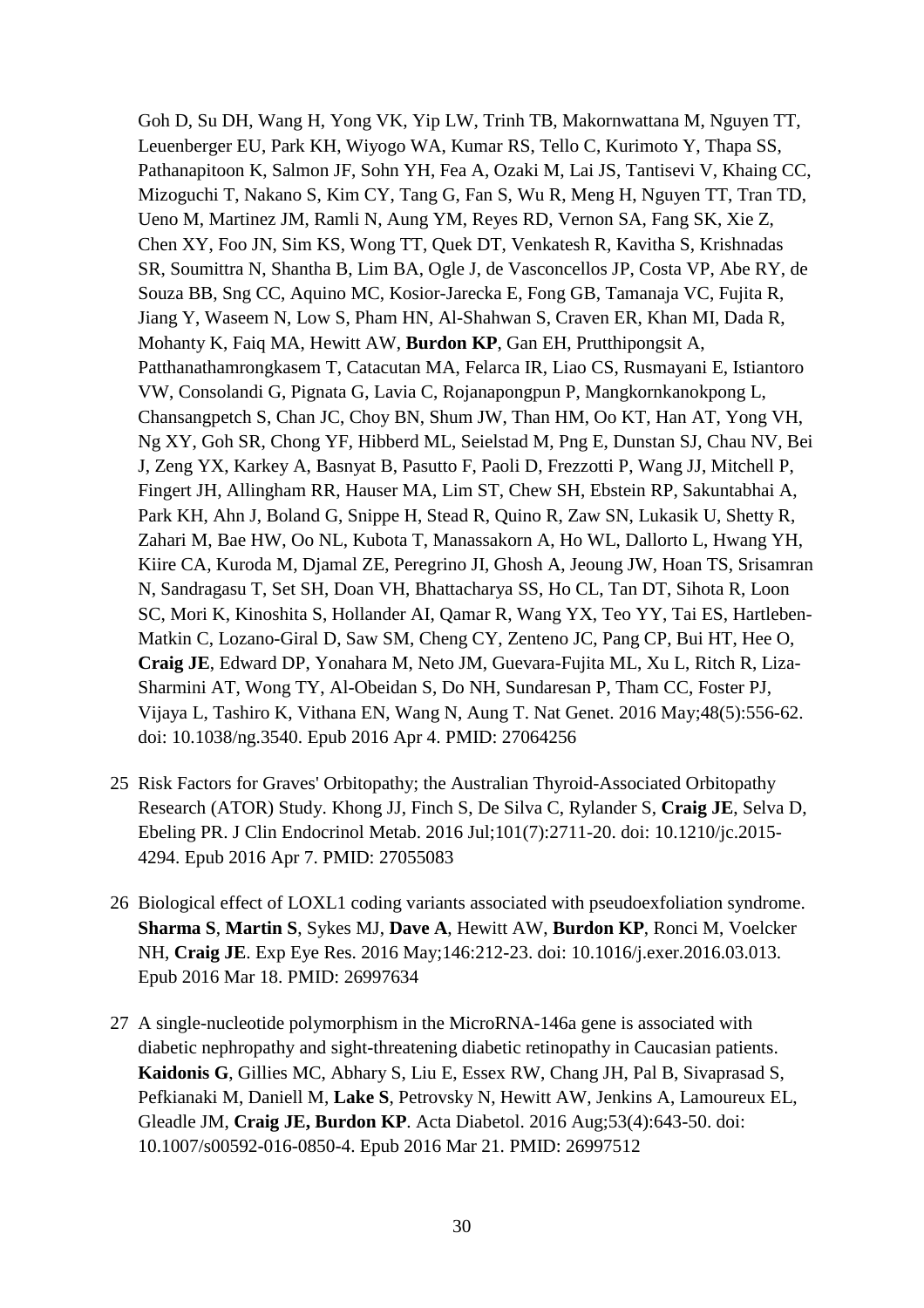Goh D, Su DH, Wang H, Yong VK, Yip LW, Trinh TB, Makornwattana M, Nguyen TT, Leuenberger EU, Park KH, Wiyogo WA, Kumar RS, Tello C, Kurimoto Y, Thapa SS, Pathanapitoon K, Salmon JF, Sohn YH, Fea A, Ozaki M, Lai JS, Tantisevi V, Khaing CC, Mizoguchi T, Nakano S, Kim CY, Tang G, Fan S, Wu R, Meng H, Nguyen TT, Tran TD, Ueno M, Martinez JM, Ramli N, Aung YM, Reyes RD, Vernon SA, Fang SK, Xie Z, Chen XY, Foo JN, Sim KS, Wong TT, Quek DT, Venkatesh R, Kavitha S, Krishnadas SR, Soumittra N, Shantha B, Lim BA, Ogle J, de Vasconcellos JP, Costa VP, Abe RY, de Souza BB, Sng CC, Aquino MC, Kosior-Jarecka E, Fong GB, Tamanaja VC, Fujita R, Jiang Y, Waseem N, Low S, Pham HN, Al-Shahwan S, Craven ER, Khan MI, Dada R, Mohanty K, Faiq MA, Hewitt AW, **Burdon KP**, Gan EH, Prutthipongsit A, Patthanathamrongkasem T, Catacutan MA, Felarca IR, Liao CS, Rusmayani E, Istiantoro VW, Consolandi G, Pignata G, Lavia C, Rojanapongpun P, Mangkornkanokpong L, Chansangpetch S, Chan JC, Choy BN, Shum JW, Than HM, Oo KT, Han AT, Yong VH, Ng XY, Goh SR, Chong YF, Hibberd ML, Seielstad M, Png E, Dunstan SJ, Chau NV, Bei J, Zeng YX, Karkey A, Basnyat B, Pasutto F, Paoli D, Frezzotti P, Wang JJ, Mitchell P, Fingert JH, Allingham RR, Hauser MA, Lim ST, Chew SH, Ebstein RP, Sakuntabhai A, Park KH, Ahn J, Boland G, Snippe H, Stead R, Quino R, Zaw SN, Lukasik U, Shetty R, Zahari M, Bae HW, Oo NL, Kubota T, Manassakorn A, Ho WL, Dallorto L, Hwang YH, Kiire CA, Kuroda M, Djamal ZE, Peregrino JI, Ghosh A, Jeoung JW, Hoan TS, Srisamran N, Sandragasu T, Set SH, Doan VH, Bhattacharya SS, Ho CL, Tan DT, Sihota R, Loon SC, Mori K, Kinoshita S, Hollander AI, Qamar R, Wang YX, Teo YY, Tai ES, Hartleben-Matkin C, Lozano-Giral D, Saw SM, Cheng CY, Zenteno JC, Pang CP, Bui HT, Hee O, **Craig JE**, Edward DP, Yonahara M, Neto JM, Guevara-Fujita ML, Xu L, Ritch R, Liza-Sharmini AT, Wong TY, Al-Obeidan S, Do NH, Sundaresan P, Tham CC, Foster PJ, Vijaya L, Tashiro K, Vithana EN, Wang N, Aung T. Nat Genet. 2016 May;48(5):556-62. doi: 10.1038/ng.3540. Epub 2016 Apr 4. PMID: 27064256

25 Risk Factors for Graves' Orbitopathy; the Australian Thyroid-Associated Orbitopathy Research (ATOR) Study. Khong JJ, Finch S, De Silva C, Rylander S, **Craig JE**, Selva D, Ebeling PR. J Clin Endocrinol Metab. 2016 Jul;101(7):2711-20. doi: 10.1210/jc.2015-4294. Epub 2016 Apr 7. PMID: 27055083

26 Biological effect of LOXL1 coding variants associated with pseudoexfoliation syndrome. **Sharma S**, **Martin S**, Sykes MJ, **Dave A**, Hewitt AW, **Burdon KP**, Ronci M, Voelcker NH, **Craig JE**. Exp Eye Res. 2016 May;146:212-23. doi: 10.1016/j.exer.2016.03.013. Epub 2016 Mar 18. PMID: 26997634

27 A single-nucleotide polymorphism in the MicroRNA-146a gene is associated with diabetic nephropathy and sight-threatening diabetic retinopathy in Caucasian patients. **Kaidonis G**, Gillies MC, Abhary S, Liu E, Essex RW, Chang JH, Pal B, Sivaprasad S, Pefkianaki M, Daniell M, **Lake S**, Petrovsky N, Hewitt AW, Jenkins A, Lamoureux EL, Gleadle JM, **Craig JE, Burdon KP**. Acta Diabetol. 2016 Aug;53(4):643-50. doi: 10.1007/s00592-016-0850-4. Epub 2016 Mar 21. PMID: 26997512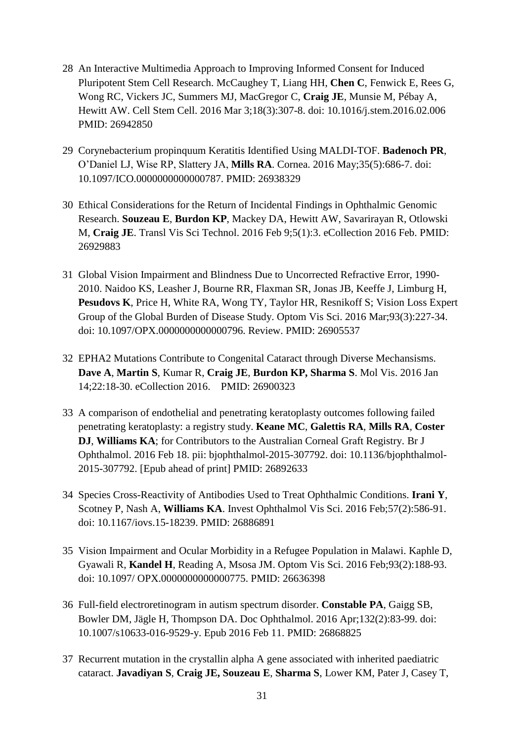28 An Interactive Multimedia Approach to Improving Informed Consent for Induced Pluripotent Stem Cell Research. McCaughey T, Liang HH, **Chen C**, Fenwick E, Rees G, Wong RC, Vickers JC, Summers MJ, MacGregor C, **Craig JE**, Munsie M, Pébay A, Hewitt AW. Cell Stem Cell. 2016 Mar 3;18(3):307-8. doi: 10.1016/j.stem.2016.02.006 PMID: 26942850

29 Corynebacterium propinquum Keratitis Identified Using MALDI-TOF. **Badenoch PR**, O'Daniel LJ, Wise RP, Slattery JA, **Mills RA**. Cornea. 2016 May;35(5):686-7. doi: 10.1097/ICO.0000000000000787. PMID: 26938329

30 Ethical Considerations for the Return of Incidental Findings in Ophthalmic Genomic Research. **Souzeau E**, **Burdon KP**, Mackey DA, Hewitt AW, Savarirayan R, Otlowski M, **Craig JE**. Transl Vis Sci Technol. 2016 Feb 9;5(1):3. eCollection 2016 Feb. PMID: 26929883

31 Global Vision Impairment and Blindness Due to Uncorrected Refractive Error, 1990-2010. Naidoo KS, Leasher J, Bourne RR, Flaxman SR, Jonas JB, Keeffe J, Limburg H, **Pesudovs K**, Price H, White RA, Wong TY, Taylor HR, Resnikoff S; Vision Loss Expert Group of the Global Burden of Disease Study. Optom Vis Sci. 2016 Mar;93(3):227-34. doi: 10.1097/OPX.0000000000000796. Review. PMID: 26905537

32 EPHA2 Mutations Contribute to Congenital Cataract through Diverse Mechansisms. **Dave A**, **Martin S**, Kumar R, **Craig JE**, **Burdon KP, Sharma S**. Mol Vis. 2016 Jan 14;22:18-30. eCollection 2016. PMID: 26900323

33 A comparison of endothelial and penetrating keratoplasty outcomes following failed penetrating keratoplasty: a registry study. **Keane MC**, **Galettis RA**, **Mills RA**, **Coster DJ**, **Williams KA**; for Contributors to the Australian Corneal Graft Registry. Br J Ophthalmol. 2016 Feb 18. pii: bjophthalmol-2015-307792. doi: 10.1136/bjophthalmol-2015-307792. [Epub ahead of print] PMID: 26892633

34 Species Cross-Reactivity of Antibodies Used to Treat Ophthalmic Conditions. **Irani Y**, Scotney P, Nash A, **Williams KA**. Invest Ophthalmol Vis Sci. 2016 Feb;57(2):586-91. doi: 10.1167/iovs.15-18239. PMID: 26886891

35 Vision Impairment and Ocular Morbidity in a Refugee Population in Malawi. Kaphle D, Gyawali R, **Kandel H**, Reading A, Msosa JM. Optom Vis Sci. 2016 Feb;93(2):188-93. doi: 10.1097/ OPX.0000000000000775. PMID: 26636398

36 Full-field electroretinogram in autism spectrum disorder. **Constable PA**, Gaigg SB, Bowler DM, Jägle H, Thompson DA. Doc Ophthalmol. 2016 Apr;132(2):83-99. doi: 10.1007/s10633-016-9529-y. Epub 2016 Feb 11. PMID: 26868825

37 Recurrent mutation in the crystallin alpha A gene associated with inherited paediatric cataract. **Javadiyan S**, **Craig JE, Souzeau E**, **Sharma S**, Lower KM, Pater J, Casey T,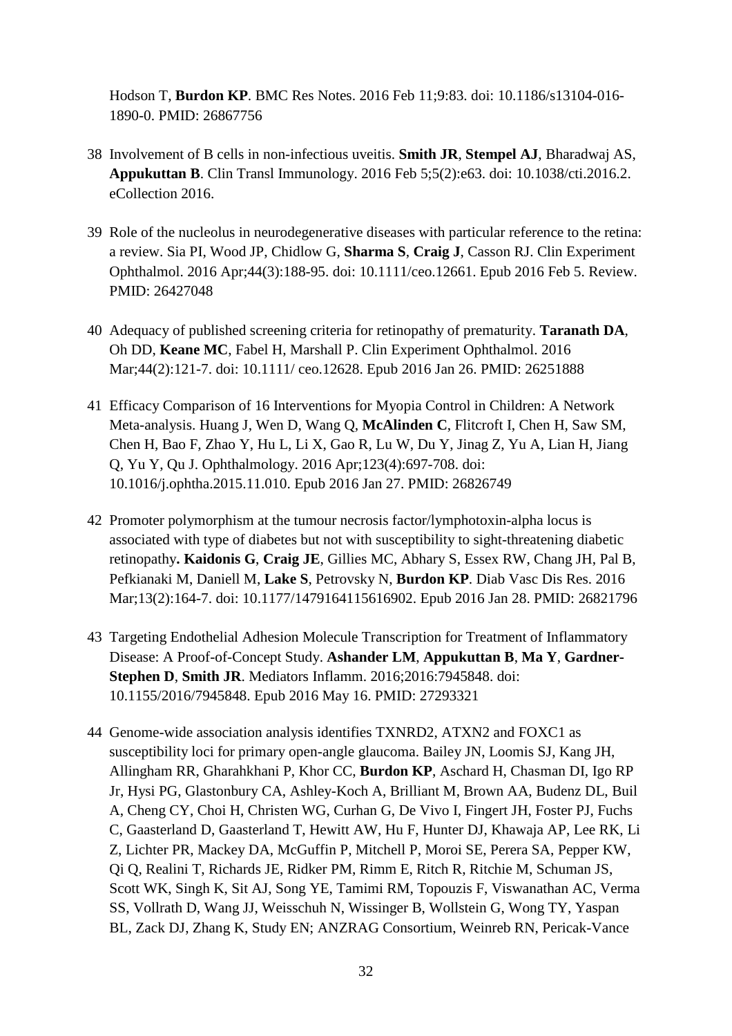Hodson T, **Burdon KP**. BMC Res Notes. 2016 Feb 11;9:83. doi: 10.1186/s13104-016-1890-0. PMID: 26867756

38 Involvement of B cells in non-infectious uveitis. **Smith JR**, **Stempel AJ**, Bharadwaj AS, **Appukuttan B**. Clin Transl Immunology. 2016 Feb 5;5(2):e63. doi: 10.1038/cti.2016.2. eCollection 2016.

39 Role of the nucleolus in neurodegenerative diseases with particular reference to the retina: a review. Sia PI, Wood JP, Chidlow G, **Sharma S**, **Craig J**, Casson RJ. Clin Experiment Ophthalmol. 2016 Apr;44(3):188-95. doi: 10.1111/ceo.12661. Epub 2016 Feb 5. Review. PMID: 26427048

40 Adequacy of published screening criteria for retinopathy of prematurity. **Taranath DA**, Oh DD, **Keane MC**, Fabel H, Marshall P. Clin Experiment Ophthalmol. 2016 Mar;44(2):121-7. doi: 10.1111/ ceo.12628. Epub 2016 Jan 26. PMID: 26251888

41 Efficacy Comparison of 16 Interventions for Myopia Control in Children: A Network Meta-analysis. Huang J, Wen D, Wang Q, **McAlinden C**, Flitcroft I, Chen H, Saw SM, Chen H, Bao F, Zhao Y, Hu L, Li X, Gao R, Lu W, Du Y, Jinag Z, Yu A, Lian H, Jiang Q, Yu Y, Qu J. Ophthalmology. 2016 Apr;123(4):697-708. doi: 10.1016/j.ophtha.2015.11.010. Epub 2016 Jan 27. PMID: 26826749

42 Promoter polymorphism at the tumour necrosis factor/lymphotoxin-alpha locus is associated with type of diabetes but not with susceptibility to sight-threatening diabetic retinopathy**. Kaidonis G**, **Craig JE**, Gillies MC, Abhary S, Essex RW, Chang JH, Pal B, Pefkianaki M, Daniell M, **Lake S**, Petrovsky N, **Burdon KP**. Diab Vasc Dis Res. 2016 Mar;13(2):164-7. doi: 10.1177/1479164115616902. Epub 2016 Jan 28. PMID: 26821796

43 Targeting Endothelial Adhesion Molecule Transcription for Treatment of Inflammatory Disease: A Proof-of-Concept Study. **Ashander LM**, **Appukuttan B**, **Ma Y**, **Gardner-Stephen D**, **Smith JR**. Mediators Inflamm. 2016;2016:7945848. doi: 10.1155/2016/7945848. Epub 2016 May 16. PMID: 27293321

44 Genome-wide association analysis identifies TXNRD2, ATXN2 and FOXC1 as susceptibility loci for primary open-angle glaucoma. Bailey JN, Loomis SJ, Kang JH, Allingham RR, Gharahkhani P, Khor CC, **Burdon KP**, Aschard H, Chasman DI, Igo RP Jr, Hysi PG, Glastonbury CA, Ashley-Koch A, Brilliant M, Brown AA, Budenz DL, Buil A, Cheng CY, Choi H, Christen WG, Curhan G, De Vivo I, Fingert JH, Foster PJ, Fuchs C, Gaasterland D, Gaasterland T, Hewitt AW, Hu F, Hunter DJ, Khawaja AP, Lee RK, Li Z, Lichter PR, Mackey DA, McGuffin P, Mitchell P, Moroi SE, Perera SA, Pepper KW, Qi Q, Realini T, Richards JE, Ridker PM, Rimm E, Ritch R, Ritchie M, Schuman JS, Scott WK, Singh K, Sit AJ, Song YE, Tamimi RM, Topouzis F, Viswanathan AC, Verma SS, Vollrath D, Wang JJ, Weisschuh N, Wissinger B, Wollstein G, Wong TY, Yaspan BL, Zack DJ, Zhang K, Study EN; ANZRAG Consortium, Weinreb RN, Pericak-Vance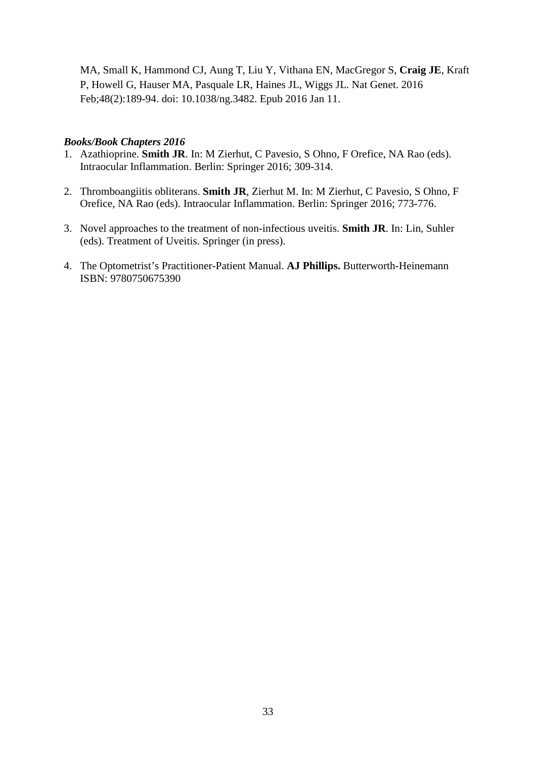MA, Small K, Hammond CJ, Aung T, Liu Y, Vithana EN, MacGregor S, **Craig JE**, Kraft P, Howell G, Hauser MA, Pasquale LR, Haines JL, Wiggs JL. Nat Genet. 2016 Feb;48(2):189-94. doi: 10.1038/ng.3482. Epub 2016 Jan 11.

***Books/Book Chapters 2016***

1. Azathioprine. **Smith JR**. In: M Zierhut, C Pavesio, S Ohno, F Orefice, NA Rao (eds). Intraocular Inflammation. Berlin: Springer 2016; 309-314.

2. Thromboangiitis obliterans. **Smith JR**, Zierhut M. In: M Zierhut, C Pavesio, S Ohno, F Orefice, NA Rao (eds). Intraocular Inflammation. Berlin: Springer 2016; 773-776.

3. Novel approaches to the treatment of non-infectious uveitis. **Smith JR**. In: Lin, Suhler (eds). Treatment of Uveitis. Springer (in press).

4. The Optometrist's Practitioner-Patient Manual. **AJ Phillips.** Butterworth-Heinemann ISBN: 9780750675390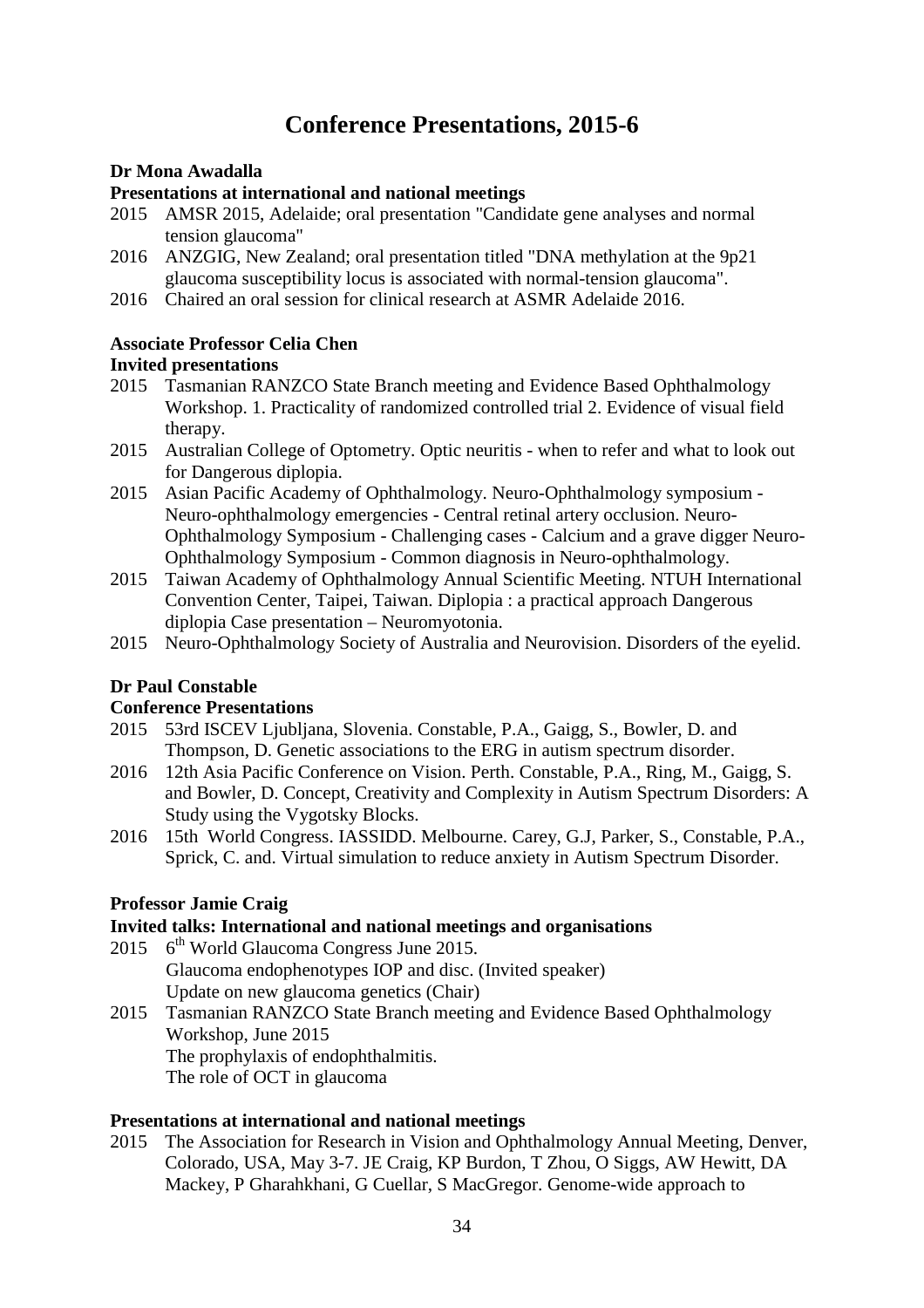# Conference Presentations, 2015-6

**Dr Mona Awadalla**

**Presentations at international and national meetings**

2015 AMSR 2015, Adelaide; oral presentation "Candidate gene analyses and normal tension glaucoma"

2016 ANZGIG, New Zealand; oral presentation titled "DNA methylation at the 9p21 glaucoma susceptibility locus is associated with normal-tension glaucoma".

2016 Chaired an oral session for clinical research at ASMR Adelaide 2016.

**Associate Professor Celia Chen**

**Invited presentations**

2015 Tasmanian RANZCO State Branch meeting and Evidence Based Ophthalmology Workshop. 1. Practicality of randomized controlled trial 2. Evidence of visual field therapy.

2015 Australian College of Optometry. Optic neuritis - when to refer and what to look out for Dangerous diplopia.

2015 Asian Pacific Academy of Ophthalmology. Neuro-Ophthalmology symposium - Neuro-ophthalmology emergencies - Central retinal artery occlusion. Neuro-Ophthalmology Symposium - Challenging cases - Calcium and a grave digger Neuro-Ophthalmology Symposium - Common diagnosis in Neuro-ophthalmology.

2015 Taiwan Academy of Ophthalmology Annual Scientific Meeting. NTUH International Convention Center, Taipei, Taiwan. Diplopia : a practical approach Dangerous diplopia Case presentation – Neuromyotonia.

2015 Neuro-Ophthalmology Society of Australia and Neurovision. Disorders of the eyelid.

**Dr Paul Constable**

**Conference Presentations**

2015 53rd ISCEV Ljubljana, Slovenia. Constable, P.A., Gaigg, S., Bowler, D. and Thompson, D. Genetic associations to the ERG in autism spectrum disorder.

2016 12th Asia Pacific Conference on Vision. Perth. Constable, P.A., Ring, M., Gaigg, S. and Bowler, D. Concept, Creativity and Complexity in Autism Spectrum Disorders: A Study using the Vygotsky Blocks.

2016 15th World Congress. IASSIDD. Melbourne. Carey, G.J, Parker, S., Constable, P.A., Sprick, C. and. Virtual simulation to reduce anxiety in Autism Spectrum Disorder.

**Professor Jamie Craig**

**Invited talks: International and national meetings and organisations**

2015 6th World Glaucoma Congress June 2015.
Glaucoma endophenotypes IOP and disc. (Invited speaker)
Update on new glaucoma genetics (Chair)

2015 Tasmanian RANZCO State Branch meeting and Evidence Based Ophthalmology Workshop, June 2015
The prophylaxis of endophthalmitis.
The role of OCT in glaucoma

**Presentations at international and national meetings**

2015 The Association for Research in Vision and Ophthalmology Annual Meeting, Denver, Colorado, USA, May 3-7. JE Craig, KP Burdon, T Zhou, O Siggs, AW Hewitt, DA Mackey, P Gharahkhani, G Cuellar, S MacGregor. Genome-wide approach to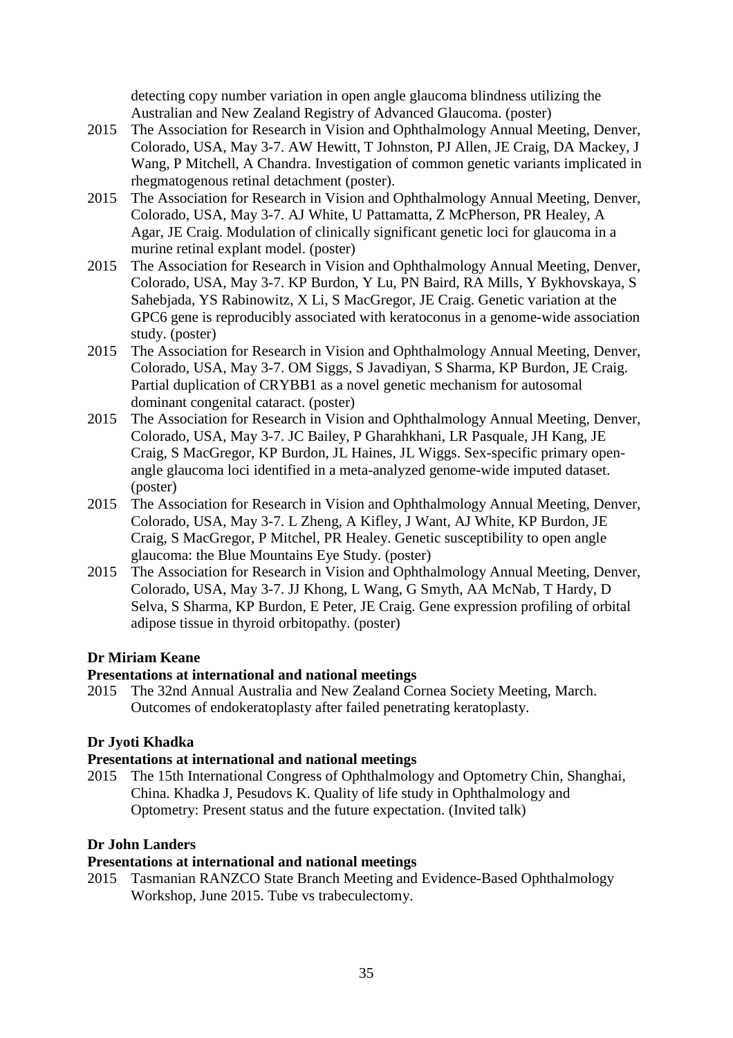detecting copy number variation in open angle glaucoma blindness utilizing the Australian and New Zealand Registry of Advanced Glaucoma. (poster)

2015 The Association for Research in Vision and Ophthalmology Annual Meeting, Denver, Colorado, USA, May 3-7. AW Hewitt, T Johnston, PJ Allen, JE Craig, DA Mackey, J Wang, P Mitchell, A Chandra. Investigation of common genetic variants implicated in rhegmatogenous retinal detachment (poster).

2015 The Association for Research in Vision and Ophthalmology Annual Meeting, Denver, Colorado, USA, May 3-7. AJ White, U Pattamatta, Z McPherson, PR Healey, A Agar, JE Craig. Modulation of clinically significant genetic loci for glaucoma in a murine retinal explant model. (poster)

2015 The Association for Research in Vision and Ophthalmology Annual Meeting, Denver, Colorado, USA, May 3-7. KP Burdon, Y Lu, PN Baird, RA Mills, Y Bykhovskaya, S Sahebjada, YS Rabinowitz, X Li, S MacGregor, JE Craig. Genetic variation at the GPC6 gene is reproducibly associated with keratoconus in a genome-wide association study. (poster)

2015 The Association for Research in Vision and Ophthalmology Annual Meeting, Denver, Colorado, USA, May 3-7. OM Siggs, S Javadiyan, S Sharma, KP Burdon, JE Craig. Partial duplication of CRYBB1 as a novel genetic mechanism for autosomal dominant congenital cataract. (poster)

2015 The Association for Research in Vision and Ophthalmology Annual Meeting, Denver, Colorado, USA, May 3-7. JC Bailey, P Gharahkhani, LR Pasquale, JH Kang, JE Craig, S MacGregor, KP Burdon, JL Haines, JL Wiggs. Sex-specific primary open-angle glaucoma loci identified in a meta-analyzed genome-wide imputed dataset. (poster)

2015 The Association for Research in Vision and Ophthalmology Annual Meeting, Denver, Colorado, USA, May 3-7. L Zheng, A Kifley, J Want, AJ White, KP Burdon, JE Craig, S MacGregor, P Mitchel, PR Healey. Genetic susceptibility to open angle glaucoma: the Blue Mountains Eye Study. (poster)

2015 The Association for Research in Vision and Ophthalmology Annual Meeting, Denver, Colorado, USA, May 3-7. JJ Khong, L Wang, G Smyth, AA McNab, T Hardy, D Selva, S Sharma, KP Burdon, E Peter, JE Craig. Gene expression profiling of orbital adipose tissue in thyroid orbitopathy. (poster)

**Dr Miriam Keane**

**Presentations at international and national meetings**

2015 The 32nd Annual Australia and New Zealand Cornea Society Meeting, March. Outcomes of endokeratoplasty after failed penetrating keratoplasty.

**Dr Jyoti Khadka**

**Presentations at international and national meetings**

2015 The 15th International Congress of Ophthalmology and Optometry Chin, Shanghai, China. Khadka J, Pesudovs K. Quality of life study in Ophthalmology and Optometry: Present status and the future expectation. (Invited talk)

**Dr John Landers**

**Presentations at international and national meetings**

2015 Tasmanian RANZCO State Branch Meeting and Evidence-Based Ophthalmology Workshop, June 2015. Tube vs trabeculectomy.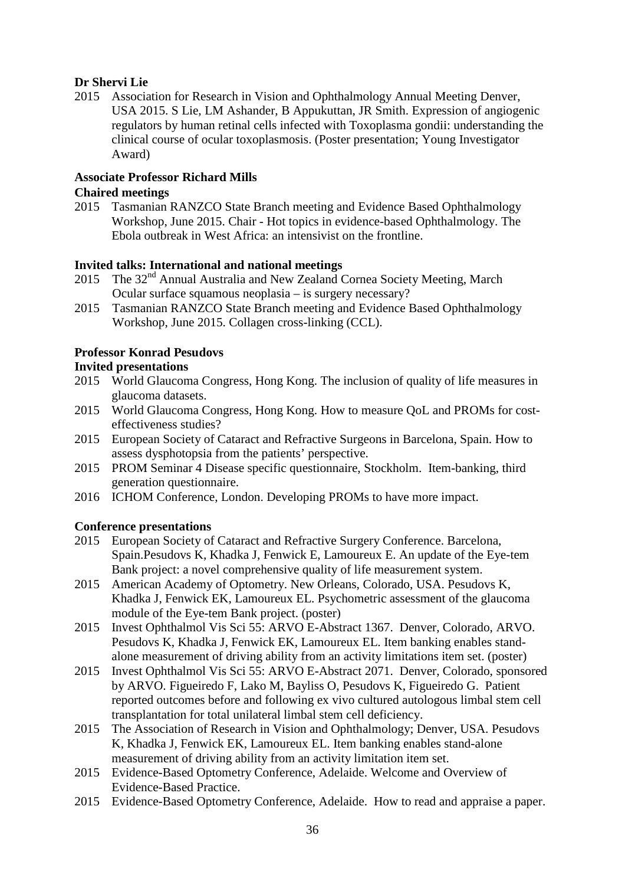**Dr Shervi Lie**

2015 Association for Research in Vision and Ophthalmology Annual Meeting Denver, USA 2015. S Lie, LM Ashander, B Appukuttan, JR Smith. Expression of angiogenic regulators by human retinal cells infected with Toxoplasma gondii: understanding the clinical course of ocular toxoplasmosis. (Poster presentation; Young Investigator Award)

**Associate Professor Richard Mills**

**Chaired meetings**

2015 Tasmanian RANZCO State Branch meeting and Evidence Based Ophthalmology Workshop, June 2015. Chair - Hot topics in evidence-based Ophthalmology. The Ebola outbreak in West Africa: an intensivist on the frontline.

**Invited talks: International and national meetings**

2015 The 32nd Annual Australia and New Zealand Cornea Society Meeting, March Ocular surface squamous neoplasia – is surgery necessary?

2015 Tasmanian RANZCO State Branch meeting and Evidence Based Ophthalmology Workshop, June 2015. Collagen cross-linking (CCL).

**Professor Konrad Pesudovs**

**Invited presentations**

2015 World Glaucoma Congress, Hong Kong. The inclusion of quality of life measures in glaucoma datasets.

2015 World Glaucoma Congress, Hong Kong. How to measure QoL and PROMs for cost-effectiveness studies?

2015 European Society of Cataract and Refractive Surgeons in Barcelona, Spain. How to assess dysphotopsia from the patients' perspective.

2015 PROM Seminar 4 Disease specific questionnaire, Stockholm. Item-banking, third generation questionnaire.

2016 ICHOM Conference, London. Developing PROMs to have more impact.

**Conference presentations**

2015 European Society of Cataract and Refractive Surgery Conference. Barcelona, Spain.Pesudovs K, Khadka J, Fenwick E, Lamoureux E. An update of the Eye-tem Bank project: a novel comprehensive quality of life measurement system.

2015 American Academy of Optometry. New Orleans, Colorado, USA. Pesudovs K, Khadka J, Fenwick EK, Lamoureux EL. Psychometric assessment of the glaucoma module of the Eye-tem Bank project. (poster)

2015 Invest Ophthalmol Vis Sci 55: ARVO E-Abstract 1367. Denver, Colorado, ARVO. Pesudovs K, Khadka J, Fenwick EK, Lamoureux EL. Item banking enables stand-alone measurement of driving ability from an activity limitations item set. (poster)

2015 Invest Ophthalmol Vis Sci 55: ARVO E-Abstract 2071. Denver, Colorado, sponsored by ARVO. Figueiredo F, Lako M, Bayliss O, Pesudovs K, Figueiredo G. Patient reported outcomes before and following ex vivo cultured autologous limbal stem cell transplantation for total unilateral limbal stem cell deficiency.

2015 The Association of Research in Vision and Ophthalmology; Denver, USA. Pesudovs K, Khadka J, Fenwick EK, Lamoureux EL. Item banking enables stand-alone measurement of driving ability from an activity limitation item set.

2015 Evidence-Based Optometry Conference, Adelaide. Welcome and Overview of Evidence-Based Practice.

2015 Evidence-Based Optometry Conference, Adelaide. How to read and appraise a paper.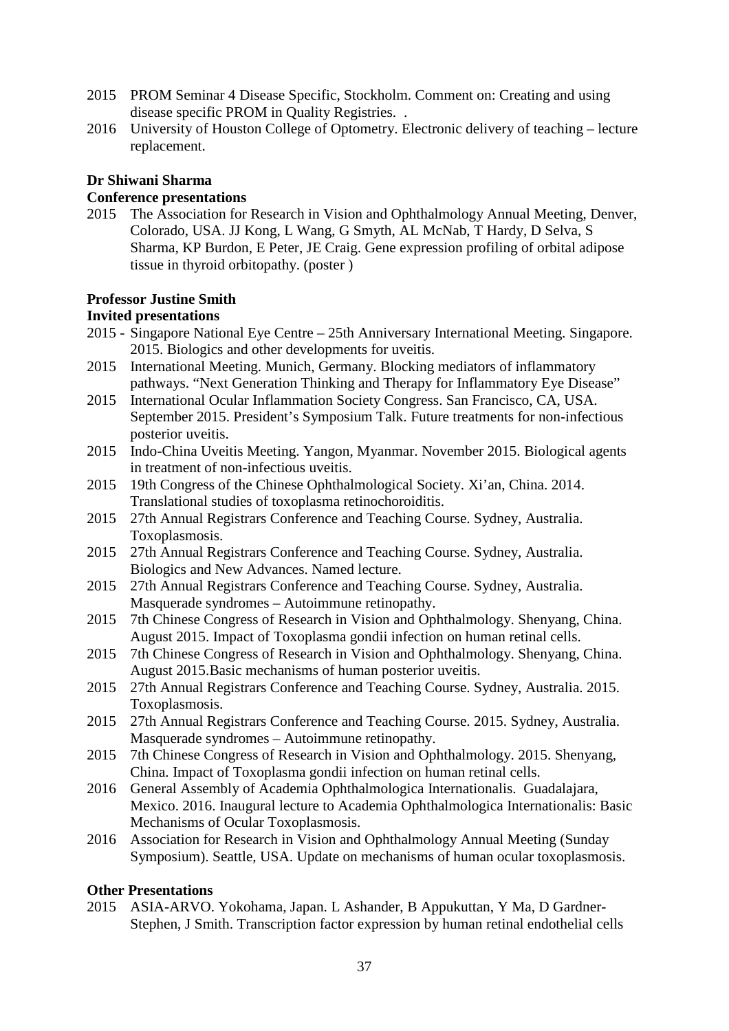2015 PROM Seminar 4 Disease Specific, Stockholm. Comment on: Creating and using disease specific PROM in Quality Registries. .

2016 University of Houston College of Optometry. Electronic delivery of teaching – lecture replacement.

**Dr Shiwani Sharma**

**Conference presentations**

2015 The Association for Research in Vision and Ophthalmology Annual Meeting, Denver, Colorado, USA. JJ Kong, L Wang, G Smyth, AL McNab, T Hardy, D Selva, S Sharma, KP Burdon, E Peter, JE Craig. Gene expression profiling of orbital adipose tissue in thyroid orbitopathy. (poster )

**Professor Justine Smith**

**Invited presentations**

2015 - Singapore National Eye Centre – 25th Anniversary International Meeting. Singapore. 2015. Biologics and other developments for uveitis.

2015 International Meeting. Munich, Germany. Blocking mediators of inflammatory pathways. "Next Generation Thinking and Therapy for Inflammatory Eye Disease"

2015 International Ocular Inflammation Society Congress. San Francisco, CA, USA. September 2015. President's Symposium Talk. Future treatments for non-infectious posterior uveitis.

2015 Indo-China Uveitis Meeting. Yangon, Myanmar. November 2015. Biological agents in treatment of non-infectious uveitis.

2015 19th Congress of the Chinese Ophthalmological Society. Xi'an, China. 2014. Translational studies of toxoplasma retinochoroiditis.

2015 27th Annual Registrars Conference and Teaching Course. Sydney, Australia. Toxoplasmosis.

2015 27th Annual Registrars Conference and Teaching Course. Sydney, Australia. Biologics and New Advances. Named lecture.

2015 27th Annual Registrars Conference and Teaching Course. Sydney, Australia. Masquerade syndromes – Autoimmune retinopathy.

2015 7th Chinese Congress of Research in Vision and Ophthalmology. Shenyang, China. August 2015. Impact of Toxoplasma gondii infection on human retinal cells.

2015 7th Chinese Congress of Research in Vision and Ophthalmology. Shenyang, China. August 2015.Basic mechanisms of human posterior uveitis.

2015 27th Annual Registrars Conference and Teaching Course. Sydney, Australia. 2015. Toxoplasmosis.

2015 27th Annual Registrars Conference and Teaching Course. 2015. Sydney, Australia. Masquerade syndromes – Autoimmune retinopathy.

2015 7th Chinese Congress of Research in Vision and Ophthalmology. 2015. Shenyang, China. Impact of Toxoplasma gondii infection on human retinal cells.

2016 General Assembly of Academia Ophthalmologica Internationalis. Guadalajara, Mexico. 2016. Inaugural lecture to Academia Ophthalmologica Internationalis: Basic Mechanisms of Ocular Toxoplasmosis.

2016 Association for Research in Vision and Ophthalmology Annual Meeting (Sunday Symposium). Seattle, USA. Update on mechanisms of human ocular toxoplasmosis.

**Other Presentations**

2015 ASIA-ARVO. Yokohama, Japan. L Ashander, B Appukuttan, Y Ma, D Gardner-Stephen, J Smith. Transcription factor expression by human retinal endothelial cells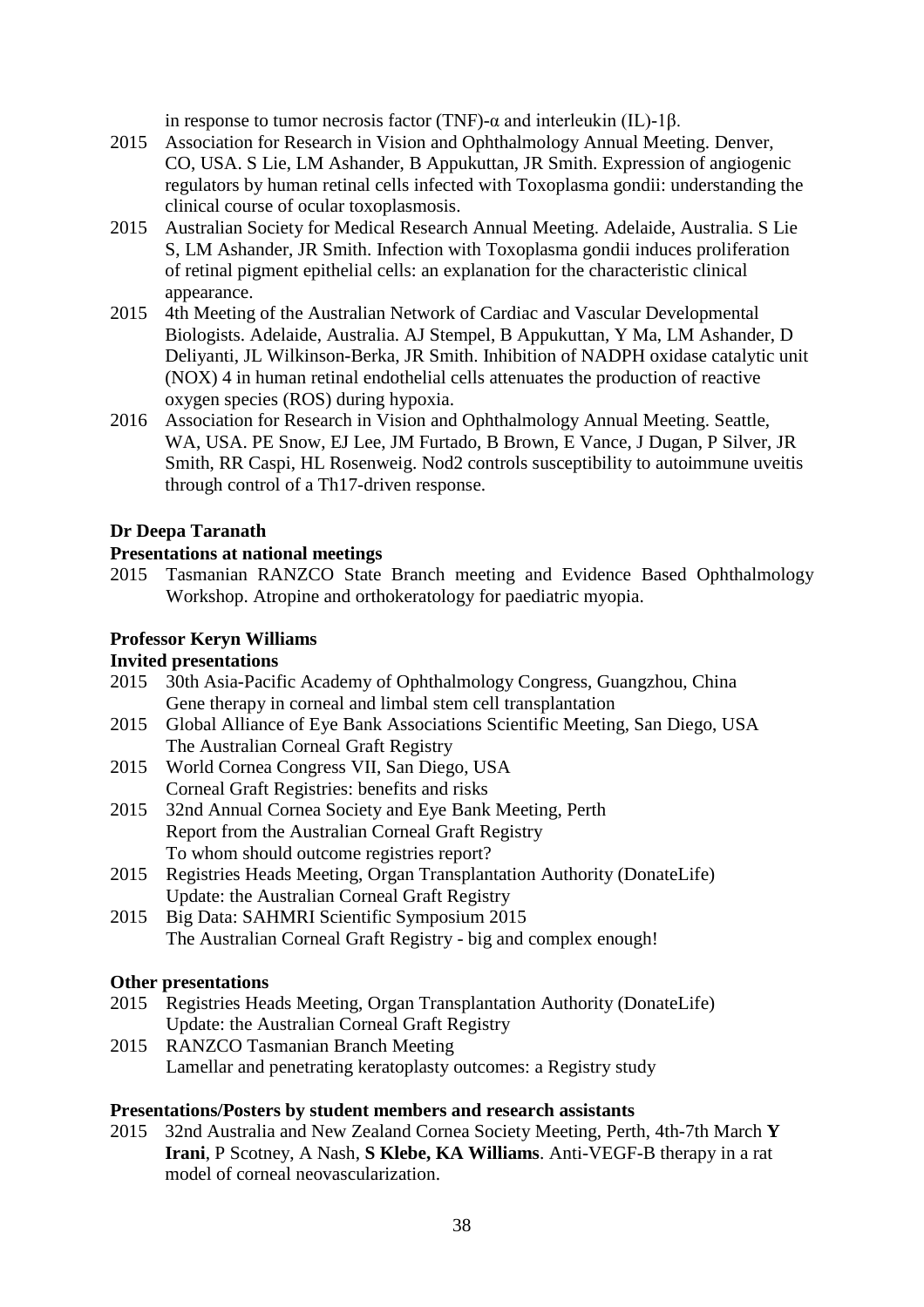in response to tumor necrosis factor (TNF)-α and interleukin (IL)-1β.

2015 Association for Research in Vision and Ophthalmology Annual Meeting. Denver, CO, USA. S Lie, LM Ashander, B Appukuttan, JR Smith. Expression of angiogenic regulators by human retinal cells infected with Toxoplasma gondii: understanding the clinical course of ocular toxoplasmosis.

2015 Australian Society for Medical Research Annual Meeting. Adelaide, Australia. S Lie S, LM Ashander, JR Smith. Infection with Toxoplasma gondii induces proliferation of retinal pigment epithelial cells: an explanation for the characteristic clinical appearance.

2015 4th Meeting of the Australian Network of Cardiac and Vascular Developmental Biologists. Adelaide, Australia. AJ Stempel, B Appukuttan, Y Ma, LM Ashander, D Deliyanti, JL Wilkinson-Berka, JR Smith. Inhibition of NADPH oxidase catalytic unit (NOX) 4 in human retinal endothelial cells attenuates the production of reactive oxygen species (ROS) during hypoxia.

2016 Association for Research in Vision and Ophthalmology Annual Meeting. Seattle, WA, USA. PE Snow, EJ Lee, JM Furtado, B Brown, E Vance, J Dugan, P Silver, JR Smith, RR Caspi, HL Rosenweig. Nod2 controls susceptibility to autoimmune uveitis through control of a Th17-driven response.

**Dr Deepa Taranath**

**Presentations at national meetings**

2015 Tasmanian RANZCO State Branch meeting and Evidence Based Ophthalmology Workshop. Atropine and orthokeratology for paediatric myopia.

**Professor Keryn Williams**

**Invited presentations**

2015 30th Asia-Pacific Academy of Ophthalmology Congress, Guangzhou, China
Gene therapy in corneal and limbal stem cell transplantation

2015 Global Alliance of Eye Bank Associations Scientific Meeting, San Diego, USA
The Australian Corneal Graft Registry

2015 World Cornea Congress VII, San Diego, USA
Corneal Graft Registries: benefits and risks

2015 32nd Annual Cornea Society and Eye Bank Meeting, Perth
Report from the Australian Corneal Graft Registry
To whom should outcome registries report?

2015 Registries Heads Meeting, Organ Transplantation Authority (DonateLife)
Update: the Australian Corneal Graft Registry

2015 Big Data: SAHMRI Scientific Symposium 2015
The Australian Corneal Graft Registry - big and complex enough!

**Other presentations**

2015 Registries Heads Meeting, Organ Transplantation Authority (DonateLife)
Update: the Australian Corneal Graft Registry

2015 RANZCO Tasmanian Branch Meeting
Lamellar and penetrating keratoplasty outcomes: a Registry study

**Presentations/Posters by student members and research assistants**

2015 32nd Australia and New Zealand Cornea Society Meeting, Perth, 4th-7th March **Y Irani**, P Scotney, A Nash, **S Klebe, KA Williams**. Anti-VEGF-B therapy in a rat model of corneal neovascularization.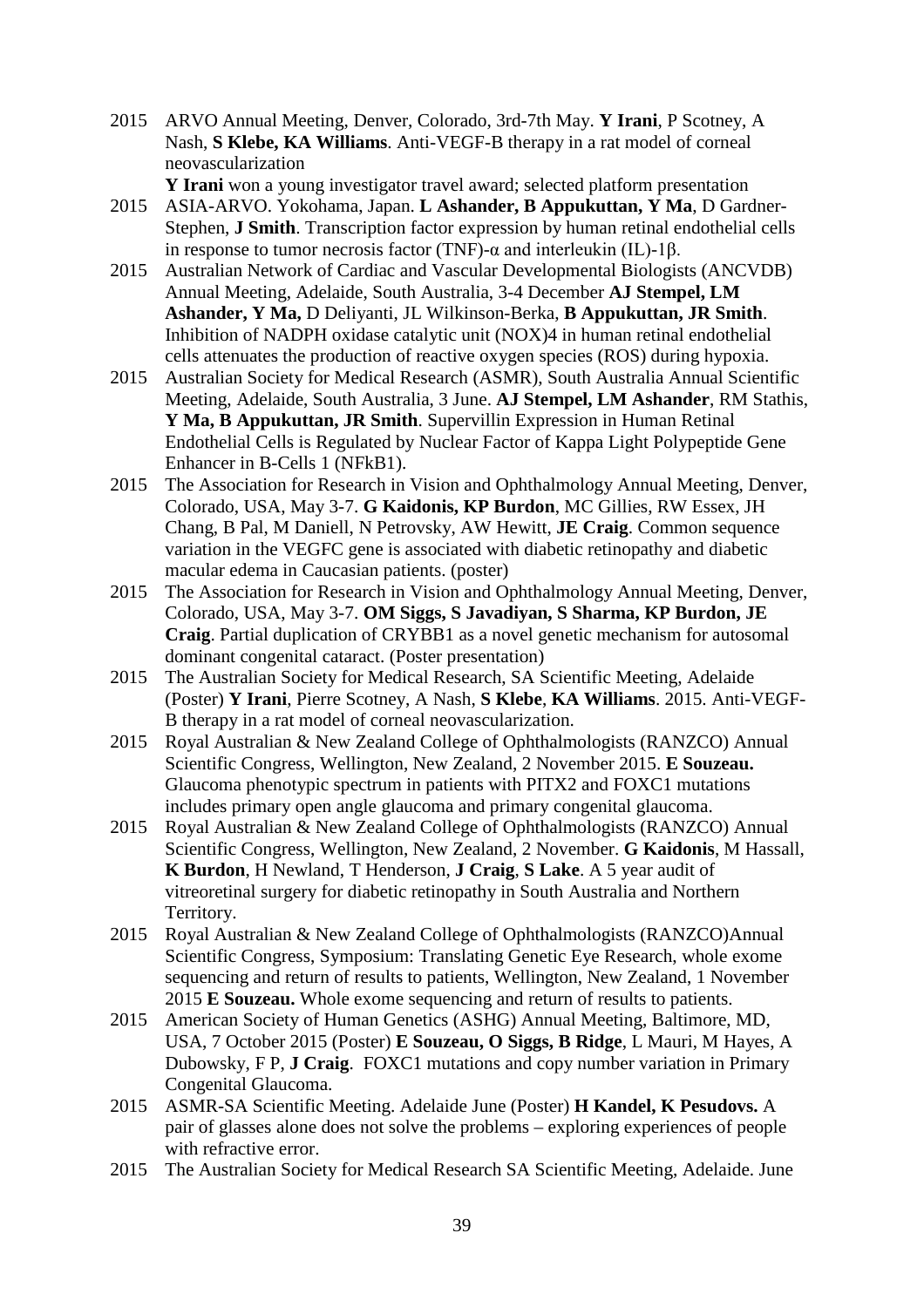2015 ARVO Annual Meeting, Denver, Colorado, 3rd-7th May. **Y Irani**, P Scotney, A Nash, **S Klebe, KA Williams**. Anti-VEGF-B therapy in a rat model of corneal neovascularization

**Y Irani** won a young investigator travel award; selected platform presentation

2015 ASIA-ARVO. Yokohama, Japan. **L Ashander, B Appukuttan, Y Ma**, D Gardner-Stephen, **J Smith**. Transcription factor expression by human retinal endothelial cells in response to tumor necrosis factor (TNF)-α and interleukin (IL)-1β.

2015 Australian Network of Cardiac and Vascular Developmental Biologists (ANCVDB) Annual Meeting, Adelaide, South Australia, 3-4 December **AJ Stempel, LM Ashander, Y Ma,** D Deliyanti, JL Wilkinson-Berka, **B Appukuttan, JR Smith**. Inhibition of NADPH oxidase catalytic unit (NOX)4 in human retinal endothelial cells attenuates the production of reactive oxygen species (ROS) during hypoxia.

2015 Australian Society for Medical Research (ASMR), South Australia Annual Scientific Meeting, Adelaide, South Australia, 3 June. **AJ Stempel, LM Ashander**, RM Stathis, **Y Ma, B Appukuttan, JR Smith**. Supervillin Expression in Human Retinal Endothelial Cells is Regulated by Nuclear Factor of Kappa Light Polypeptide Gene Enhancer in B-Cells 1 (NFkB1).

2015 The Association for Research in Vision and Ophthalmology Annual Meeting, Denver, Colorado, USA, May 3-7. **G Kaidonis, KP Burdon**, MC Gillies, RW Essex, JH Chang, B Pal, M Daniell, N Petrovsky, AW Hewitt, **JE Craig**. Common sequence variation in the VEGFC gene is associated with diabetic retinopathy and diabetic macular edema in Caucasian patients. (poster)

2015 The Association for Research in Vision and Ophthalmology Annual Meeting, Denver, Colorado, USA, May 3-7. **OM Siggs, S Javadiyan, S Sharma, KP Burdon, JE Craig**. Partial duplication of CRYBB1 as a novel genetic mechanism for autosomal dominant congenital cataract. (Poster presentation)

2015 The Australian Society for Medical Research, SA Scientific Meeting, Adelaide (Poster) **Y Irani**, Pierre Scotney, A Nash, **S Klebe**, **KA Williams**. 2015. Anti-VEGF-B therapy in a rat model of corneal neovascularization.

2015 Royal Australian & New Zealand College of Ophthalmologists (RANZCO) Annual Scientific Congress, Wellington, New Zealand, 2 November 2015. **E Souzeau.** Glaucoma phenotypic spectrum in patients with PITX2 and FOXC1 mutations includes primary open angle glaucoma and primary congenital glaucoma.

2015 Royal Australian & New Zealand College of Ophthalmologists (RANZCO) Annual Scientific Congress, Wellington, New Zealand, 2 November. **G Kaidonis**, M Hassall, **K Burdon**, H Newland, T Henderson, **J Craig**, **S Lake**. A 5 year audit of vitreoretinal surgery for diabetic retinopathy in South Australia and Northern Territory.

2015 Royal Australian & New Zealand College of Ophthalmologists (RANZCO)Annual Scientific Congress, Symposium: Translating Genetic Eye Research, whole exome sequencing and return of results to patients, Wellington, New Zealand, 1 November 2015 **E Souzeau.** Whole exome sequencing and return of results to patients.

2015 American Society of Human Genetics (ASHG) Annual Meeting, Baltimore, MD, USA, 7 October 2015 (Poster) **E Souzeau, O Siggs, B Ridge**, L Mauri, M Hayes, A Dubowsky, F P, **J Craig**. FOXC1 mutations and copy number variation in Primary Congenital Glaucoma.

2015 ASMR-SA Scientific Meeting. Adelaide June (Poster) **H Kandel, K Pesudovs.** A pair of glasses alone does not solve the problems – exploring experiences of people with refractive error.

2015 The Australian Society for Medical Research SA Scientific Meeting, Adelaide. June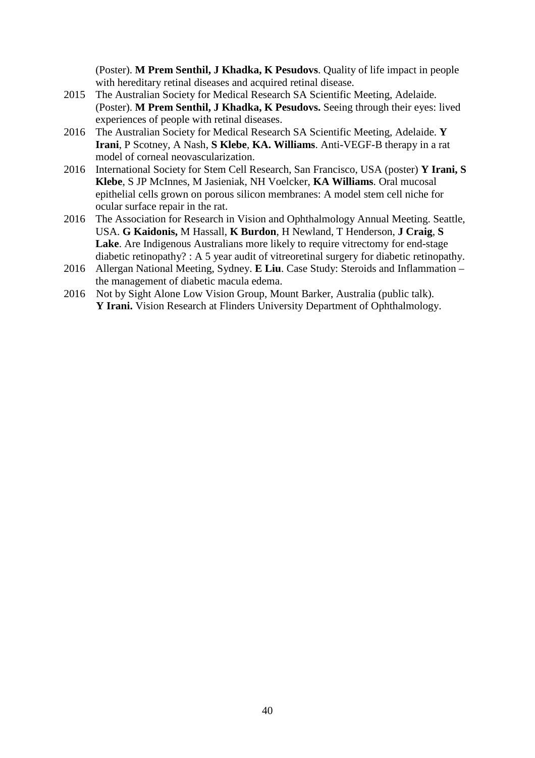(Poster). **M Prem Senthil, J Khadka, K Pesudovs**. Quality of life impact in people with hereditary retinal diseases and acquired retinal disease.

2015 The Australian Society for Medical Research SA Scientific Meeting, Adelaide. (Poster). **M Prem Senthil, J Khadka, K Pesudovs.** Seeing through their eyes: lived experiences of people with retinal diseases.

2016 The Australian Society for Medical Research SA Scientific Meeting, Adelaide. **Y Irani**, P Scotney, A Nash, **S Klebe**, **KA. Williams**. Anti-VEGF-B therapy in a rat model of corneal neovascularization.

2016 International Society for Stem Cell Research, San Francisco, USA (poster) **Y Irani, S Klebe**, S JP McInnes, M Jasieniak, NH Voelcker, **KA Williams**. Oral mucosal epithelial cells grown on porous silicon membranes: A model stem cell niche for ocular surface repair in the rat.

2016 The Association for Research in Vision and Ophthalmology Annual Meeting. Seattle, USA. **G Kaidonis,** M Hassall, **K Burdon**, H Newland, T Henderson, **J Craig**, **S Lake**. Are Indigenous Australians more likely to require vitrectomy for end-stage diabetic retinopathy? : A 5 year audit of vitreoretinal surgery for diabetic retinopathy.

2016 Allergan National Meeting, Sydney. **E Liu**. Case Study: Steroids and Inflammation – the management of diabetic macula edema.

2016 Not by Sight Alone Low Vision Group, Mount Barker, Australia (public talk). **Y Irani.** Vision Research at Flinders University Department of Ophthalmology.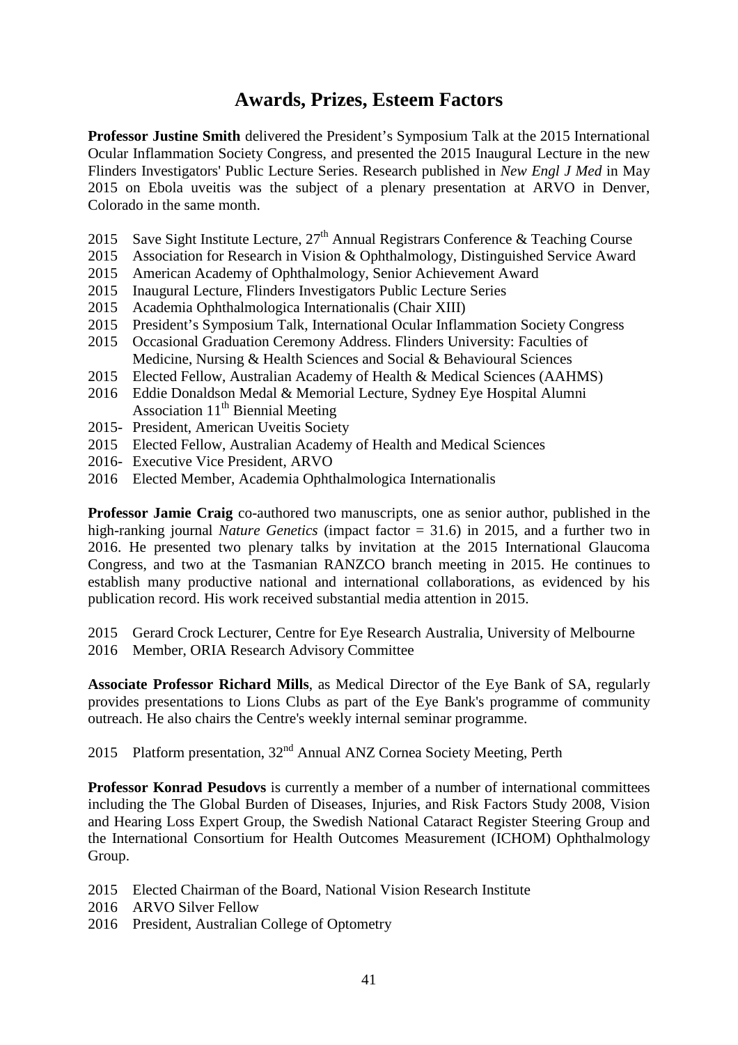# Awards, Prizes, Esteem Factors

**Professor Justine Smith** delivered the President's Symposium Talk at the 2015 International Ocular Inflammation Society Congress, and presented the 2015 Inaugural Lecture in the new Flinders Investigators' Public Lecture Series. Research published in *New Engl J Med* in May 2015 on Ebola uveitis was the subject of a plenary presentation at ARVO in Denver, Colorado in the same month.

- 2015 Save Sight Institute Lecture, 27th Annual Registrars Conference & Teaching Course
- 2015 Association for Research in Vision & Ophthalmology, Distinguished Service Award
- 2015 American Academy of Ophthalmology, Senior Achievement Award
- 2015 Inaugural Lecture, Flinders Investigators Public Lecture Series
- 2015 Academia Ophthalmologica Internationalis (Chair XIII)
- 2015 President's Symposium Talk, International Ocular Inflammation Society Congress
- 2015 Occasional Graduation Ceremony Address. Flinders University: Faculties of Medicine, Nursing & Health Sciences and Social & Behavioural Sciences
- 2015 Elected Fellow, Australian Academy of Health & Medical Sciences (AAHMS)
- 2016 Eddie Donaldson Medal & Memorial Lecture, Sydney Eye Hospital Alumni Association 11th Biennial Meeting
- 2015- President, American Uveitis Society
- 2015 Elected Fellow, Australian Academy of Health and Medical Sciences
- 2016- Executive Vice President, ARVO
- 2016 Elected Member, Academia Ophthalmologica Internationalis

**Professor Jamie Craig** co-authored two manuscripts, one as senior author, published in the high-ranking journal *Nature Genetics* (impact factor = 31.6) in 2015, and a further two in 2016. He presented two plenary talks by invitation at the 2015 International Glaucoma Congress, and two at the Tasmanian RANZCO branch meeting in 2015. He continues to establish many productive national and international collaborations, as evidenced by his publication record. His work received substantial media attention in 2015.

- 2015 Gerard Crock Lecturer, Centre for Eye Research Australia, University of Melbourne
- 2016 Member, ORIA Research Advisory Committee

**Associate Professor Richard Mills**, as Medical Director of the Eye Bank of SA, regularly provides presentations to Lions Clubs as part of the Eye Bank's programme of community outreach. He also chairs the Centre's weekly internal seminar programme.

- 2015 Platform presentation, 32nd Annual ANZ Cornea Society Meeting, Perth

**Professor Konrad Pesudovs** is currently a member of a number of international committees including the The Global Burden of Diseases, Injuries, and Risk Factors Study 2008, Vision and Hearing Loss Expert Group, the Swedish National Cataract Register Steering Group and the International Consortium for Health Outcomes Measurement (ICHOM) Ophthalmology Group.

- 2015 Elected Chairman of the Board, National Vision Research Institute
- 2016 ARVO Silver Fellow
- 2016 President, Australian College of Optometry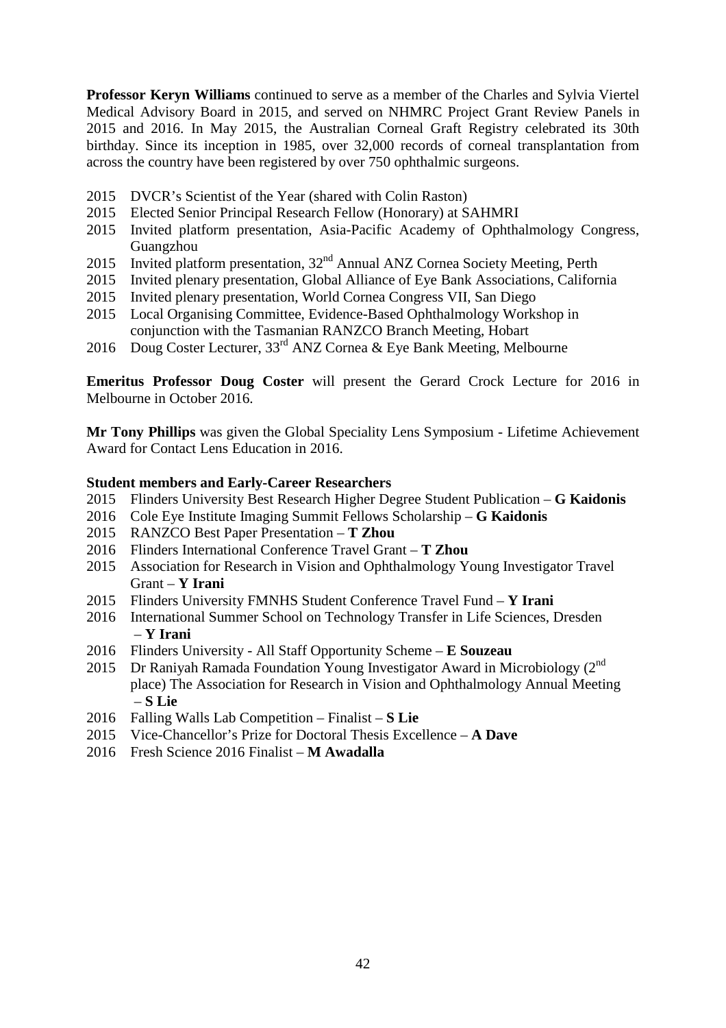**Professor Keryn Williams** continued to serve as a member of the Charles and Sylvia Viertel Medical Advisory Board in 2015, and served on NHMRC Project Grant Review Panels in 2015 and 2016. In May 2015, the Australian Corneal Graft Registry celebrated its 30th birthday. Since its inception in 1985, over 32,000 records of corneal transplantation from across the country have been registered by over 750 ophthalmic surgeons.

- 2015 DVCR's Scientist of the Year (shared with Colin Raston)
- 2015 Elected Senior Principal Research Fellow (Honorary) at SAHMRI
- 2015 Invited platform presentation, Asia-Pacific Academy of Ophthalmology Congress, Guangzhou
- 2015 Invited platform presentation, 32nd Annual ANZ Cornea Society Meeting, Perth
- 2015 Invited plenary presentation, Global Alliance of Eye Bank Associations, California
- 2015 Invited plenary presentation, World Cornea Congress VII, San Diego
- 2015 Local Organising Committee, Evidence-Based Ophthalmology Workshop in conjunction with the Tasmanian RANZCO Branch Meeting, Hobart
- 2016 Doug Coster Lecturer, 33rd ANZ Cornea & Eye Bank Meeting, Melbourne

**Emeritus Professor Doug Coster** will present the Gerard Crock Lecture for 2016 in Melbourne in October 2016.

**Mr Tony Phillips** was given the Global Speciality Lens Symposium - Lifetime Achievement Award for Contact Lens Education in 2016.

**Student members and Early-Career Researchers**

- 2015 Flinders University Best Research Higher Degree Student Publication – **G Kaidonis**
- 2016 Cole Eye Institute Imaging Summit Fellows Scholarship – **G Kaidonis**
- 2015 RANZCO Best Paper Presentation – **T Zhou**
- 2016 Flinders International Conference Travel Grant – **T Zhou**
- 2015 Association for Research in Vision and Ophthalmology Young Investigator Travel Grant – **Y Irani**
- 2015 Flinders University FMNHS Student Conference Travel Fund – **Y Irani**
- 2016 International Summer School on Technology Transfer in Life Sciences, Dresden – **Y Irani**
- 2016 Flinders University - All Staff Opportunity Scheme – **E Souzeau**
- 2015 Dr Raniyah Ramada Foundation Young Investigator Award in Microbiology (2nd place) The Association for Research in Vision and Ophthalmology Annual Meeting – **S Lie**
- 2016 Falling Walls Lab Competition – Finalist – **S Lie**
- 2015 Vice-Chancellor's Prize for Doctoral Thesis Excellence – **A Dave**
- 2016 Fresh Science 2016 Finalist – **M Awadalla**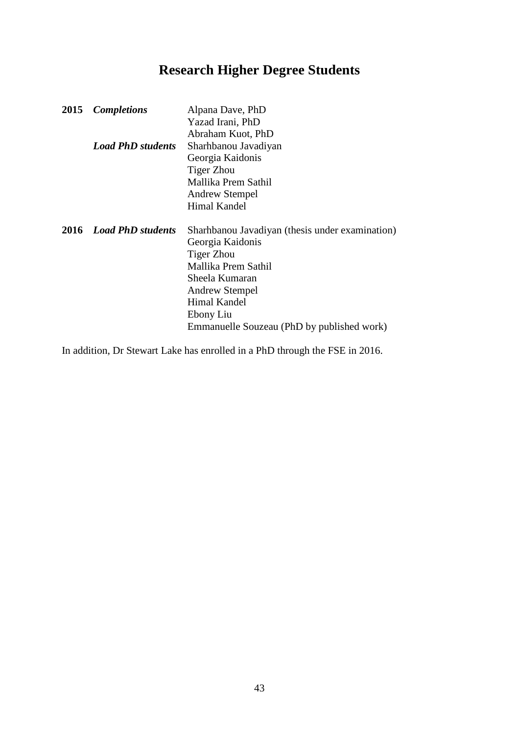# Research Higher Degree Students

| | | |
|---|---|---|
| **2015** | ***Completions*** | Alpana Dave, PhD |
| | | Yazad Irani, PhD |
| | | Abraham Kuot, PhD |
| | ***Load PhD students*** | Sharhbanou Javadiyan |
| | | Georgia Kaidonis |
| | | Tiger Zhou |
| | | Mallika Prem Sathil |
| | | Andrew Stempel |
| | | Himal Kandel |
| **2016** | ***Load PhD students*** | Sharhbanou Javadiyan (thesis under examination) |
| | | Georgia Kaidonis |
| | | Tiger Zhou |
| | | Mallika Prem Sathil |
| | | Sheela Kumaran |
| | | Andrew Stempel |
| | | Himal Kandel |
| | | Ebony Liu |
| | | Emmanuelle Souzeau (PhD by published work) |

In addition, Dr Stewart Lake has enrolled in a PhD through the FSE in 2016.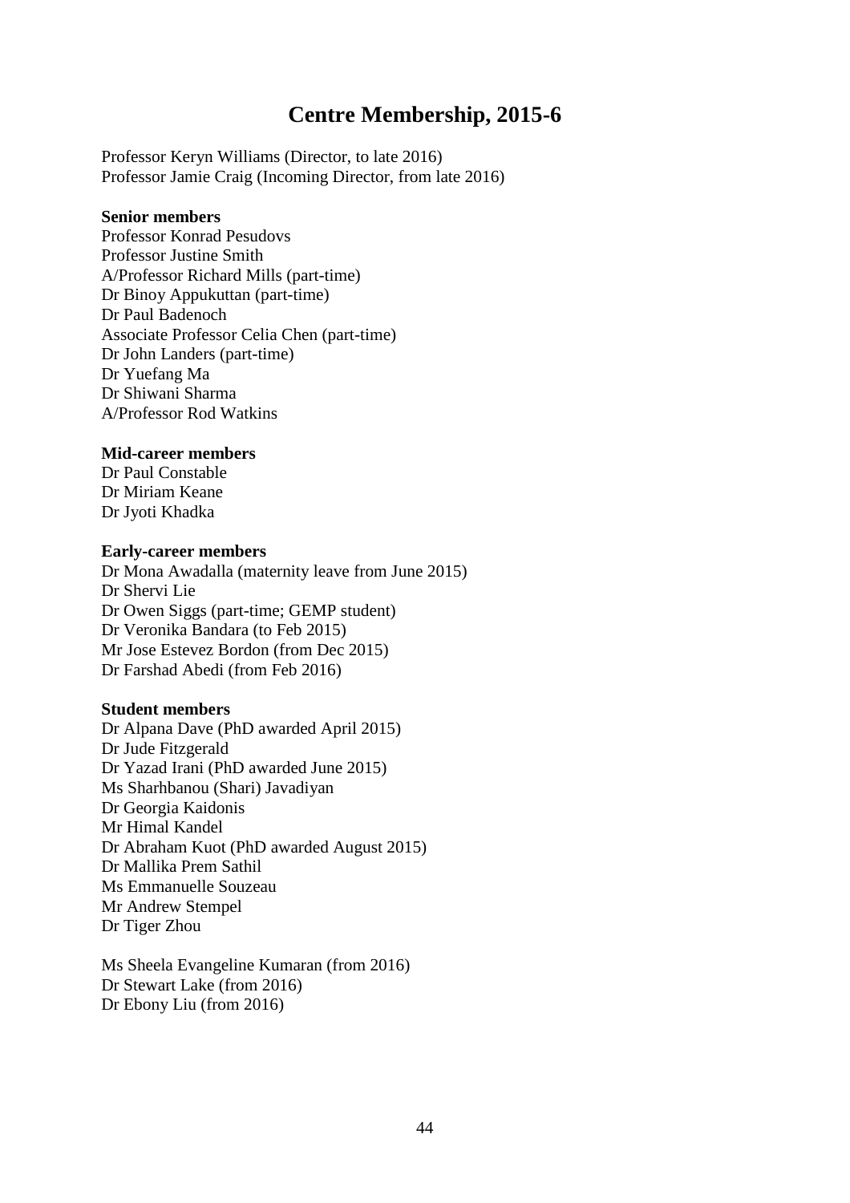# Centre Membership, 2015-6

Professor Keryn Williams (Director, to late 2016)
Professor Jamie Craig (Incoming Director, from late 2016)

**Senior members**

Professor Konrad Pesudovs
Professor Justine Smith
A/Professor Richard Mills (part-time)
Dr Binoy Appukuttan (part-time)
Dr Paul Badenoch
Associate Professor Celia Chen (part-time)
Dr John Landers (part-time)
Dr Yuefang Ma
Dr Shiwani Sharma
A/Professor Rod Watkins

**Mid-career members**

Dr Paul Constable
Dr Miriam Keane
Dr Jyoti Khadka

**Early-career members**

Dr Mona Awadalla (maternity leave from June 2015)
Dr Shervi Lie
Dr Owen Siggs (part-time; GEMP student)
Dr Veronika Bandara (to Feb 2015)
Mr Jose Estevez Bordon (from Dec 2015)
Dr Farshad Abedi (from Feb 2016)

**Student members**

Dr Alpana Dave (PhD awarded April 2015)
Dr Jude Fitzgerald
Dr Yazad Irani (PhD awarded June 2015)
Ms Sharhbanou (Shari) Javadiyan
Dr Georgia Kaidonis
Mr Himal Kandel
Dr Abraham Kuot (PhD awarded August 2015)
Dr Mallika Prem Sathil
Ms Emmanuelle Souzeau
Mr Andrew Stempel
Dr Tiger Zhou

Ms Sheela Evangeline Kumaran (from 2016)
Dr Stewart Lake (from 2016)
Dr Ebony Liu (from 2016)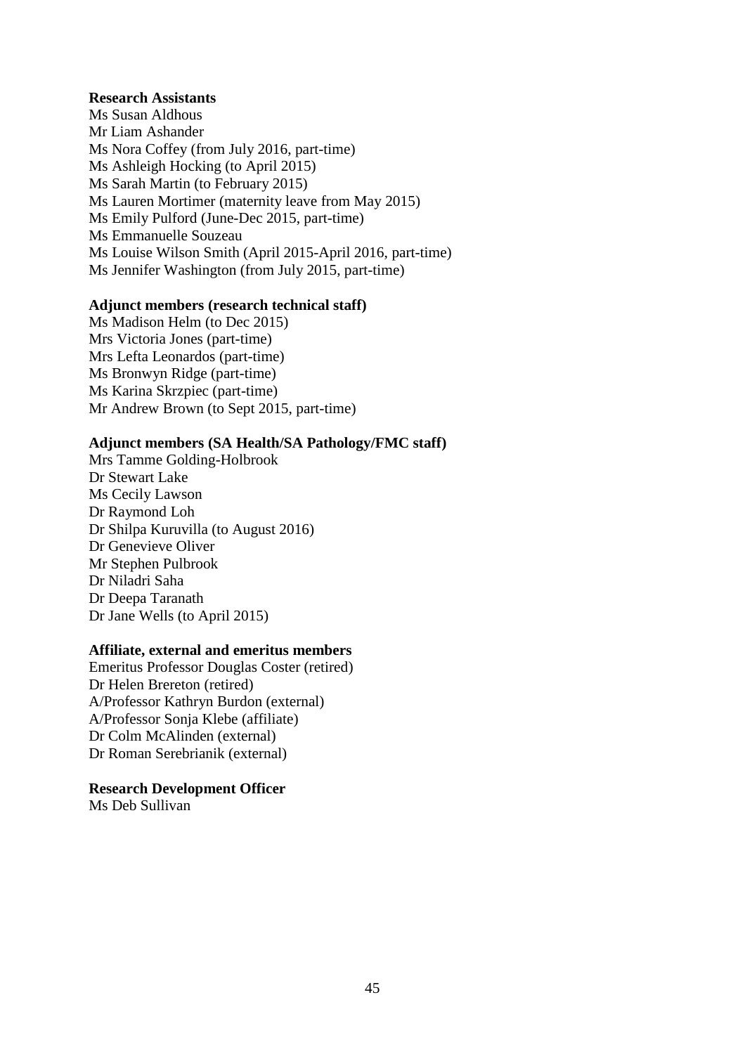**Research Assistants**

Ms Susan Aldhous  
Mr Liam Ashander  
Ms Nora Coffey (from July 2016, part-time)  
Ms Ashleigh Hocking (to April 2015)  
Ms Sarah Martin (to February 2015)  
Ms Lauren Mortimer (maternity leave from May 2015)  
Ms Emily Pulford (June-Dec 2015, part-time)  
Ms Emmanuelle Souzeau  
Ms Louise Wilson Smith (April 2015-April 2016, part-time)  
Ms Jennifer Washington (from July 2015, part-time)

**Adjunct members (research technical staff)**

Ms Madison Helm (to Dec 2015)  
Mrs Victoria Jones (part-time)  
Mrs Lefta Leonardos (part-time)  
Ms Bronwyn Ridge (part-time)  
Ms Karina Skrzpiec (part-time)  
Mr Andrew Brown (to Sept 2015, part-time)

**Adjunct members (SA Health/SA Pathology/FMC staff)**

Mrs Tamme Golding-Holbrook  
Dr Stewart Lake  
Ms Cecily Lawson  
Dr Raymond Loh  
Dr Shilpa Kuruvilla (to August 2016)  
Dr Genevieve Oliver  
Mr Stephen Pulbrook  
Dr Niladri Saha  
Dr Deepa Taranath  
Dr Jane Wells (to April 2015)

**Affiliate, external and emeritus members**

Emeritus Professor Douglas Coster (retired)  
Dr Helen Brereton (retired)  
A/Professor Kathryn Burdon (external)  
A/Professor Sonja Klebe (affiliate)  
Dr Colm McAlinden (external)  
Dr Roman Serebrianik (external)

**Research Development Officer**

Ms Deb Sullivan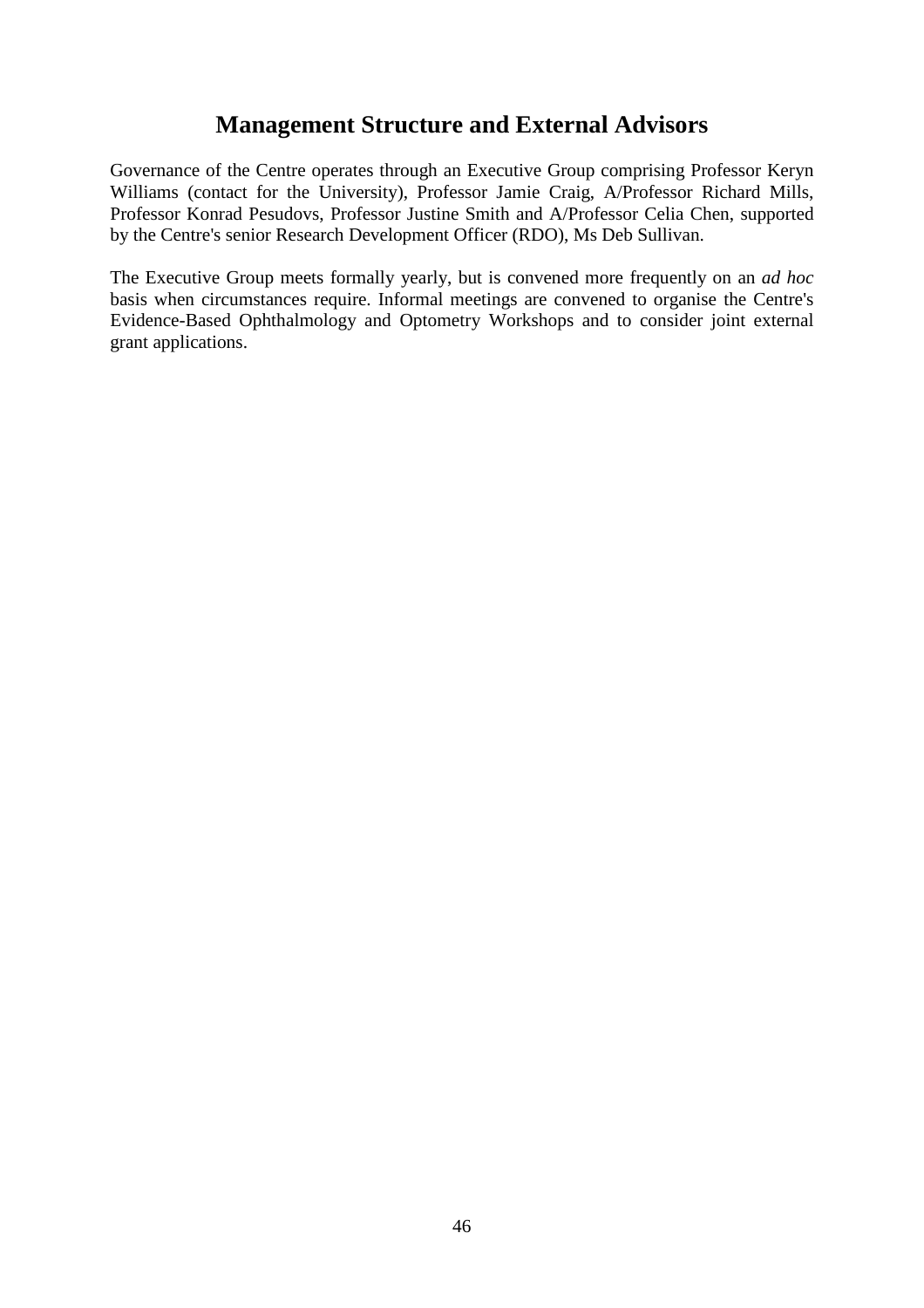# Management Structure and External Advisors

Governance of the Centre operates through an Executive Group comprising Professor Keryn Williams (contact for the University), Professor Jamie Craig, A/Professor Richard Mills, Professor Konrad Pesudovs, Professor Justine Smith and A/Professor Celia Chen, supported by the Centre's senior Research Development Officer (RDO), Ms Deb Sullivan.

The Executive Group meets formally yearly, but is convened more frequently on an *ad hoc* basis when circumstances require. Informal meetings are convened to organise the Centre's Evidence-Based Ophthalmology and Optometry Workshops and to consider joint external grant applications.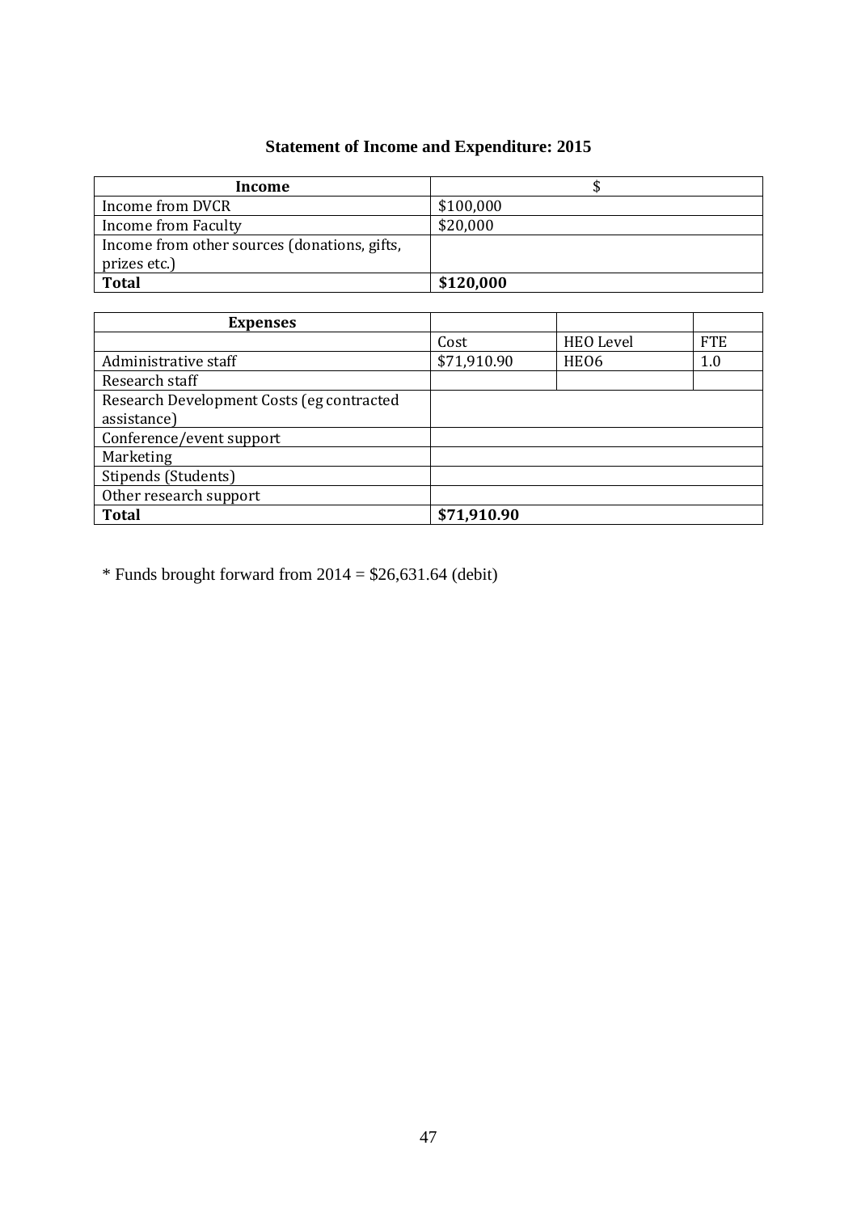# Statement of Income and Expenditure: 2015

| Income | $ |
|---|---|
| Income from DVCR | $100,000 |
| Income from Faculty | $20,000 |
| Income from other sources (donations, gifts, prizes etc.) | |
| **Total** | **$120,000** |

| Expenses | | | |
|---|---|---|---|
| | Cost | HEO Level | FTE |
| Administrative staff | $71,910.90 | HEO6 | 1.0 |
| Research staff | | | |
| Research Development Costs (eg contracted assistance) | | | |
| Conference/event support | | | |
| Marketing | | | |
| Stipends (Students) | | | |
| Other research support | | | |
| **Total** | **$71,910.90** | | |

* Funds brought forward from 2014 = $26,631.64 (debit)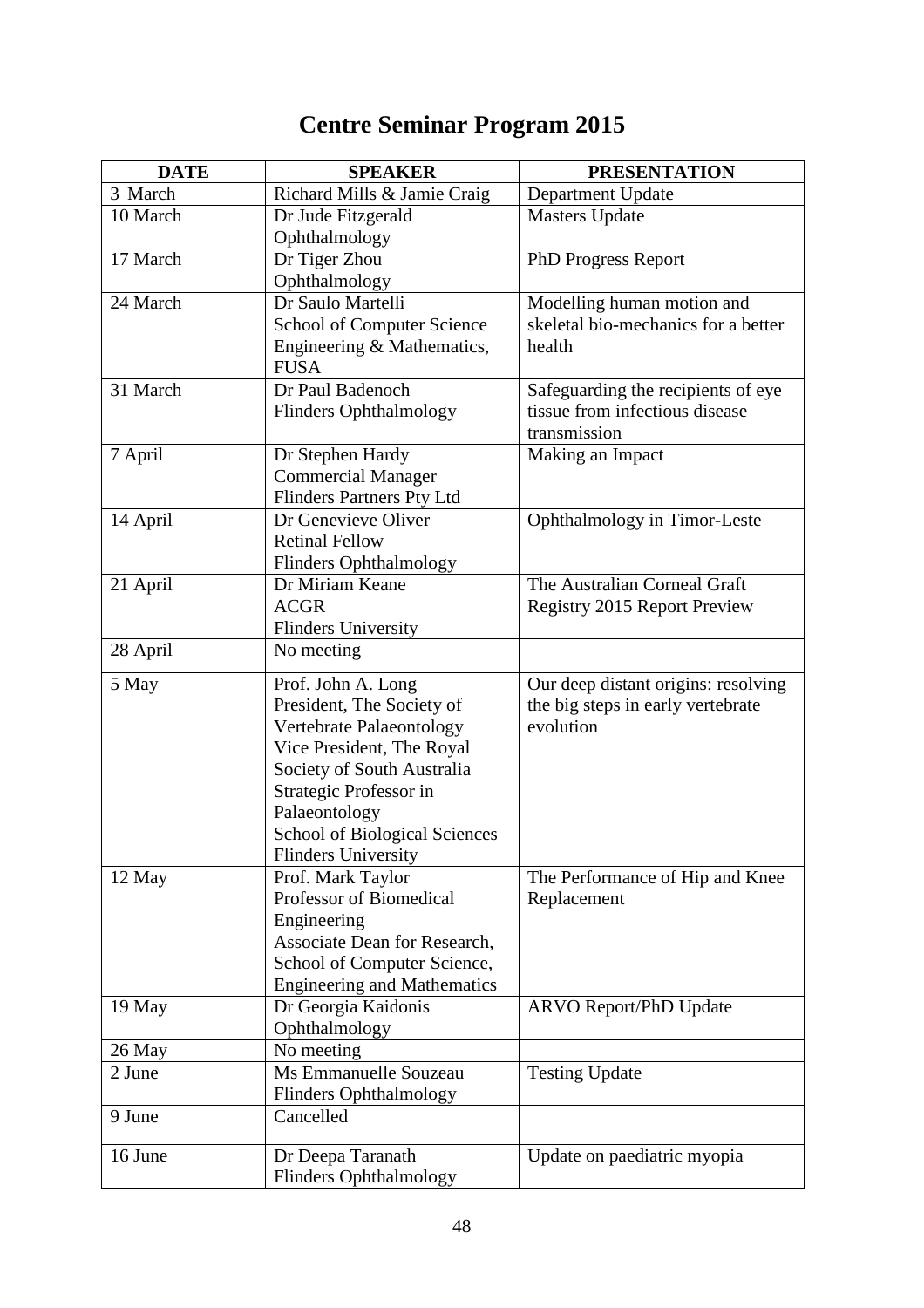# Centre Seminar Program 2015

| DATE | SPEAKER | PRESENTATION |
|---|---|---|
| 3 March | Richard Mills & Jamie Craig | Department Update |
| 10 March | Dr Jude Fitzgerald<br>Ophthalmology | Masters Update |
| 17 March | Dr Tiger Zhou<br>Ophthalmology | PhD Progress Report |
| 24 March | Dr Saulo Martelli<br>School of Computer Science Engineering & Mathematics, FUSA | Modelling human motion and skeletal bio-mechanics for a better health |
| 31 March | Dr Paul Badenoch<br>Flinders Ophthalmology | Safeguarding the recipients of eye tissue from infectious disease transmission |
| 7 April | Dr Stephen Hardy<br>Commercial Manager<br>Flinders Partners Pty Ltd | Making an Impact |
| 14 April | Dr Genevieve Oliver<br>Retinal Fellow<br>Flinders Ophthalmology | Ophthalmology in Timor-Leste |
| 21 April | Dr Miriam Keane<br>ACGR<br>Flinders University | The Australian Corneal Graft Registry 2015 Report Preview |
| 28 April | No meeting | |
| 5 May | Prof. John A. Long<br>President, The Society of Vertebrate Palaeontology<br>Vice President, The Royal Society of South Australia<br>Strategic Professor in Palaeontology<br>School of Biological Sciences<br>Flinders University | Our deep distant origins: resolving the big steps in early vertebrate evolution |
| 12 May | Prof. Mark Taylor<br>Professor of Biomedical Engineering<br>Associate Dean for Research, School of Computer Science, Engineering and Mathematics | The Performance of Hip and Knee Replacement |
| 19 May | Dr Georgia Kaidonis<br>Ophthalmology | ARVO Report/PhD Update |
| 26 May | No meeting | |
| 2 June | Ms Emmanuelle Souzeau<br>Flinders Ophthalmology | Testing Update |
| 9 June | Cancelled | |
| 16 June | Dr Deepa Taranath<br>Flinders Ophthalmology | Update on paediatric myopia |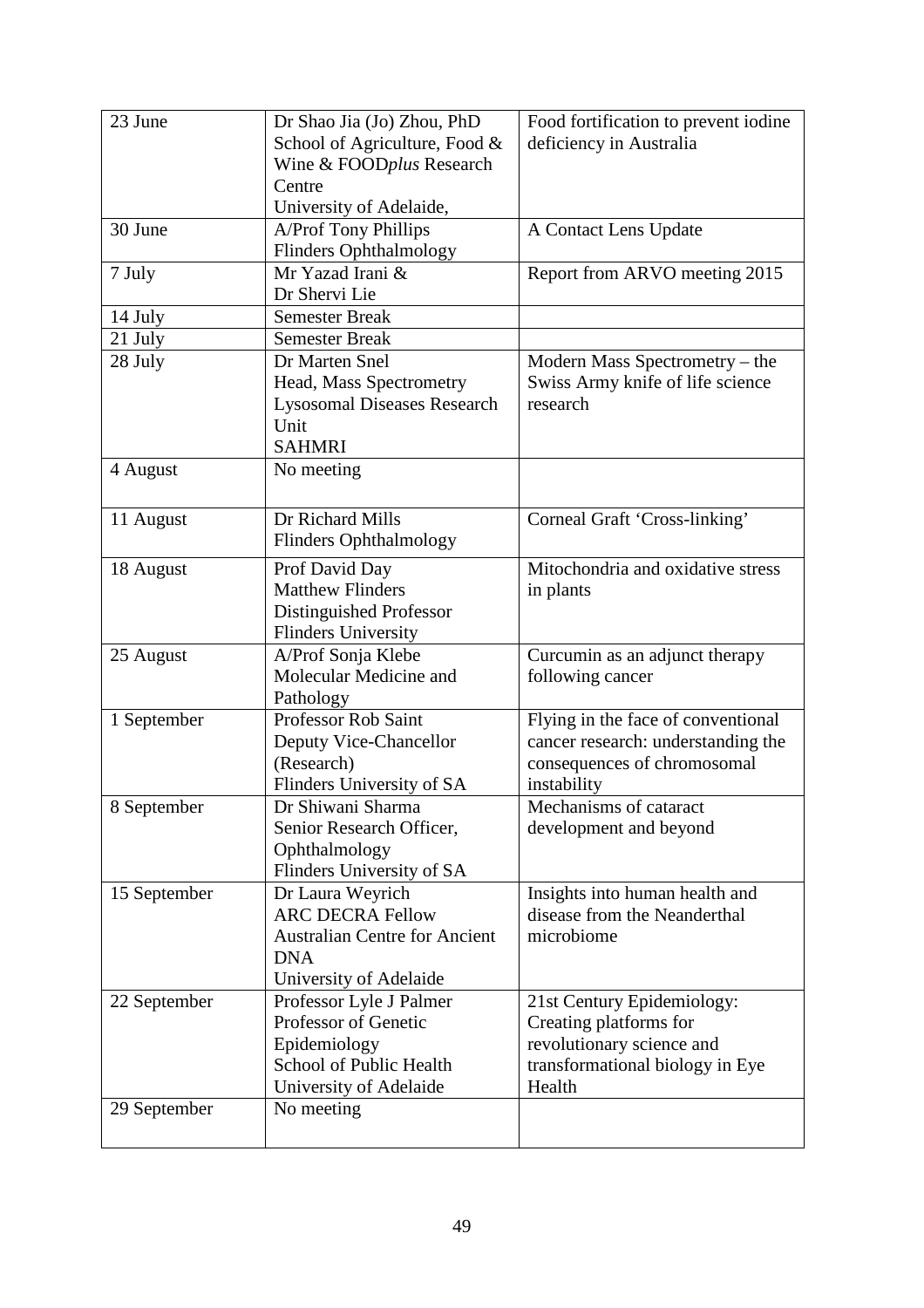| 23 June | Dr Shao Jia (Jo) Zhou, PhD<br>School of Agriculture, Food & Wine & FOOD*plus* Research Centre<br>University of Adelaide, | Food fortification to prevent iodine deficiency in Australia |
|---|---|---|
| 30 June | A/Prof Tony Phillips<br>Flinders Ophthalmology | A Contact Lens Update |
| 7 July | Mr Yazad Irani &<br>Dr Shervi Lie | Report from ARVO meeting 2015 |
| 14 July | Semester Break | |
| 21 July | Semester Break | |
| 28 July | Dr Marten Snel<br>Head, Mass Spectrometry<br>Lysosomal Diseases Research Unit<br>SAHMRI | Modern Mass Spectrometry – the Swiss Army knife of life science research |
| 4 August | No meeting | |
| 11 August | Dr Richard Mills<br>Flinders Ophthalmology | Corneal Graft 'Cross-linking' |
| 18 August | Prof David Day<br>Matthew Flinders Distinguished Professor<br>Flinders University | Mitochondria and oxidative stress in plants |
| 25 August | A/Prof Sonja Klebe<br>Molecular Medicine and Pathology | Curcumin as an adjunct therapy following cancer |
| 1 September | Professor Rob Saint<br>Deputy Vice-Chancellor (Research)<br>Flinders University of SA | Flying in the face of conventional cancer research: understanding the consequences of chromosomal instability |
| 8 September | Dr Shiwani Sharma<br>Senior Research Officer, Ophthalmology<br>Flinders University of SA | Mechanisms of cataract development and beyond |
| 15 September | Dr Laura Weyrich<br>ARC DECRA Fellow<br>Australian Centre for Ancient DNA<br>University of Adelaide | Insights into human health and disease from the Neanderthal microbiome |
| 22 September | Professor Lyle J Palmer<br>Professor of Genetic Epidemiology<br>School of Public Health<br>University of Adelaide | 21st Century Epidemiology: Creating platforms for revolutionary science and transformational biology in Eye Health |
| 29 September | No meeting | |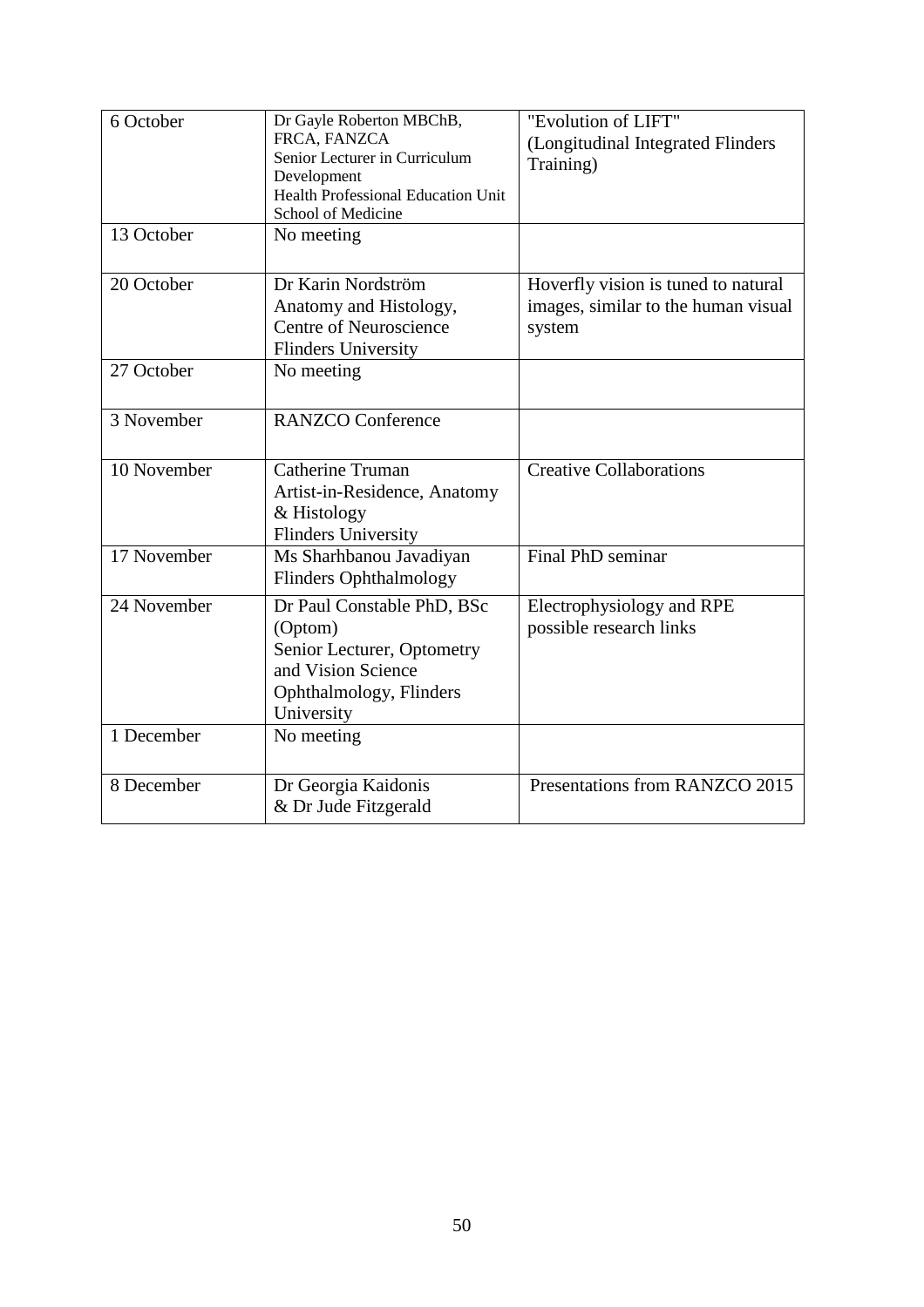| | | |
|---|---|---|
| 6 October | Dr Gayle Roberton MBChB, FRCA, FANZCA<br>Senior Lecturer in Curriculum Development<br>Health Professional Education Unit<br>School of Medicine | "Evolution of LIFT"<br>(Longitudinal Integrated Flinders Training) |
| 13 October | No meeting | |
| 20 October | Dr Karin Nordström<br>Anatomy and Histology,<br>Centre of Neuroscience<br>Flinders University | Hoverfly vision is tuned to natural images, similar to the human visual system |
| 27 October | No meeting | |
| 3 November | RANZCO Conference | |
| 10 November | Catherine Truman<br>Artist-in-Residence, Anatomy & Histology<br>Flinders University | Creative Collaborations |
| 17 November | Ms Sharhbanou Javadiyan<br>Flinders Ophthalmology | Final PhD seminar |
| 24 November | Dr Paul Constable PhD, BSc (Optom)<br>Senior Lecturer, Optometry and Vision Science<br>Ophthalmology, Flinders University | Electrophysiology and RPE possible research links |
| 1 December | No meeting | |
| 8 December | Dr Georgia Kaidonis<br>& Dr Jude Fitzgerald | Presentations from RANZCO 2015 |